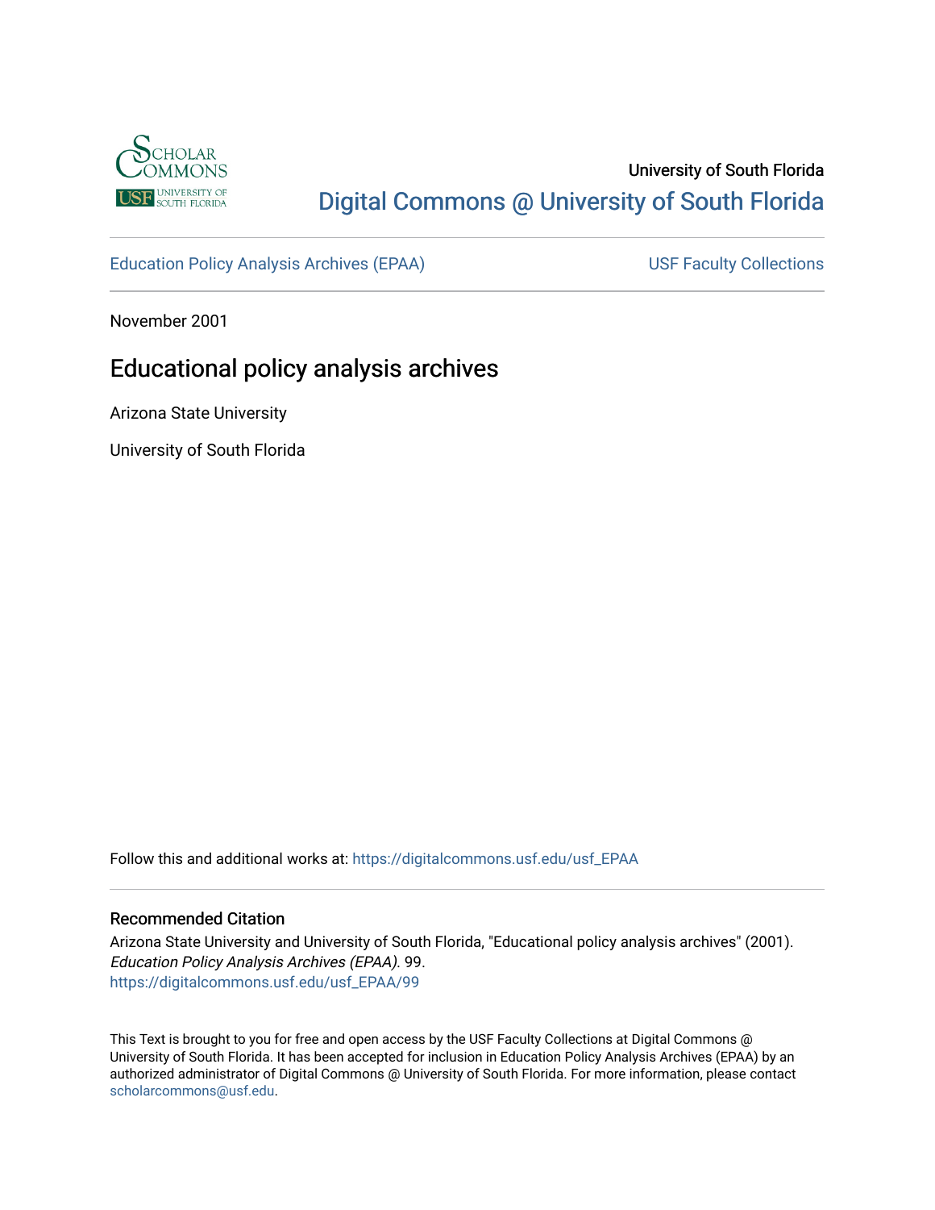University of South Florida

Digital Commons @ University of South Florida

Education Policy Analysis Archives (EPAA)

USF Faculty Collections

November 2001

# Educational policy analysis archives

Arizona State University

University of South Florida

Follow this and additional works at: https://digitalcommons.usf.edu/usf_EPAA

## Recommended Citation

Arizona State University and University of South Florida, "Educational policy analysis archives" (2001). *Education Policy Analysis Archives (EPAA)*. 99.
https://digitalcommons.usf.edu/usf_EPAA/99

This Text is brought to you for free and open access by the USF Faculty Collections at Digital Commons @ University of South Florida. It has been accepted for inclusion in Education Policy Analysis Archives (EPAA) by an authorized administrator of Digital Commons @ University of South Florida. For more information, please contact scholarcommons@usf.edu.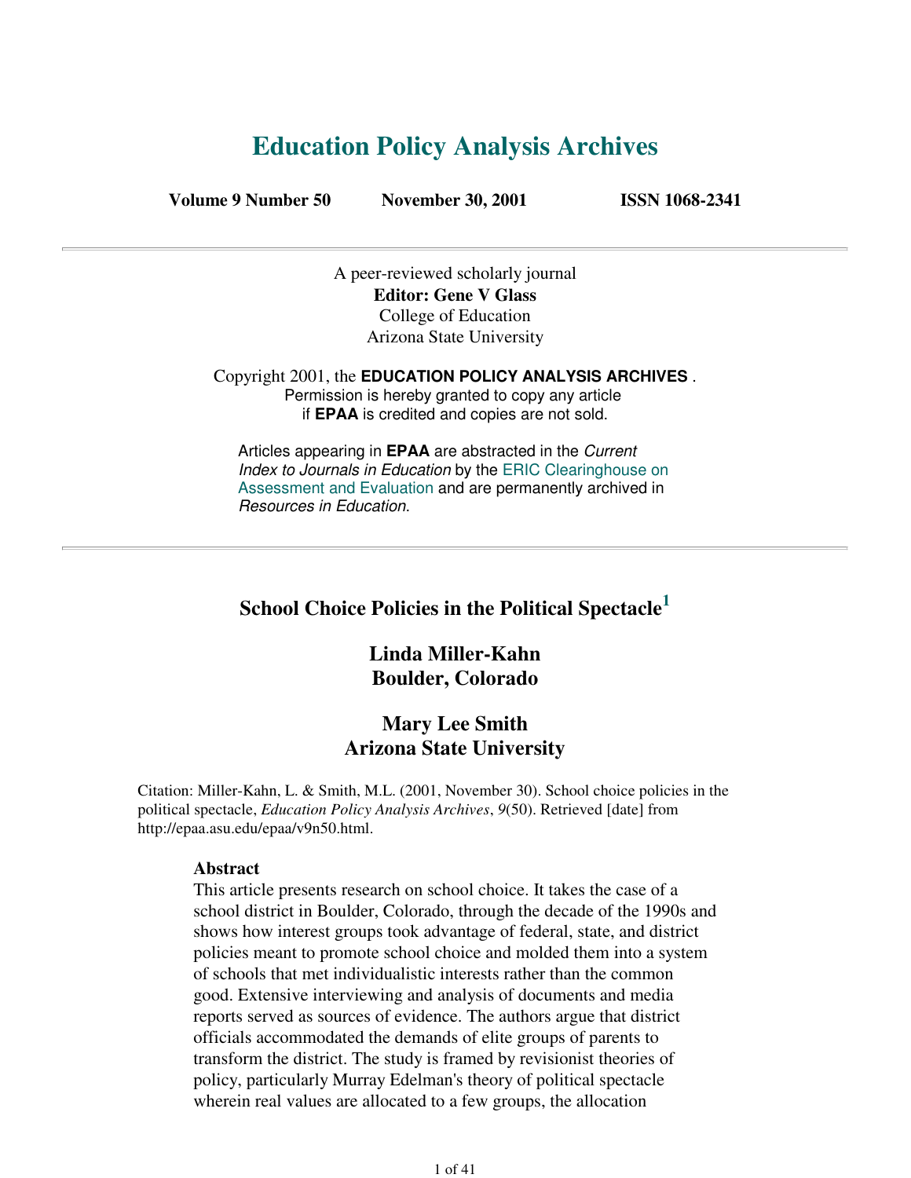# Education Policy Analysis Archives

**Volume 9 Number 50 November 30, 2001 ISSN 1068-2341**

---

A peer-reviewed scholarly journal
**Editor: Gene V Glass**
College of Education
Arizona State University

Copyright 2001, the **EDUCATION POLICY ANALYSIS ARCHIVES** .
Permission is hereby granted to copy any article
if **EPAA** is credited and copies are not sold.

Articles appearing in **EPAA** are abstracted in the *Current Index to Journals in Education* by the ERIC Clearinghouse on Assessment and Evaluation and are permanently archived in *Resources in Education*.

---

## School Choice Policies in the Political Spectacle[1]

### Linda Miller-Kahn
### Boulder, Colorado

### Mary Lee Smith
### Arizona State University

Citation: Miller-Kahn, L. & Smith, M.L. (2001, November 30). School choice policies in the political spectacle, *Education Policy Analysis Archives*, *9*(50). Retrieved [date] from http://epaa.asu.edu/epaa/v9n50.html.

**Abstract**

This article presents research on school choice. It takes the case of a school district in Boulder, Colorado, through the decade of the 1990s and shows how interest groups took advantage of federal, state, and district policies meant to promote school choice and molded them into a system of schools that met individualistic interests rather than the common good. Extensive interviewing and analysis of documents and media reports served as sources of evidence. The authors argue that district officials accommodated the demands of elite groups of parents to transform the district. The study is framed by revisionist theories of policy, particularly Murray Edelman's theory of political spectacle wherein real values are allocated to a few groups, the allocation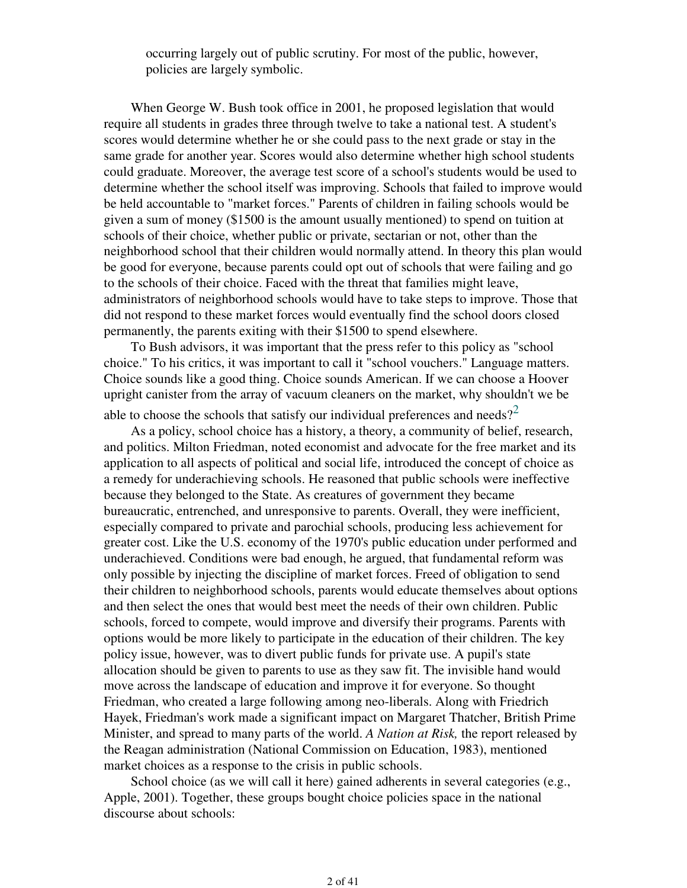occurring largely out of public scrutiny. For most of the public, however, policies are largely symbolic.

When George W. Bush took office in 2001, he proposed legislation that would require all students in grades three through twelve to take a national test. A student's scores would determine whether he or she could pass to the next grade or stay in the same grade for another year. Scores would also determine whether high school students could graduate. Moreover, the average test score of a school's students would be used to determine whether the school itself was improving. Schools that failed to improve would be held accountable to "market forces." Parents of children in failing schools would be given a sum of money ($1500 is the amount usually mentioned) to spend on tuition at schools of their choice, whether public or private, sectarian or not, other than the neighborhood school that their children would normally attend. In theory this plan would be good for everyone, because parents could opt out of schools that were failing and go to the schools of their choice. Faced with the threat that families might leave, administrators of neighborhood schools would have to take steps to improve. Those that did not respond to these market forces would eventually find the school doors closed permanently, the parents exiting with their $1500 to spend elsewhere.

To Bush advisors, it was important that the press refer to this policy as "school choice." To his critics, it was important to call it "school vouchers." Language matters. Choice sounds like a good thing. Choice sounds American. If we can choose a Hoover upright canister from the array of vacuum cleaners on the market, why shouldn't we be able to choose the schools that satisfy our individual preferences and needs?[2]

As a policy, school choice has a history, a theory, a community of belief, research, and politics. Milton Friedman, noted economist and advocate for the free market and its application to all aspects of political and social life, introduced the concept of choice as a remedy for underachieving schools. He reasoned that public schools were ineffective because they belonged to the State. As creatures of government they became bureaucratic, entrenched, and unresponsive to parents. Overall, they were inefficient, especially compared to private and parochial schools, producing less achievement for greater cost. Like the U.S. economy of the 1970's public education under performed and underachieved. Conditions were bad enough, he argued, that fundamental reform was only possible by injecting the discipline of market forces. Freed of obligation to send their children to neighborhood schools, parents would educate themselves about options and then select the ones that would best meet the needs of their own children. Public schools, forced to compete, would improve and diversify their programs. Parents with options would be more likely to participate in the education of their children. The key policy issue, however, was to divert public funds for private use. A pupil's state allocation should be given to parents to use as they saw fit. The invisible hand would move across the landscape of education and improve it for everyone. So thought Friedman, who created a large following among neo-liberals. Along with Friedrich Hayek, Friedman's work made a significant impact on Margaret Thatcher, British Prime Minister, and spread to many parts of the world. *A Nation at Risk,* the report released by the Reagan administration (National Commission on Education, 1983), mentioned market choices as a response to the crisis in public schools.

School choice (as we will call it here) gained adherents in several categories (e.g., Apple, 2001). Together, these groups bought choice policies space in the national discourse about schools: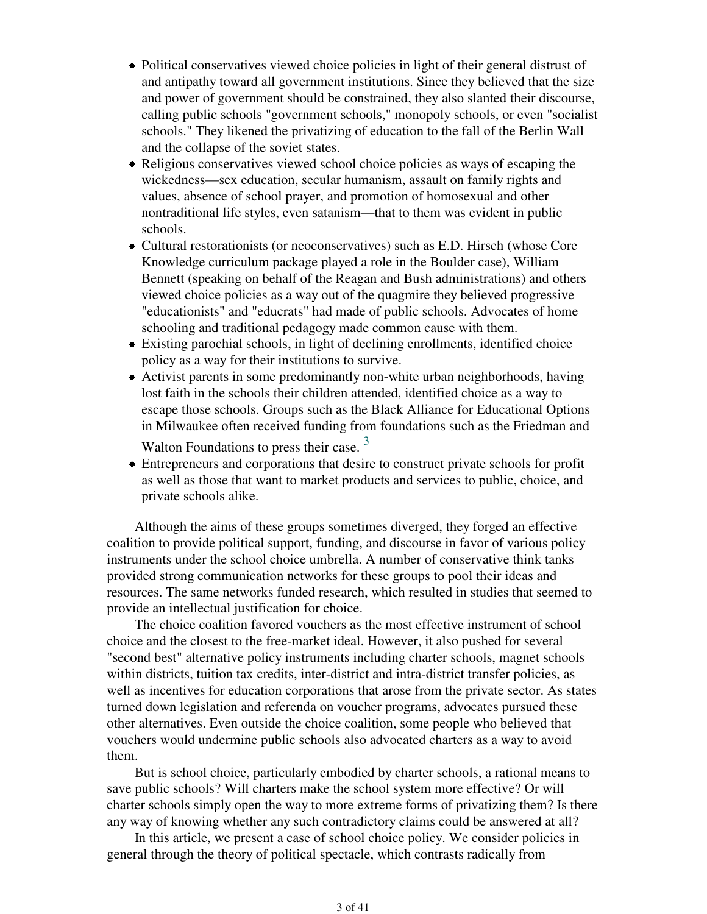- Political conservatives viewed choice policies in light of their general distrust of and antipathy toward all government institutions. Since they believed that the size and power of government should be constrained, they also slanted their discourse, calling public schools "government schools," monopoly schools, or even "socialist schools." They likened the privatizing of education to the fall of the Berlin Wall and the collapse of the soviet states.
- Religious conservatives viewed school choice policies as ways of escaping the wickedness—sex education, secular humanism, assault on family rights and values, absence of school prayer, and promotion of homosexual and other nontraditional life styles, even satanism—that to them was evident in public schools.
- Cultural restorationists (or neoconservatives) such as E.D. Hirsch (whose Core Knowledge curriculum package played a role in the Boulder case), William Bennett (speaking on behalf of the Reagan and Bush administrations) and others viewed choice policies as a way out of the quagmire they believed progressive "educationists" and "educrats" had made of public schools. Advocates of home schooling and traditional pedagogy made common cause with them.
- Existing parochial schools, in light of declining enrollments, identified choice policy as a way for their institutions to survive.
- Activist parents in some predominantly non-white urban neighborhoods, having lost faith in the schools their children attended, identified choice as a way to escape those schools. Groups such as the Black Alliance for Educational Options in Milwaukee often received funding from foundations such as the Friedman and Walton Foundations to press their case. [3]
- Entrepreneurs and corporations that desire to construct private schools for profit as well as those that want to market products and services to public, choice, and private schools alike.

Although the aims of these groups sometimes diverged, they forged an effective coalition to provide political support, funding, and discourse in favor of various policy instruments under the school choice umbrella. A number of conservative think tanks provided strong communication networks for these groups to pool their ideas and resources. The same networks funded research, which resulted in studies that seemed to provide an intellectual justification for choice.

The choice coalition favored vouchers as the most effective instrument of school choice and the closest to the free-market ideal. However, it also pushed for several "second best" alternative policy instruments including charter schools, magnet schools within districts, tuition tax credits, inter-district and intra-district transfer policies, as well as incentives for education corporations that arose from the private sector. As states turned down legislation and referenda on voucher programs, advocates pursued these other alternatives. Even outside the choice coalition, some people who believed that vouchers would undermine public schools also advocated charters as a way to avoid them.

But is school choice, particularly embodied by charter schools, a rational means to save public schools? Will charters make the school system more effective? Or will charter schools simply open the way to more extreme forms of privatizing them? Is there any way of knowing whether any such contradictory claims could be answered at all?

In this article, we present a case of school choice policy. We consider policies in general through the theory of political spectacle, which contrasts radically from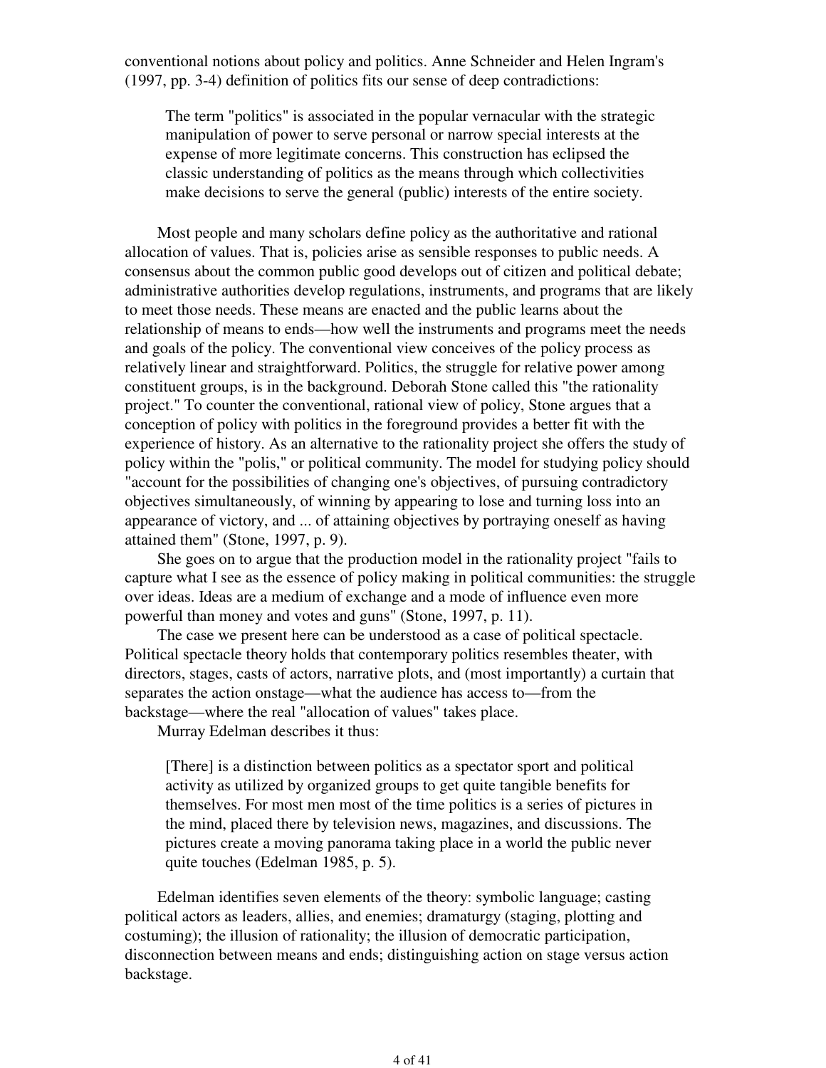conventional notions about policy and politics. Anne Schneider and Helen Ingram's (1997, pp. 3-4) definition of politics fits our sense of deep contradictions:

> The term "politics" is associated in the popular vernacular with the strategic manipulation of power to serve personal or narrow special interests at the expense of more legitimate concerns. This construction has eclipsed the classic understanding of politics as the means through which collectivities make decisions to serve the general (public) interests of the entire society.

Most people and many scholars define policy as the authoritative and rational allocation of values. That is, policies arise as sensible responses to public needs. A consensus about the common public good develops out of citizen and political debate; administrative authorities develop regulations, instruments, and programs that are likely to meet those needs. These means are enacted and the public learns about the relationship of means to ends—how well the instruments and programs meet the needs and goals of the policy. The conventional view conceives of the policy process as relatively linear and straightforward. Politics, the struggle for relative power among constituent groups, is in the background. Deborah Stone called this "the rationality project." To counter the conventional, rational view of policy, Stone argues that a conception of policy with politics in the foreground provides a better fit with the experience of history. As an alternative to the rationality project she offers the study of policy within the "polis," or political community. The model for studying policy should "account for the possibilities of changing one's objectives, of pursuing contradictory objectives simultaneously, of winning by appearing to lose and turning loss into an appearance of victory, and ... of attaining objectives by portraying oneself as having attained them" (Stone, 1997, p. 9).

She goes on to argue that the production model in the rationality project "fails to capture what I see as the essence of policy making in political communities: the struggle over ideas. Ideas are a medium of exchange and a mode of influence even more powerful than money and votes and guns" (Stone, 1997, p. 11).

The case we present here can be understood as a case of political spectacle. Political spectacle theory holds that contemporary politics resembles theater, with directors, stages, casts of actors, narrative plots, and (most importantly) a curtain that separates the action onstage—what the audience has access to—from the backstage—where the real "allocation of values" takes place.

Murray Edelman describes it thus:

> [There] is a distinction between politics as a spectator sport and political activity as utilized by organized groups to get quite tangible benefits for themselves. For most men most of the time politics is a series of pictures in the mind, placed there by television news, magazines, and discussions. The pictures create a moving panorama taking place in a world the public never quite touches (Edelman 1985, p. 5).

Edelman identifies seven elements of the theory: symbolic language; casting political actors as leaders, allies, and enemies; dramaturgy (staging, plotting and costuming); the illusion of rationality; the illusion of democratic participation, disconnection between means and ends; distinguishing action on stage versus action backstage.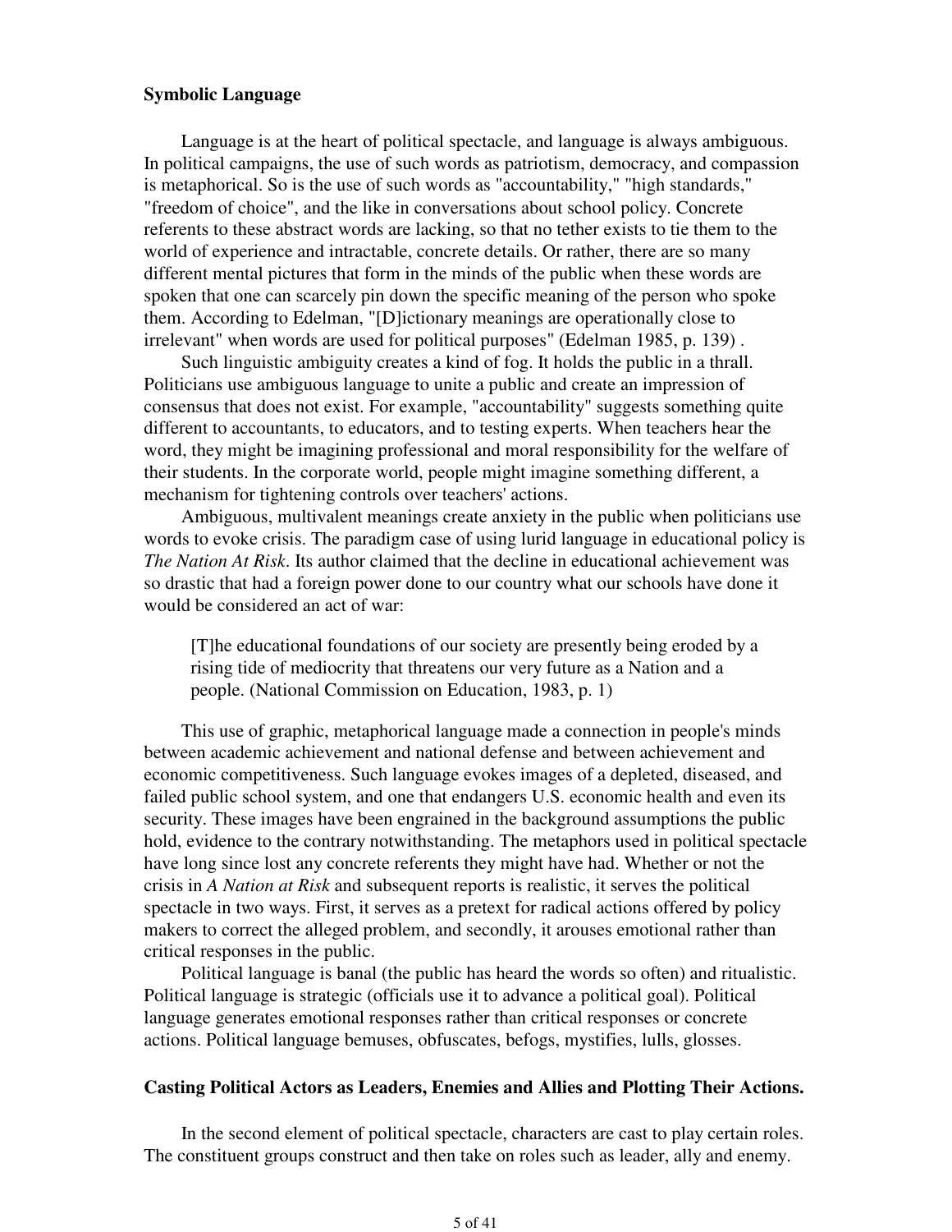**Symbolic Language**

Language is at the heart of political spectacle, and language is always ambiguous. In political campaigns, the use of such words as patriotism, democracy, and compassion is metaphorical. So is the use of such words as "accountability," "high standards," "freedom of choice", and the like in conversations about school policy. Concrete referents to these abstract words are lacking, so that no tether exists to tie them to the world of experience and intractable, concrete details. Or rather, there are so many different mental pictures that form in the minds of the public when these words are spoken that one can scarcely pin down the specific meaning of the person who spoke them. According to Edelman, "[D]ictionary meanings are operationally close to irrelevant" when words are used for political purposes" (Edelman 1985, p. 139) .

Such linguistic ambiguity creates a kind of fog. It holds the public in a thrall. Politicians use ambiguous language to unite a public and create an impression of consensus that does not exist. For example, "accountability" suggests something quite different to accountants, to educators, and to testing experts. When teachers hear the word, they might be imagining professional and moral responsibility for the welfare of their students. In the corporate world, people might imagine something different, a mechanism for tightening controls over teachers' actions.

Ambiguous, multivalent meanings create anxiety in the public when politicians use words to evoke crisis. The paradigm case of using lurid language in educational policy is *The Nation At Risk*. Its author claimed that the decline in educational achievement was so drastic that had a foreign power done to our country what our schools have done it would be considered an act of war:

> [T]he educational foundations of our society are presently being eroded by a rising tide of mediocrity that threatens our very future as a Nation and a people. (National Commission on Education, 1983, p. 1)

This use of graphic, metaphorical language made a connection in people's minds between academic achievement and national defense and between achievement and economic competitiveness. Such language evokes images of a depleted, diseased, and failed public school system, and one that endangers U.S. economic health and even its security. These images have been engrained in the background assumptions the public hold, evidence to the contrary notwithstanding. The metaphors used in political spectacle have long since lost any concrete referents they might have had. Whether or not the crisis in *A Nation at Risk* and subsequent reports is realistic, it serves the political spectacle in two ways. First, it serves as a pretext for radical actions offered by policy makers to correct the alleged problem, and secondly, it arouses emotional rather than critical responses in the public.

Political language is banal (the public has heard the words so often) and ritualistic. Political language is strategic (officials use it to advance a political goal). Political language generates emotional responses rather than critical responses or concrete actions. Political language bemuses, obfuscates, befogs, mystifies, lulls, glosses.

**Casting Political Actors as Leaders, Enemies and Allies and Plotting Their Actions.**

In the second element of political spectacle, characters are cast to play certain roles. The constituent groups construct and then take on roles such as leader, ally and enemy.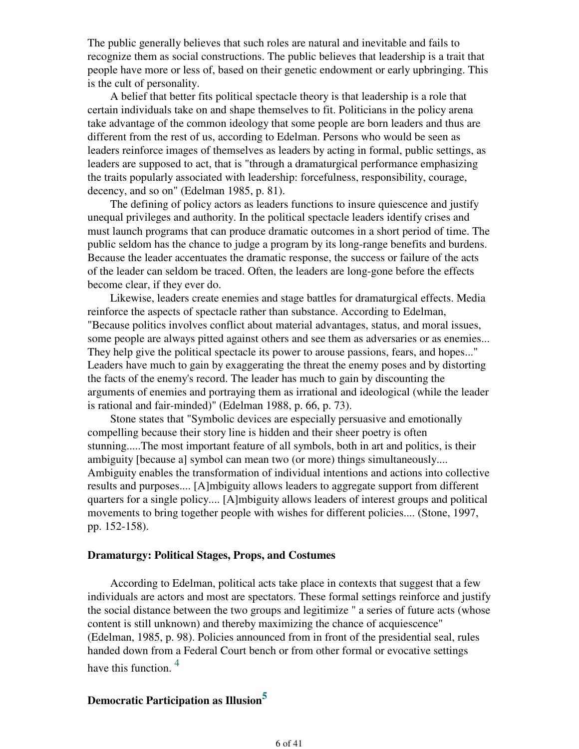The public generally believes that such roles are natural and inevitable and fails to recognize them as social constructions. The public believes that leadership is a trait that people have more or less of, based on their genetic endowment or early upbringing. This is the cult of personality.

A belief that better fits political spectacle theory is that leadership is a role that certain individuals take on and shape themselves to fit. Politicians in the policy arena take advantage of the common ideology that some people are born leaders and thus are different from the rest of us, according to Edelman. Persons who would be seen as leaders reinforce images of themselves as leaders by acting in formal, public settings, as leaders are supposed to act, that is "through a dramaturgical performance emphasizing the traits popularly associated with leadership: forcefulness, responsibility, courage, decency, and so on" (Edelman 1985, p. 81).

The defining of policy actors as leaders functions to insure quiescence and justify unequal privileges and authority. In the political spectacle leaders identify crises and must launch programs that can produce dramatic outcomes in a short period of time. The public seldom has the chance to judge a program by its long-range benefits and burdens. Because the leader accentuates the dramatic response, the success or failure of the acts of the leader can seldom be traced. Often, the leaders are long-gone before the effects become clear, if they ever do.

Likewise, leaders create enemies and stage battles for dramaturgical effects. Media reinforce the aspects of spectacle rather than substance. According to Edelman, "Because politics involves conflict about material advantages, status, and moral issues, some people are always pitted against others and see them as adversaries or as enemies... They help give the political spectacle its power to arouse passions, fears, and hopes..." Leaders have much to gain by exaggerating the threat the enemy poses and by distorting the facts of the enemy's record. The leader has much to gain by discounting the arguments of enemies and portraying them as irrational and ideological (while the leader is rational and fair-minded)" (Edelman 1988, p. 66, p. 73).

Stone states that "Symbolic devices are especially persuasive and emotionally compelling because their story line is hidden and their sheer poetry is often stunning.....The most important feature of all symbols, both in art and politics, is their ambiguity [because a] symbol can mean two (or more) things simultaneously.... Ambiguity enables the transformation of individual intentions and actions into collective results and purposes.... [A]mbiguity allows leaders to aggregate support from different quarters for a single policy.... [A]mbiguity allows leaders of interest groups and political movements to bring together people with wishes for different policies.... (Stone, 1997, pp. 152-158).

### Dramaturgy: Political Stages, Props, and Costumes

According to Edelman, political acts take place in contexts that suggest that a few individuals are actors and most are spectators. These formal settings reinforce and justify the social distance between the two groups and legitimize " a series of future acts (whose content is still unknown) and thereby maximizing the chance of acquiescence" (Edelman, 1985, p. 98). Policies announced from in front of the presidential seal, rules handed down from a Federal Court bench or from other formal or evocative settings have this function. [4]

### Democratic Participation as Illusion[5]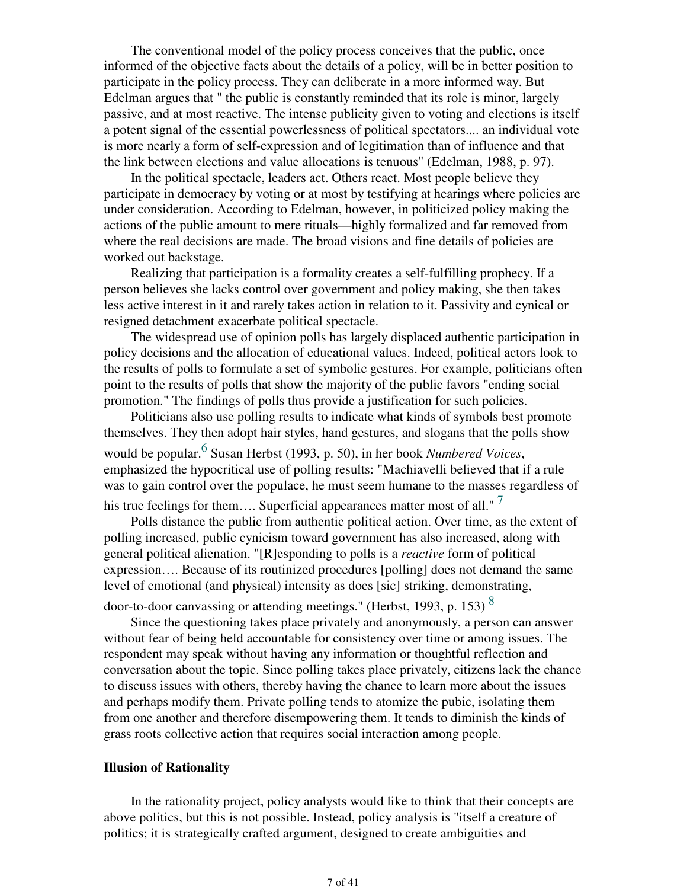The conventional model of the policy process conceives that the public, once informed of the objective facts about the details of a policy, will be in better position to participate in the policy process. They can deliberate in a more informed way. But Edelman argues that " the public is constantly reminded that its role is minor, largely passive, and at most reactive. The intense publicity given to voting and elections is itself a potent signal of the essential powerlessness of political spectators.... an individual vote is more nearly a form of self-expression and of legitimation than of influence and that the link between elections and value allocations is tenuous" (Edelman, 1988, p. 97).

In the political spectacle, leaders act. Others react. Most people believe they participate in democracy by voting or at most by testifying at hearings where policies are under consideration. According to Edelman, however, in politicized policy making the actions of the public amount to mere rituals—highly formalized and far removed from where the real decisions are made. The broad visions and fine details of policies are worked out backstage.

Realizing that participation is a formality creates a self-fulfilling prophecy. If a person believes she lacks control over government and policy making, she then takes less active interest in it and rarely takes action in relation to it. Passivity and cynical or resigned detachment exacerbate political spectacle.

The widespread use of opinion polls has largely displaced authentic participation in policy decisions and the allocation of educational values. Indeed, political actors look to the results of polls to formulate a set of symbolic gestures. For example, politicians often point to the results of polls that show the majority of the public favors "ending social promotion." The findings of polls thus provide a justification for such policies.

Politicians also use polling results to indicate what kinds of symbols best promote themselves. They then adopt hair styles, hand gestures, and slogans that the polls show would be popular.[6] Susan Herbst (1993, p. 50), in her book *Numbered Voices*, emphasized the hypocritical use of polling results: "Machiavelli believed that if a rule was to gain control over the populace, he must seem humane to the masses regardless of his true feelings for them…. Superficial appearances matter most of all." [7]

Polls distance the public from authentic political action. Over time, as the extent of polling increased, public cynicism toward government has also increased, along with general political alienation. "[R]esponding to polls is a *reactive* form of political expression…. Because of its routinized procedures [polling] does not demand the same level of emotional (and physical) intensity as does [sic] striking, demonstrating, door-to-door canvassing or attending meetings." (Herbst, 1993, p. 153) [8]

Since the questioning takes place privately and anonymously, a person can answer without fear of being held accountable for consistency over time or among issues. The respondent may speak without having any information or thoughtful reflection and conversation about the topic. Since polling takes place privately, citizens lack the chance to discuss issues with others, thereby having the chance to learn more about the issues and perhaps modify them. Private polling tends to atomize the pubic, isolating them from one another and therefore disempowering them. It tends to diminish the kinds of grass roots collective action that requires social interaction among people.

**Illusion of Rationality**

In the rationality project, policy analysts would like to think that their concepts are above politics, but this is not possible. Instead, policy analysis is "itself a creature of politics; it is strategically crafted argument, designed to create ambiguities and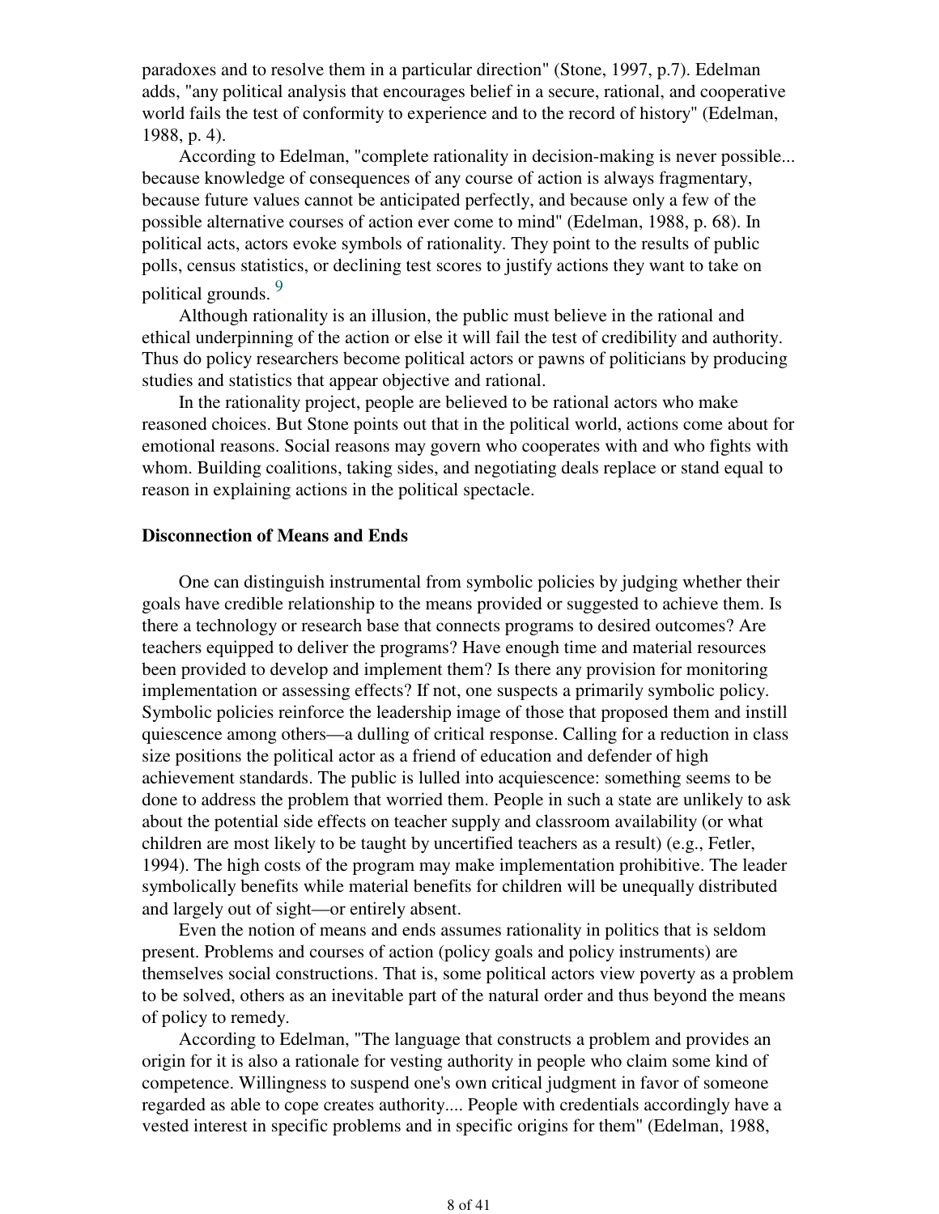paradoxes and to resolve them in a particular direction" (Stone, 1997, p.7). Edelman adds, "any political analysis that encourages belief in a secure, rational, and cooperative world fails the test of conformity to experience and to the record of history" (Edelman, 1988, p. 4).

According to Edelman, "complete rationality in decision-making is never possible... because knowledge of consequences of any course of action is always fragmentary, because future values cannot be anticipated perfectly, and because only a few of the possible alternative courses of action ever come to mind" (Edelman, 1988, p. 68). In political acts, actors evoke symbols of rationality. They point to the results of public polls, census statistics, or declining test scores to justify actions they want to take on political grounds. [9]

Although rationality is an illusion, the public must believe in the rational and ethical underpinning of the action or else it will fail the test of credibility and authority. Thus do policy researchers become political actors or pawns of politicians by producing studies and statistics that appear objective and rational.

In the rationality project, people are believed to be rational actors who make reasoned choices. But Stone points out that in the political world, actions come about for emotional reasons. Social reasons may govern who cooperates with and who fights with whom. Building coalitions, taking sides, and negotiating deals replace or stand equal to reason in explaining actions in the political spectacle.

**Disconnection of Means and Ends**

One can distinguish instrumental from symbolic policies by judging whether their goals have credible relationship to the means provided or suggested to achieve them. Is there a technology or research base that connects programs to desired outcomes? Are teachers equipped to deliver the programs? Have enough time and material resources been provided to develop and implement them? Is there any provision for monitoring implementation or assessing effects? If not, one suspects a primarily symbolic policy. Symbolic policies reinforce the leadership image of those that proposed them and instill quiescence among others—a dulling of critical response. Calling for a reduction in class size positions the political actor as a friend of education and defender of high achievement standards. The public is lulled into acquiescence: something seems to be done to address the problem that worried them. People in such a state are unlikely to ask about the potential side effects on teacher supply and classroom availability (or what children are most likely to be taught by uncertified teachers as a result) (e.g., Fetler, 1994). The high costs of the program may make implementation prohibitive. The leader symbolically benefits while material benefits for children will be unequally distributed and largely out of sight—or entirely absent.

Even the notion of means and ends assumes rationality in politics that is seldom present. Problems and courses of action (policy goals and policy instruments) are themselves social constructions. That is, some political actors view poverty as a problem to be solved, others as an inevitable part of the natural order and thus beyond the means of policy to remedy.

According to Edelman, "The language that constructs a problem and provides an origin for it is also a rationale for vesting authority in people who claim some kind of competence. Willingness to suspend one's own critical judgment in favor of someone regarded as able to cope creates authority.... People with credentials accordingly have a vested interest in specific problems and in specific origins for them" (Edelman, 1988,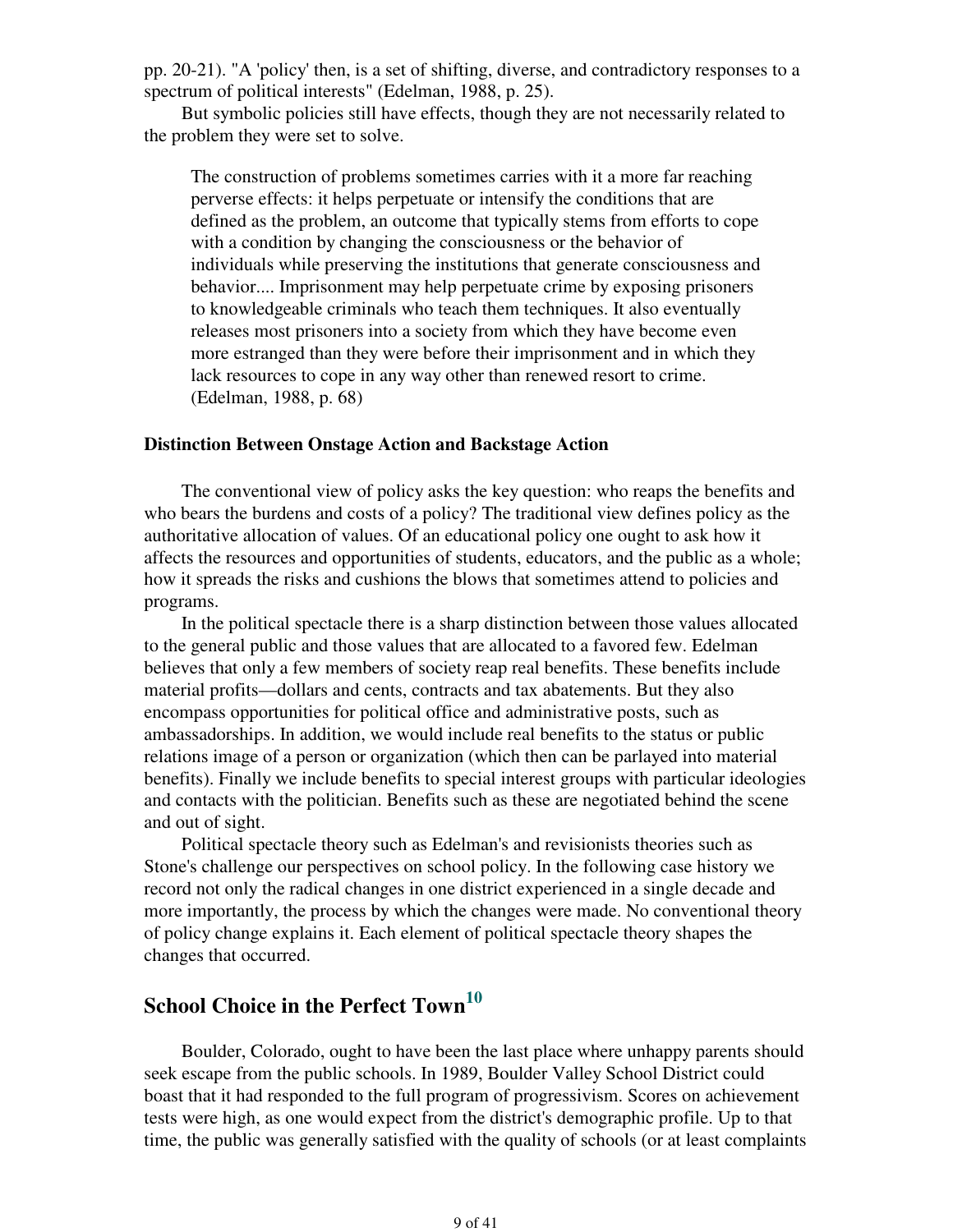pp. 20-21). "A 'policy' then, is a set of shifting, diverse, and contradictory responses to a spectrum of political interests" (Edelman, 1988, p. 25).

But symbolic policies still have effects, though they are not necessarily related to the problem they were set to solve.

> The construction of problems sometimes carries with it a more far reaching perverse effects: it helps perpetuate or intensify the conditions that are defined as the problem, an outcome that typically stems from efforts to cope with a condition by changing the consciousness or the behavior of individuals while preserving the institutions that generate consciousness and behavior.... Imprisonment may help perpetuate crime by exposing prisoners to knowledgeable criminals who teach them techniques. It also eventually releases most prisoners into a society from which they have become even more estranged than they were before their imprisonment and in which they lack resources to cope in any way other than renewed resort to crime. (Edelman, 1988, p. 68)

**Distinction Between Onstage Action and Backstage Action**

The conventional view of policy asks the key question: who reaps the benefits and who bears the burdens and costs of a policy? The traditional view defines policy as the authoritative allocation of values. Of an educational policy one ought to ask how it affects the resources and opportunities of students, educators, and the public as a whole; how it spreads the risks and cushions the blows that sometimes attend to policies and programs.

In the political spectacle there is a sharp distinction between those values allocated to the general public and those values that are allocated to a favored few. Edelman believes that only a few members of society reap real benefits. These benefits include material profits—dollars and cents, contracts and tax abatements. But they also encompass opportunities for political office and administrative posts, such as ambassadorships. In addition, we would include real benefits to the status or public relations image of a person or organization (which then can be parlayed into material benefits). Finally we include benefits to special interest groups with particular ideologies and contacts with the politician. Benefits such as these are negotiated behind the scene and out of sight.

Political spectacle theory such as Edelman's and revisionists theories such as Stone's challenge our perspectives on school policy. In the following case history we record not only the radical changes in one district experienced in a single decade and more importantly, the process by which the changes were made. No conventional theory of policy change explains it. Each element of political spectacle theory shapes the changes that occurred.

## School Choice in the Perfect Town[10]

Boulder, Colorado, ought to have been the last place where unhappy parents should seek escape from the public schools. In 1989, Boulder Valley School District could boast that it had responded to the full program of progressivism. Scores on achievement tests were high, as one would expect from the district's demographic profile. Up to that time, the public was generally satisfied with the quality of schools (or at least complaints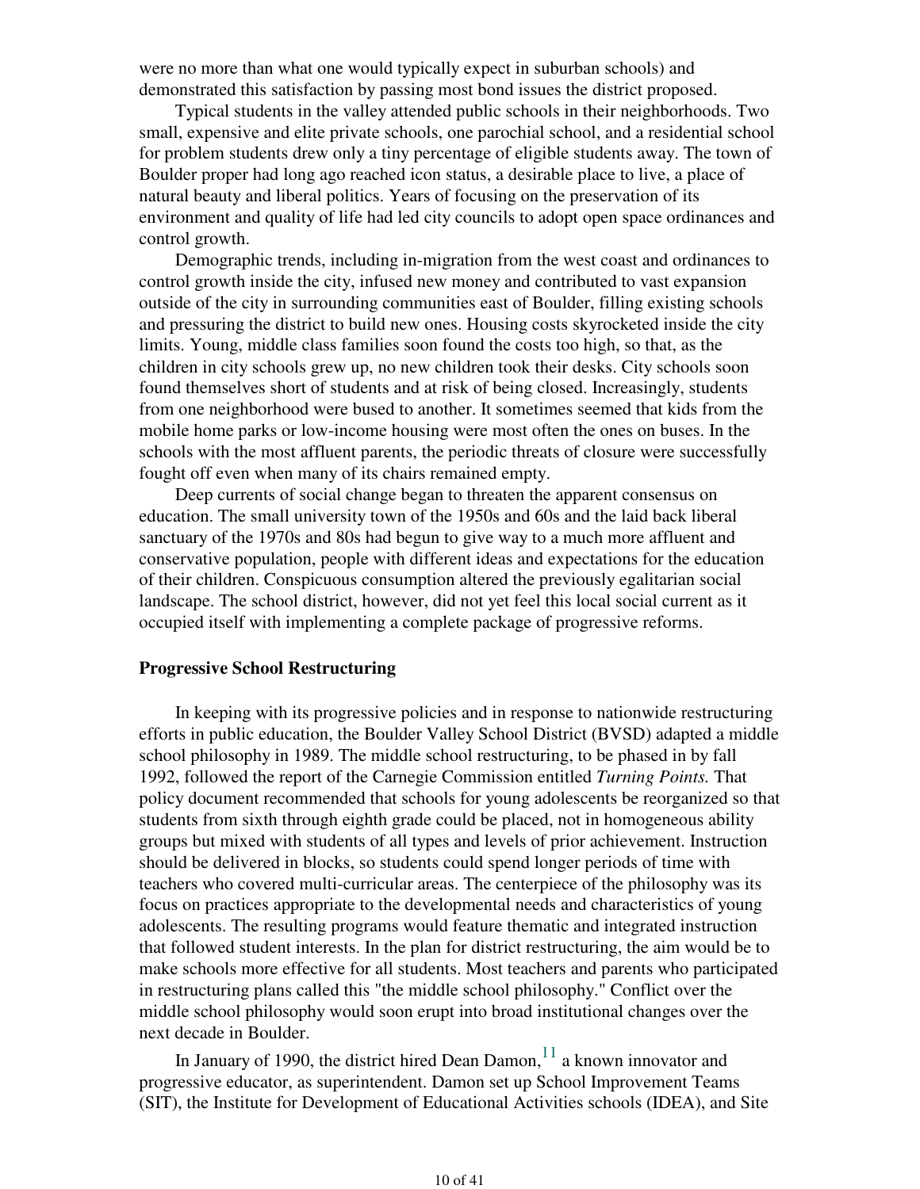were no more than what one would typically expect in suburban schools) and demonstrated this satisfaction by passing most bond issues the district proposed.

Typical students in the valley attended public schools in their neighborhoods. Two small, expensive and elite private schools, one parochial school, and a residential school for problem students drew only a tiny percentage of eligible students away. The town of Boulder proper had long ago reached icon status, a desirable place to live, a place of natural beauty and liberal politics. Years of focusing on the preservation of its environment and quality of life had led city councils to adopt open space ordinances and control growth.

Demographic trends, including in-migration from the west coast and ordinances to control growth inside the city, infused new money and contributed to vast expansion outside of the city in surrounding communities east of Boulder, filling existing schools and pressuring the district to build new ones. Housing costs skyrocketed inside the city limits. Young, middle class families soon found the costs too high, so that, as the children in city schools grew up, no new children took their desks. City schools soon found themselves short of students and at risk of being closed. Increasingly, students from one neighborhood were bused to another. It sometimes seemed that kids from the mobile home parks or low-income housing were most often the ones on buses. In the schools with the most affluent parents, the periodic threats of closure were successfully fought off even when many of its chairs remained empty.

Deep currents of social change began to threaten the apparent consensus on education. The small university town of the 1950s and 60s and the laid back liberal sanctuary of the 1970s and 80s had begun to give way to a much more affluent and conservative population, people with different ideas and expectations for the education of their children. Conspicuous consumption altered the previously egalitarian social landscape. The school district, however, did not yet feel this local social current as it occupied itself with implementing a complete package of progressive reforms.

**Progressive School Restructuring**

In keeping with its progressive policies and in response to nationwide restructuring efforts in public education, the Boulder Valley School District (BVSD) adapted a middle school philosophy in 1989. The middle school restructuring, to be phased in by fall 1992, followed the report of the Carnegie Commission entitled *Turning Points.* That policy document recommended that schools for young adolescents be reorganized so that students from sixth through eighth grade could be placed, not in homogeneous ability groups but mixed with students of all types and levels of prior achievement. Instruction should be delivered in blocks, so students could spend longer periods of time with teachers who covered multi-curricular areas. The centerpiece of the philosophy was its focus on practices appropriate to the developmental needs and characteristics of young adolescents. The resulting programs would feature thematic and integrated instruction that followed student interests. In the plan for district restructuring, the aim would be to make schools more effective for all students. Most teachers and parents who participated in restructuring plans called this "the middle school philosophy." Conflict over the middle school philosophy would soon erupt into broad institutional changes over the next decade in Boulder.

In January of 1990, the district hired Dean Damon,[11] a known innovator and progressive educator, as superintendent. Damon set up School Improvement Teams (SIT), the Institute for Development of Educational Activities schools (IDEA), and Site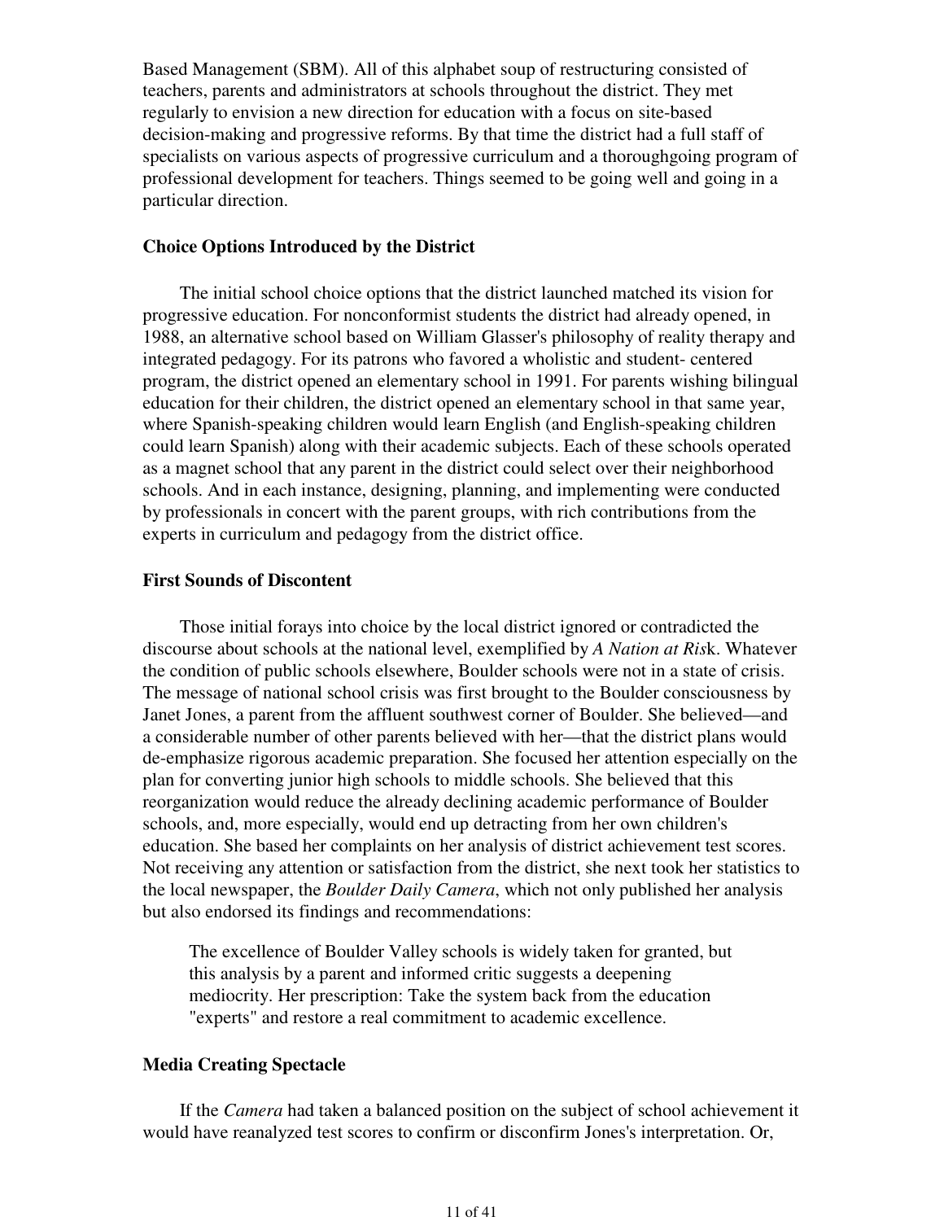Based Management (SBM). All of this alphabet soup of restructuring consisted of teachers, parents and administrators at schools throughout the district. They met regularly to envision a new direction for education with a focus on site-based decision-making and progressive reforms. By that time the district had a full staff of specialists on various aspects of progressive curriculum and a thoroughgoing program of professional development for teachers. Things seemed to be going well and going in a particular direction.

### Choice Options Introduced by the District

The initial school choice options that the district launched matched its vision for progressive education. For nonconformist students the district had already opened, in 1988, an alternative school based on William Glasser's philosophy of reality therapy and integrated pedagogy. For its patrons who favored a wholistic and student- centered program, the district opened an elementary school in 1991. For parents wishing bilingual education for their children, the district opened an elementary school in that same year, where Spanish-speaking children would learn English (and English-speaking children could learn Spanish) along with their academic subjects. Each of these schools operated as a magnet school that any parent in the district could select over their neighborhood schools. And in each instance, designing, planning, and implementing were conducted by professionals in concert with the parent groups, with rich contributions from the experts in curriculum and pedagogy from the district office.

### First Sounds of Discontent

Those initial forays into choice by the local district ignored or contradicted the discourse about schools at the national level, exemplified by *A Nation at Risk*. Whatever the condition of public schools elsewhere, Boulder schools were not in a state of crisis. The message of national school crisis was first brought to the Boulder consciousness by Janet Jones, a parent from the affluent southwest corner of Boulder. She believed—and a considerable number of other parents believed with her—that the district plans would de-emphasize rigorous academic preparation. She focused her attention especially on the plan for converting junior high schools to middle schools. She believed that this reorganization would reduce the already declining academic performance of Boulder schools, and, more especially, would end up detracting from her own children's education. She based her complaints on her analysis of district achievement test scores. Not receiving any attention or satisfaction from the district, she next took her statistics to the local newspaper, the *Boulder Daily Camera*, which not only published her analysis but also endorsed its findings and recommendations:

> The excellence of Boulder Valley schools is widely taken for granted, but this analysis by a parent and informed critic suggests a deepening mediocrity. Her prescription: Take the system back from the education "experts" and restore a real commitment to academic excellence.

### Media Creating Spectacle

If the *Camera* had taken a balanced position on the subject of school achievement it would have reanalyzed test scores to confirm or disconfirm Jones's interpretation. Or,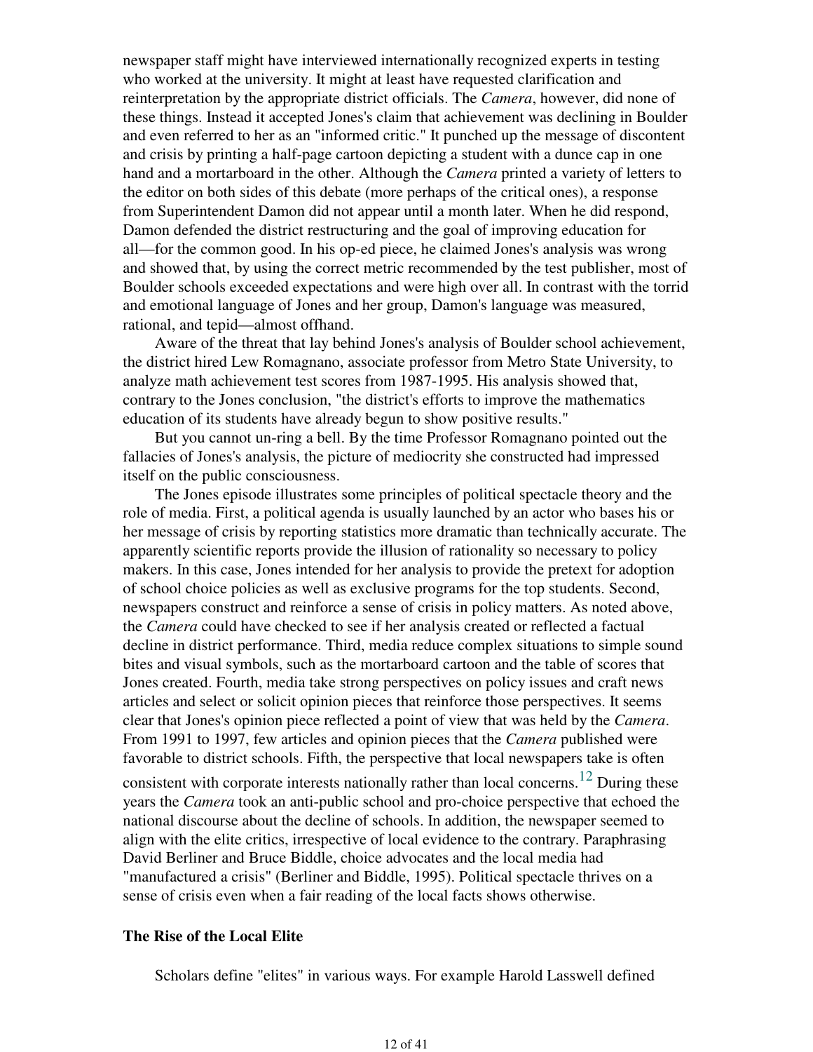newspaper staff might have interviewed internationally recognized experts in testing who worked at the university. It might at least have requested clarification and reinterpretation by the appropriate district officials. The *Camera*, however, did none of these things. Instead it accepted Jones's claim that achievement was declining in Boulder and even referred to her as an "informed critic." It punched up the message of discontent and crisis by printing a half-page cartoon depicting a student with a dunce cap in one hand and a mortarboard in the other. Although the *Camera* printed a variety of letters to the editor on both sides of this debate (more perhaps of the critical ones), a response from Superintendent Damon did not appear until a month later. When he did respond, Damon defended the district restructuring and the goal of improving education for all—for the common good. In his op-ed piece, he claimed Jones's analysis was wrong and showed that, by using the correct metric recommended by the test publisher, most of Boulder schools exceeded expectations and were high over all. In contrast with the torrid and emotional language of Jones and her group, Damon's language was measured, rational, and tepid—almost offhand.

Aware of the threat that lay behind Jones's analysis of Boulder school achievement, the district hired Lew Romagnano, associate professor from Metro State University, to analyze math achievement test scores from 1987-1995. His analysis showed that, contrary to the Jones conclusion, "the district's efforts to improve the mathematics education of its students have already begun to show positive results."

But you cannot un-ring a bell. By the time Professor Romagnano pointed out the fallacies of Jones's analysis, the picture of mediocrity she constructed had impressed itself on the public consciousness.

The Jones episode illustrates some principles of political spectacle theory and the role of media. First, a political agenda is usually launched by an actor who bases his or her message of crisis by reporting statistics more dramatic than technically accurate. The apparently scientific reports provide the illusion of rationality so necessary to policy makers. In this case, Jones intended for her analysis to provide the pretext for adoption of school choice policies as well as exclusive programs for the top students. Second, newspapers construct and reinforce a sense of crisis in policy matters. As noted above, the *Camera* could have checked to see if her analysis created or reflected a factual decline in district performance. Third, media reduce complex situations to simple sound bites and visual symbols, such as the mortarboard cartoon and the table of scores that Jones created. Fourth, media take strong perspectives on policy issues and craft news articles and select or solicit opinion pieces that reinforce those perspectives. It seems clear that Jones's opinion piece reflected a point of view that was held by the *Camera*. From 1991 to 1997, few articles and opinion pieces that the *Camera* published were favorable to district schools. Fifth, the perspective that local newspapers take is often consistent with corporate interests nationally rather than local concerns.[12] During these years the *Camera* took an anti-public school and pro-choice perspective that echoed the national discourse about the decline of schools. In addition, the newspaper seemed to align with the elite critics, irrespective of local evidence to the contrary. Paraphrasing David Berliner and Bruce Biddle, choice advocates and the local media had "manufactured a crisis" (Berliner and Biddle, 1995). Political spectacle thrives on a sense of crisis even when a fair reading of the local facts shows otherwise.

### The Rise of the Local Elite

Scholars define "elites" in various ways. For example Harold Lasswell defined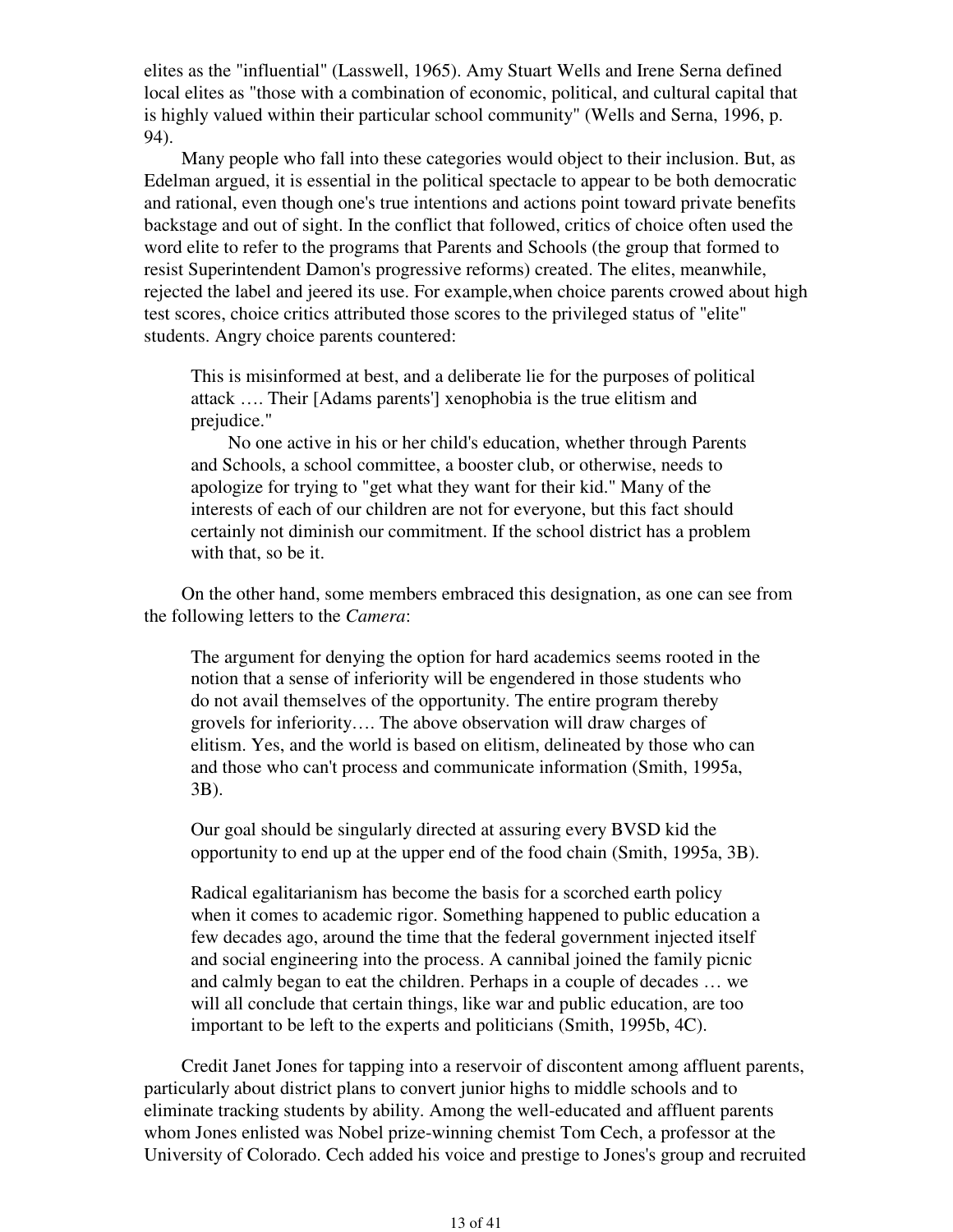elites as the "influential" (Lasswell, 1965). Amy Stuart Wells and Irene Serna defined local elites as "those with a combination of economic, political, and cultural capital that is highly valued within their particular school community" (Wells and Serna, 1996, p. 94).

Many people who fall into these categories would object to their inclusion. But, as Edelman argued, it is essential in the political spectacle to appear to be both democratic and rational, even though one's true intentions and actions point toward private benefits backstage and out of sight. In the conflict that followed, critics of choice often used the word elite to refer to the programs that Parents and Schools (the group that formed to resist Superintendent Damon's progressive reforms) created. The elites, meanwhile, rejected the label and jeered its use. For example,when choice parents crowed about high test scores, choice critics attributed those scores to the privileged status of "elite" students. Angry choice parents countered:

> This is misinformed at best, and a deliberate lie for the purposes of political attack …. Their [Adams parents'] xenophobia is the true elitism and prejudice."
>
> No one active in his or her child's education, whether through Parents and Schools, a school committee, a booster club, or otherwise, needs to apologize for trying to "get what they want for their kid." Many of the interests of each of our children are not for everyone, but this fact should certainly not diminish our commitment. If the school district has a problem with that, so be it.

On the other hand, some members embraced this designation, as one can see from the following letters to the *Camera*:

> The argument for denying the option for hard academics seems rooted in the notion that a sense of inferiority will be engendered in those students who do not avail themselves of the opportunity. The entire program thereby grovels for inferiority…. The above observation will draw charges of elitism. Yes, and the world is based on elitism, delineated by those who can and those who can't process and communicate information (Smith, 1995a, 3B).

> Our goal should be singularly directed at assuring every BVSD kid the opportunity to end up at the upper end of the food chain (Smith, 1995a, 3B).

> Radical egalitarianism has become the basis for a scorched earth policy when it comes to academic rigor. Something happened to public education a few decades ago, around the time that the federal government injected itself and social engineering into the process. A cannibal joined the family picnic and calmly began to eat the children. Perhaps in a couple of decades … we will all conclude that certain things, like war and public education, are too important to be left to the experts and politicians (Smith, 1995b, 4C).

Credit Janet Jones for tapping into a reservoir of discontent among affluent parents, particularly about district plans to convert junior highs to middle schools and to eliminate tracking students by ability. Among the well-educated and affluent parents whom Jones enlisted was Nobel prize-winning chemist Tom Cech, a professor at the University of Colorado. Cech added his voice and prestige to Jones's group and recruited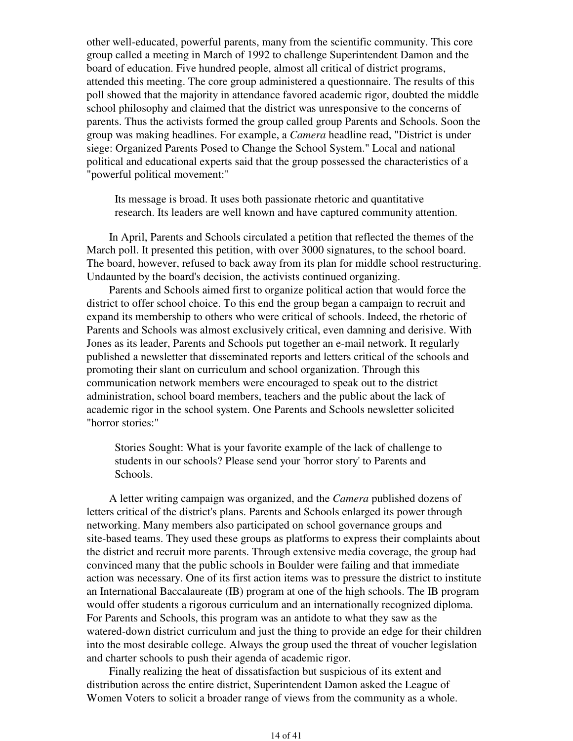other well-educated, powerful parents, many from the scientific community. This core group called a meeting in March of 1992 to challenge Superintendent Damon and the board of education. Five hundred people, almost all critical of district programs, attended this meeting. The core group administered a questionnaire. The results of this poll showed that the majority in attendance favored academic rigor, doubted the middle school philosophy and claimed that the district was unresponsive to the concerns of parents. Thus the activists formed the group called group Parents and Schools. Soon the group was making headlines. For example, a *Camera* headline read, "District is under siege: Organized Parents Posed to Change the School System." Local and national political and educational experts said that the group possessed the characteristics of a "powerful political movement:"

> Its message is broad. It uses both passionate rhetoric and quantitative research. Its leaders are well known and have captured community attention.

In April, Parents and Schools circulated a petition that reflected the themes of the March poll. It presented this petition, with over 3000 signatures, to the school board. The board, however, refused to back away from its plan for middle school restructuring. Undaunted by the board's decision, the activists continued organizing.

Parents and Schools aimed first to organize political action that would force the district to offer school choice. To this end the group began a campaign to recruit and expand its membership to others who were critical of schools. Indeed, the rhetoric of Parents and Schools was almost exclusively critical, even damning and derisive. With Jones as its leader, Parents and Schools put together an e-mail network. It regularly published a newsletter that disseminated reports and letters critical of the schools and promoting their slant on curriculum and school organization. Through this communication network members were encouraged to speak out to the district administration, school board members, teachers and the public about the lack of academic rigor in the school system. One Parents and Schools newsletter solicited "horror stories:"

> Stories Sought: What is your favorite example of the lack of challenge to students in our schools? Please send your 'horror story' to Parents and Schools.

A letter writing campaign was organized, and the *Camera* published dozens of letters critical of the district's plans. Parents and Schools enlarged its power through networking. Many members also participated on school governance groups and site-based teams. They used these groups as platforms to express their complaints about the district and recruit more parents. Through extensive media coverage, the group had convinced many that the public schools in Boulder were failing and that immediate action was necessary. One of its first action items was to pressure the district to institute an International Baccalaureate (IB) program at one of the high schools. The IB program would offer students a rigorous curriculum and an internationally recognized diploma. For Parents and Schools, this program was an antidote to what they saw as the watered-down district curriculum and just the thing to provide an edge for their children into the most desirable college. Always the group used the threat of voucher legislation and charter schools to push their agenda of academic rigor.

Finally realizing the heat of dissatisfaction but suspicious of its extent and distribution across the entire district, Superintendent Damon asked the League of Women Voters to solicit a broader range of views from the community as a whole.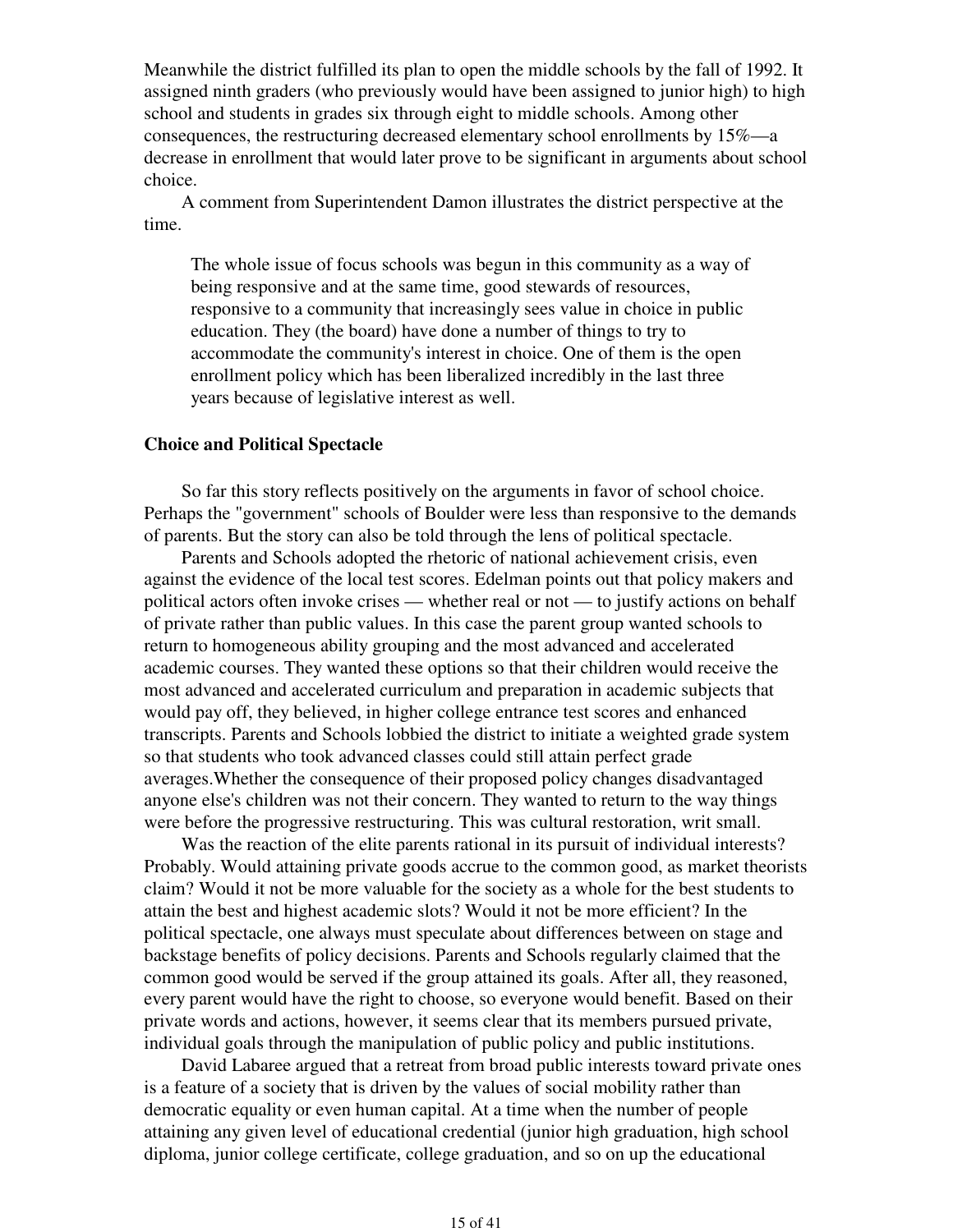Meanwhile the district fulfilled its plan to open the middle schools by the fall of 1992. It assigned ninth graders (who previously would have been assigned to junior high) to high school and students in grades six through eight to middle schools. Among other consequences, the restructuring decreased elementary school enrollments by 15%—a decrease in enrollment that would later prove to be significant in arguments about school choice.

A comment from Superintendent Damon illustrates the district perspective at the time.

> The whole issue of focus schools was begun in this community as a way of being responsive and at the same time, good stewards of resources, responsive to a community that increasingly sees value in choice in public education. They (the board) have done a number of things to try to accommodate the community's interest in choice. One of them is the open enrollment policy which has been liberalized incredibly in the last three years because of legislative interest as well.

### Choice and Political Spectacle

So far this story reflects positively on the arguments in favor of school choice. Perhaps the "government" schools of Boulder were less than responsive to the demands of parents. But the story can also be told through the lens of political spectacle.

Parents and Schools adopted the rhetoric of national achievement crisis, even against the evidence of the local test scores. Edelman points out that policy makers and political actors often invoke crises — whether real or not — to justify actions on behalf of private rather than public values. In this case the parent group wanted schools to return to homogeneous ability grouping and the most advanced and accelerated academic courses. They wanted these options so that their children would receive the most advanced and accelerated curriculum and preparation in academic subjects that would pay off, they believed, in higher college entrance test scores and enhanced transcripts. Parents and Schools lobbied the district to initiate a weighted grade system so that students who took advanced classes could still attain perfect grade averages.Whether the consequence of their proposed policy changes disadvantaged anyone else's children was not their concern. They wanted to return to the way things were before the progressive restructuring. This was cultural restoration, writ small.

Was the reaction of the elite parents rational in its pursuit of individual interests? Probably. Would attaining private goods accrue to the common good, as market theorists claim? Would it not be more valuable for the society as a whole for the best students to attain the best and highest academic slots? Would it not be more efficient? In the political spectacle, one always must speculate about differences between on stage and backstage benefits of policy decisions. Parents and Schools regularly claimed that the common good would be served if the group attained its goals. After all, they reasoned, every parent would have the right to choose, so everyone would benefit. Based on their private words and actions, however, it seems clear that its members pursued private, individual goals through the manipulation of public policy and public institutions.

David Labaree argued that a retreat from broad public interests toward private ones is a feature of a society that is driven by the values of social mobility rather than democratic equality or even human capital. At a time when the number of people attaining any given level of educational credential (junior high graduation, high school diploma, junior college certificate, college graduation, and so on up the educational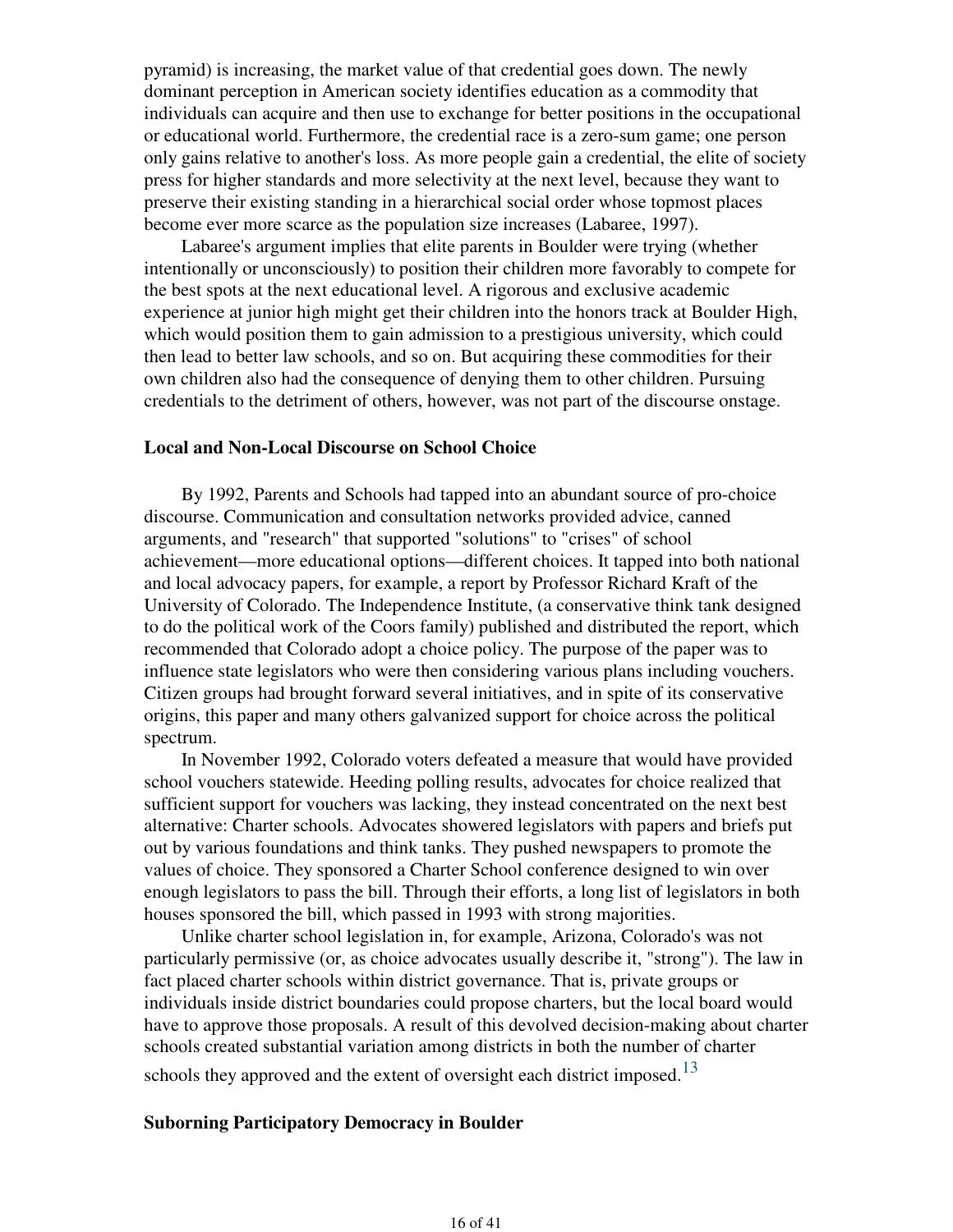pyramid) is increasing, the market value of that credential goes down. The newly dominant perception in American society identifies education as a commodity that individuals can acquire and then use to exchange for better positions in the occupational or educational world. Furthermore, the credential race is a zero-sum game; one person only gains relative to another's loss. As more people gain a credential, the elite of society press for higher standards and more selectivity at the next level, because they want to preserve their existing standing in a hierarchical social order whose topmost places become ever more scarce as the population size increases (Labaree, 1997).

Labaree's argument implies that elite parents in Boulder were trying (whether intentionally or unconsciously) to position their children more favorably to compete for the best spots at the next educational level. A rigorous and exclusive academic experience at junior high might get their children into the honors track at Boulder High, which would position them to gain admission to a prestigious university, which could then lead to better law schools, and so on. But acquiring these commodities for their own children also had the consequence of denying them to other children. Pursuing credentials to the detriment of others, however, was not part of the discourse onstage.

### Local and Non-Local Discourse on School Choice

By 1992, Parents and Schools had tapped into an abundant source of pro-choice discourse. Communication and consultation networks provided advice, canned arguments, and "research" that supported "solutions" to "crises" of school achievement—more educational options—different choices. It tapped into both national and local advocacy papers, for example, a report by Professor Richard Kraft of the University of Colorado. The Independence Institute, (a conservative think tank designed to do the political work of the Coors family) published and distributed the report, which recommended that Colorado adopt a choice policy. The purpose of the paper was to influence state legislators who were then considering various plans including vouchers. Citizen groups had brought forward several initiatives, and in spite of its conservative origins, this paper and many others galvanized support for choice across the political spectrum.

In November 1992, Colorado voters defeated a measure that would have provided school vouchers statewide. Heeding polling results, advocates for choice realized that sufficient support for vouchers was lacking, they instead concentrated on the next best alternative: Charter schools. Advocates showered legislators with papers and briefs put out by various foundations and think tanks. They pushed newspapers to promote the values of choice. They sponsored a Charter School conference designed to win over enough legislators to pass the bill. Through their efforts, a long list of legislators in both houses sponsored the bill, which passed in 1993 with strong majorities.

Unlike charter school legislation in, for example, Arizona, Colorado's was not particularly permissive (or, as choice advocates usually describe it, "strong"). The law in fact placed charter schools within district governance. That is, private groups or individuals inside district boundaries could propose charters, but the local board would have to approve those proposals. A result of this devolved decision-making about charter schools created substantial variation among districts in both the number of charter schools they approved and the extent of oversight each district imposed.[13]

### Suborning Participatory Democracy in Boulder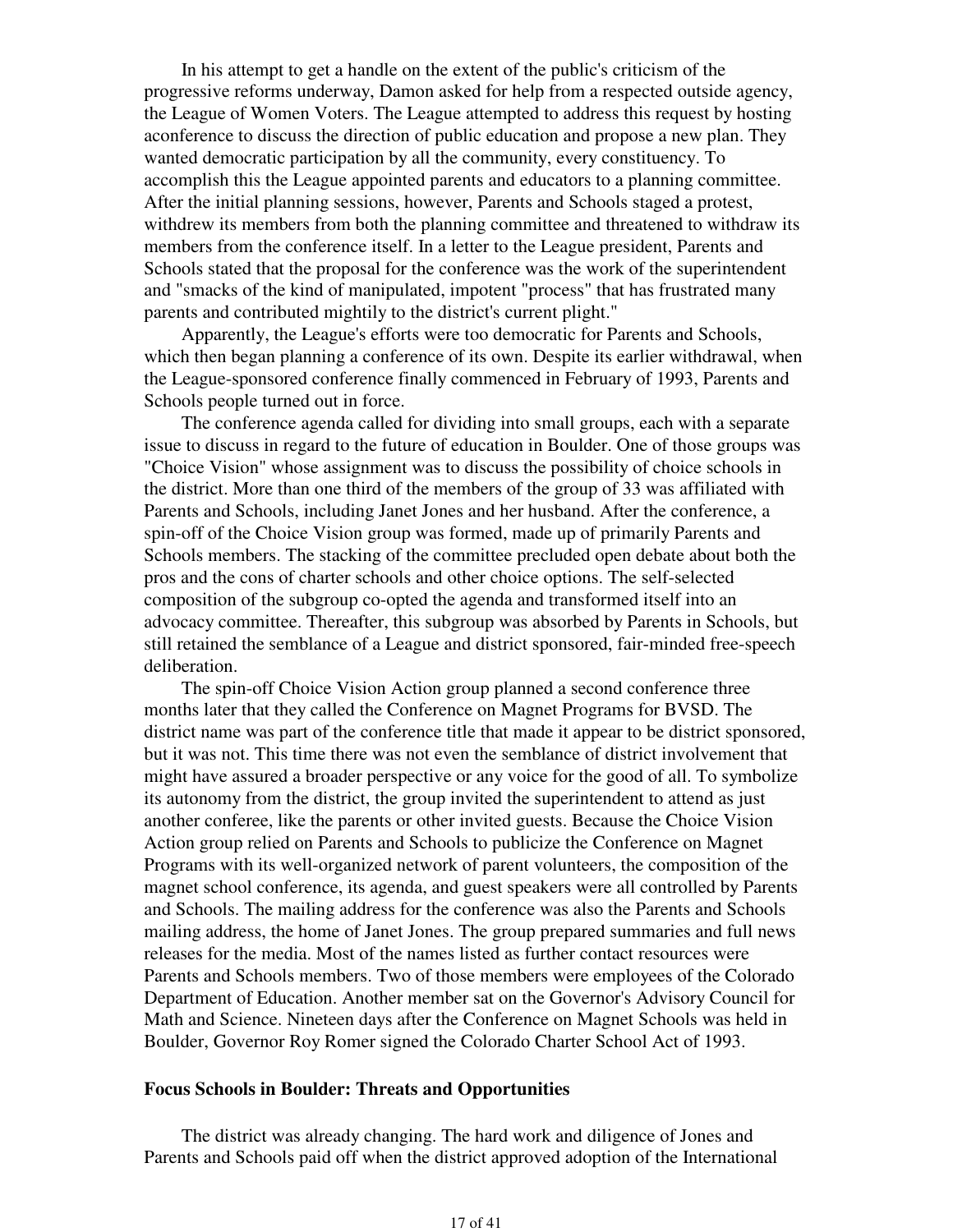In his attempt to get a handle on the extent of the public's criticism of the progressive reforms underway, Damon asked for help from a respected outside agency, the League of Women Voters. The League attempted to address this request by hosting aconference to discuss the direction of public education and propose a new plan. They wanted democratic participation by all the community, every constituency. To accomplish this the League appointed parents and educators to a planning committee. After the initial planning sessions, however, Parents and Schools staged a protest, withdrew its members from both the planning committee and threatened to withdraw its members from the conference itself. In a letter to the League president, Parents and Schools stated that the proposal for the conference was the work of the superintendent and "smacks of the kind of manipulated, impotent "process" that has frustrated many parents and contributed mightily to the district's current plight."

Apparently, the League's efforts were too democratic for Parents and Schools, which then began planning a conference of its own. Despite its earlier withdrawal, when the League-sponsored conference finally commenced in February of 1993, Parents and Schools people turned out in force.

The conference agenda called for dividing into small groups, each with a separate issue to discuss in regard to the future of education in Boulder. One of those groups was "Choice Vision" whose assignment was to discuss the possibility of choice schools in the district. More than one third of the members of the group of 33 was affiliated with Parents and Schools, including Janet Jones and her husband. After the conference, a spin-off of the Choice Vision group was formed, made up of primarily Parents and Schools members. The stacking of the committee precluded open debate about both the pros and the cons of charter schools and other choice options. The self-selected composition of the subgroup co-opted the agenda and transformed itself into an advocacy committee. Thereafter, this subgroup was absorbed by Parents in Schools, but still retained the semblance of a League and district sponsored, fair-minded free-speech deliberation.

The spin-off Choice Vision Action group planned a second conference three months later that they called the Conference on Magnet Programs for BVSD. The district name was part of the conference title that made it appear to be district sponsored, but it was not. This time there was not even the semblance of district involvement that might have assured a broader perspective or any voice for the good of all. To symbolize its autonomy from the district, the group invited the superintendent to attend as just another conferee, like the parents or other invited guests. Because the Choice Vision Action group relied on Parents and Schools to publicize the Conference on Magnet Programs with its well-organized network of parent volunteers, the composition of the magnet school conference, its agenda, and guest speakers were all controlled by Parents and Schools. The mailing address for the conference was also the Parents and Schools mailing address, the home of Janet Jones. The group prepared summaries and full news releases for the media. Most of the names listed as further contact resources were Parents and Schools members. Two of those members were employees of the Colorado Department of Education. Another member sat on the Governor's Advisory Council for Math and Science. Nineteen days after the Conference on Magnet Schools was held in Boulder, Governor Roy Romer signed the Colorado Charter School Act of 1993.

### Focus Schools in Boulder: Threats and Opportunities

The district was already changing. The hard work and diligence of Jones and Parents and Schools paid off when the district approved adoption of the International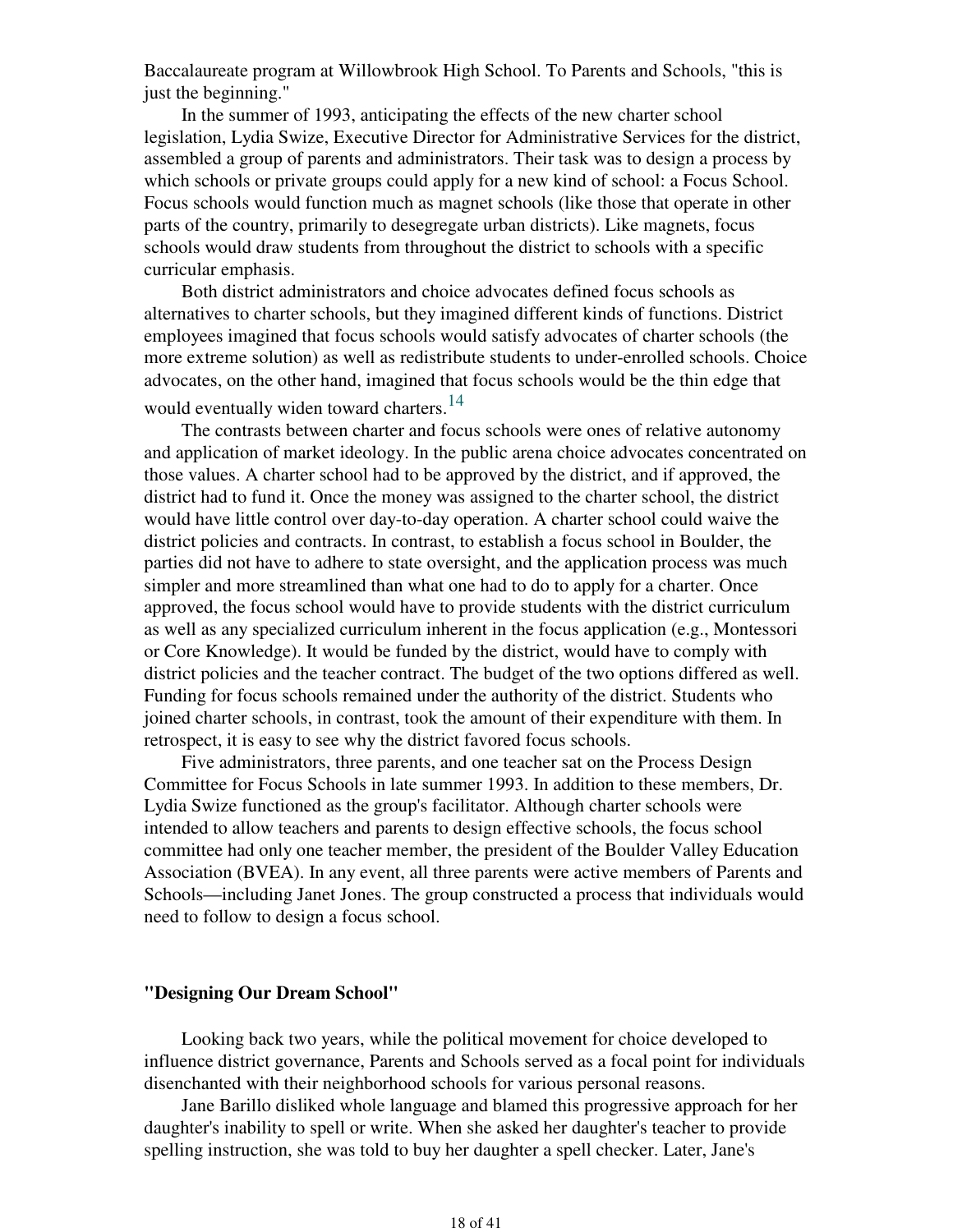Baccalaureate program at Willowbrook High School. To Parents and Schools, "this is just the beginning."

In the summer of 1993, anticipating the effects of the new charter school legislation, Lydia Swize, Executive Director for Administrative Services for the district, assembled a group of parents and administrators. Their task was to design a process by which schools or private groups could apply for a new kind of school: a Focus School. Focus schools would function much as magnet schools (like those that operate in other parts of the country, primarily to desegregate urban districts). Like magnets, focus schools would draw students from throughout the district to schools with a specific curricular emphasis.

Both district administrators and choice advocates defined focus schools as alternatives to charter schools, but they imagined different kinds of functions. District employees imagined that focus schools would satisfy advocates of charter schools (the more extreme solution) as well as redistribute students to under-enrolled schools. Choice advocates, on the other hand, imagined that focus schools would be the thin edge that would eventually widen toward charters.[14]

The contrasts between charter and focus schools were ones of relative autonomy and application of market ideology. In the public arena choice advocates concentrated on those values. A charter school had to be approved by the district, and if approved, the district had to fund it. Once the money was assigned to the charter school, the district would have little control over day-to-day operation. A charter school could waive the district policies and contracts. In contrast, to establish a focus school in Boulder, the parties did not have to adhere to state oversight, and the application process was much simpler and more streamlined than what one had to do to apply for a charter. Once approved, the focus school would have to provide students with the district curriculum as well as any specialized curriculum inherent in the focus application (e.g., Montessori or Core Knowledge). It would be funded by the district, would have to comply with district policies and the teacher contract. The budget of the two options differed as well. Funding for focus schools remained under the authority of the district. Students who joined charter schools, in contrast, took the amount of their expenditure with them. In retrospect, it is easy to see why the district favored focus schools.

Five administrators, three parents, and one teacher sat on the Process Design Committee for Focus Schools in late summer 1993. In addition to these members, Dr. Lydia Swize functioned as the group's facilitator. Although charter schools were intended to allow teachers and parents to design effective schools, the focus school committee had only one teacher member, the president of the Boulder Valley Education Association (BVEA). In any event, all three parents were active members of Parents and Schools—including Janet Jones. The group constructed a process that individuals would need to follow to design a focus school.

### "Designing Our Dream School"

Looking back two years, while the political movement for choice developed to influence district governance, Parents and Schools served as a focal point for individuals disenchanted with their neighborhood schools for various personal reasons.

Jane Barillo disliked whole language and blamed this progressive approach for her daughter's inability to spell or write. When she asked her daughter's teacher to provide spelling instruction, she was told to buy her daughter a spell checker. Later, Jane's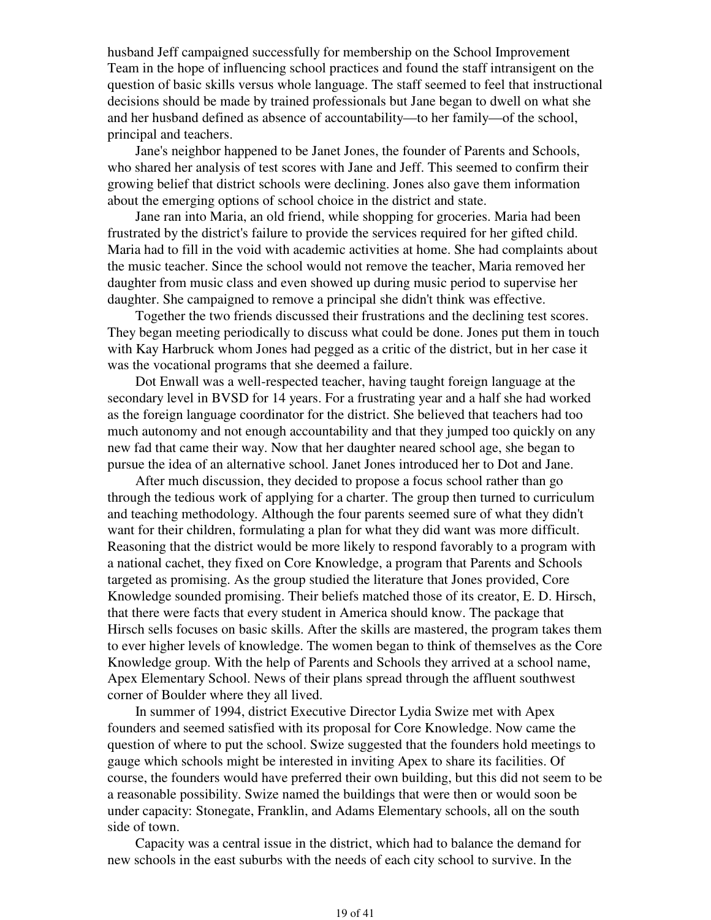husband Jeff campaigned successfully for membership on the School Improvement Team in the hope of influencing school practices and found the staff intransigent on the question of basic skills versus whole language. The staff seemed to feel that instructional decisions should be made by trained professionals but Jane began to dwell on what she and her husband defined as absence of accountability—to her family—of the school, principal and teachers.

Jane's neighbor happened to be Janet Jones, the founder of Parents and Schools, who shared her analysis of test scores with Jane and Jeff. This seemed to confirm their growing belief that district schools were declining. Jones also gave them information about the emerging options of school choice in the district and state.

Jane ran into Maria, an old friend, while shopping for groceries. Maria had been frustrated by the district's failure to provide the services required for her gifted child. Maria had to fill in the void with academic activities at home. She had complaints about the music teacher. Since the school would not remove the teacher, Maria removed her daughter from music class and even showed up during music period to supervise her daughter. She campaigned to remove a principal she didn't think was effective.

Together the two friends discussed their frustrations and the declining test scores. They began meeting periodically to discuss what could be done. Jones put them in touch with Kay Harbruck whom Jones had pegged as a critic of the district, but in her case it was the vocational programs that she deemed a failure.

Dot Enwall was a well-respected teacher, having taught foreign language at the secondary level in BVSD for 14 years. For a frustrating year and a half she had worked as the foreign language coordinator for the district. She believed that teachers had too much autonomy and not enough accountability and that they jumped too quickly on any new fad that came their way. Now that her daughter neared school age, she began to pursue the idea of an alternative school. Janet Jones introduced her to Dot and Jane.

After much discussion, they decided to propose a focus school rather than go through the tedious work of applying for a charter. The group then turned to curriculum and teaching methodology. Although the four parents seemed sure of what they didn't want for their children, formulating a plan for what they did want was more difficult. Reasoning that the district would be more likely to respond favorably to a program with a national cachet, they fixed on Core Knowledge, a program that Parents and Schools targeted as promising. As the group studied the literature that Jones provided, Core Knowledge sounded promising. Their beliefs matched those of its creator, E. D. Hirsch, that there were facts that every student in America should know. The package that Hirsch sells focuses on basic skills. After the skills are mastered, the program takes them to ever higher levels of knowledge. The women began to think of themselves as the Core Knowledge group. With the help of Parents and Schools they arrived at a school name, Apex Elementary School. News of their plans spread through the affluent southwest corner of Boulder where they all lived.

In summer of 1994, district Executive Director Lydia Swize met with Apex founders and seemed satisfied with its proposal for Core Knowledge. Now came the question of where to put the school. Swize suggested that the founders hold meetings to gauge which schools might be interested in inviting Apex to share its facilities. Of course, the founders would have preferred their own building, but this did not seem to be a reasonable possibility. Swize named the buildings that were then or would soon be under capacity: Stonegate, Franklin, and Adams Elementary schools, all on the south side of town.

Capacity was a central issue in the district, which had to balance the demand for new schools in the east suburbs with the needs of each city school to survive. In the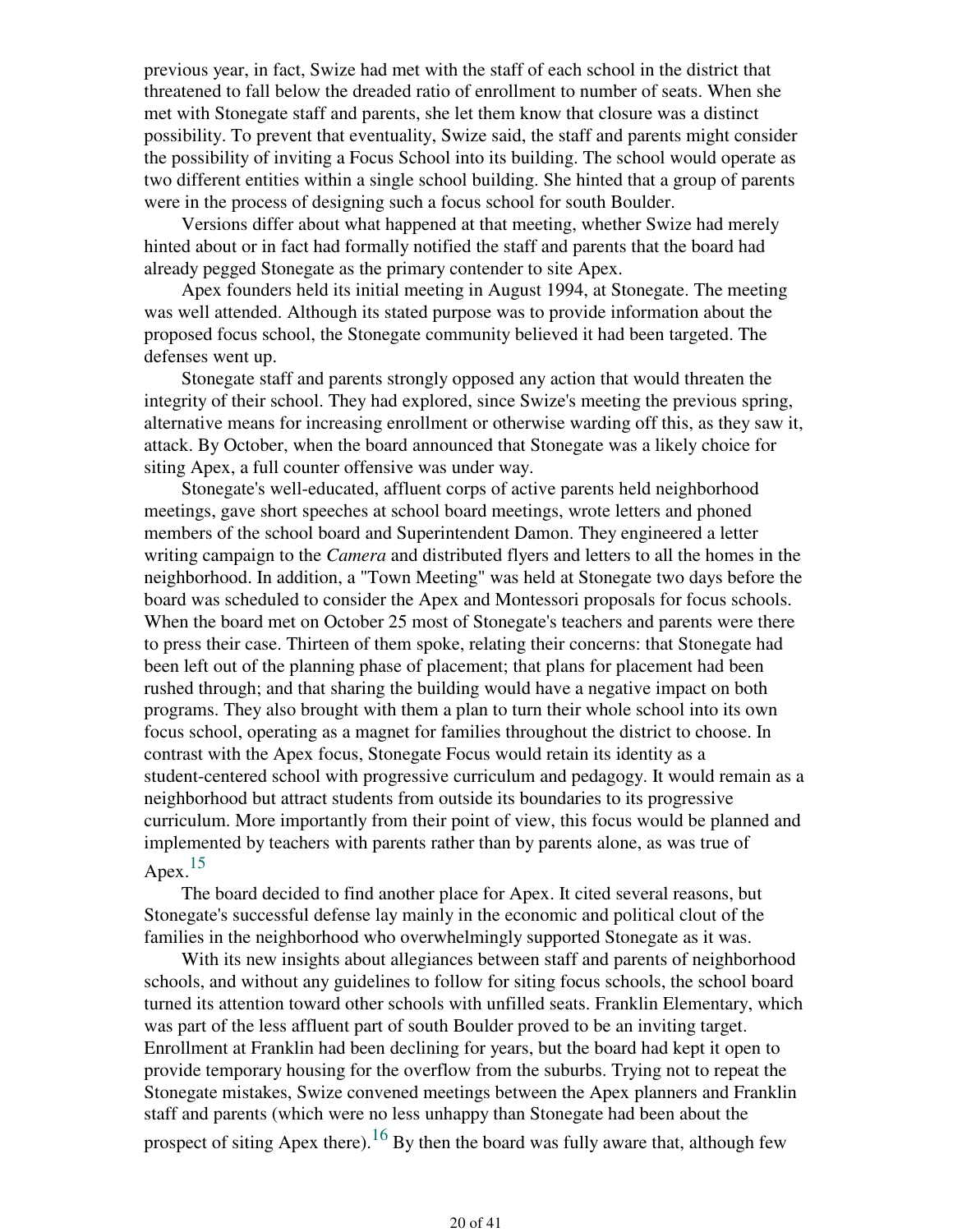previous year, in fact, Swize had met with the staff of each school in the district that threatened to fall below the dreaded ratio of enrollment to number of seats. When she met with Stonegate staff and parents, she let them know that closure was a distinct possibility. To prevent that eventuality, Swize said, the staff and parents might consider the possibility of inviting a Focus School into its building. The school would operate as two different entities within a single school building. She hinted that a group of parents were in the process of designing such a focus school for south Boulder.

Versions differ about what happened at that meeting, whether Swize had merely hinted about or in fact had formally notified the staff and parents that the board had already pegged Stonegate as the primary contender to site Apex.

Apex founders held its initial meeting in August 1994, at Stonegate. The meeting was well attended. Although its stated purpose was to provide information about the proposed focus school, the Stonegate community believed it had been targeted. The defenses went up.

Stonegate staff and parents strongly opposed any action that would threaten the integrity of their school. They had explored, since Swize's meeting the previous spring, alternative means for increasing enrollment or otherwise warding off this, as they saw it, attack. By October, when the board announced that Stonegate was a likely choice for siting Apex, a full counter offensive was under way.

Stonegate's well-educated, affluent corps of active parents held neighborhood meetings, gave short speeches at school board meetings, wrote letters and phoned members of the school board and Superintendent Damon. They engineered a letter writing campaign to the *Camera* and distributed flyers and letters to all the homes in the neighborhood. In addition, a "Town Meeting" was held at Stonegate two days before the board was scheduled to consider the Apex and Montessori proposals for focus schools. When the board met on October 25 most of Stonegate's teachers and parents were there to press their case. Thirteen of them spoke, relating their concerns: that Stonegate had been left out of the planning phase of placement; that plans for placement had been rushed through; and that sharing the building would have a negative impact on both programs. They also brought with them a plan to turn their whole school into its own focus school, operating as a magnet for families throughout the district to choose. In contrast with the Apex focus, Stonegate Focus would retain its identity as a student-centered school with progressive curriculum and pedagogy. It would remain as a neighborhood but attract students from outside its boundaries to its progressive curriculum. More importantly from their point of view, this focus would be planned and implemented by teachers with parents rather than by parents alone, as was true of Apex.[15]

The board decided to find another place for Apex. It cited several reasons, but Stonegate's successful defense lay mainly in the economic and political clout of the families in the neighborhood who overwhelmingly supported Stonegate as it was.

With its new insights about allegiances between staff and parents of neighborhood schools, and without any guidelines to follow for siting focus schools, the school board turned its attention toward other schools with unfilled seats. Franklin Elementary, which was part of the less affluent part of south Boulder proved to be an inviting target. Enrollment at Franklin had been declining for years, but the board had kept it open to provide temporary housing for the overflow from the suburbs. Trying not to repeat the Stonegate mistakes, Swize convened meetings between the Apex planners and Franklin staff and parents (which were no less unhappy than Stonegate had been about the prospect of siting Apex there).[16] By then the board was fully aware that, although few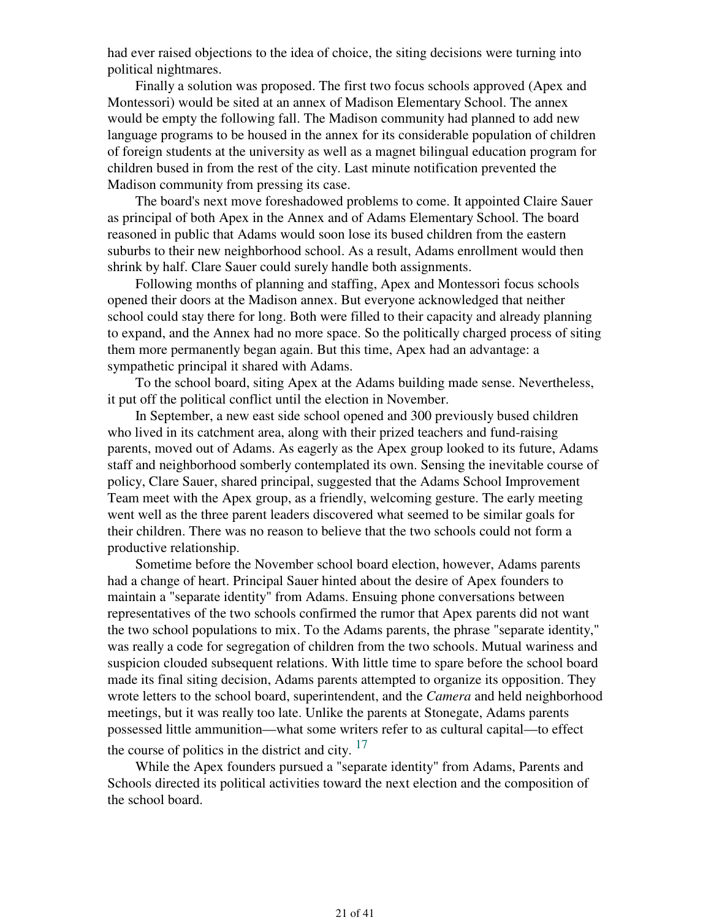had ever raised objections to the idea of choice, the siting decisions were turning into political nightmares.

Finally a solution was proposed. The first two focus schools approved (Apex and Montessori) would be sited at an annex of Madison Elementary School. The annex would be empty the following fall. The Madison community had planned to add new language programs to be housed in the annex for its considerable population of children of foreign students at the university as well as a magnet bilingual education program for children bused in from the rest of the city. Last minute notification prevented the Madison community from pressing its case.

The board's next move foreshadowed problems to come. It appointed Claire Sauer as principal of both Apex in the Annex and of Adams Elementary School. The board reasoned in public that Adams would soon lose its bused children from the eastern suburbs to their new neighborhood school. As a result, Adams enrollment would then shrink by half. Clare Sauer could surely handle both assignments.

Following months of planning and staffing, Apex and Montessori focus schools opened their doors at the Madison annex. But everyone acknowledged that neither school could stay there for long. Both were filled to their capacity and already planning to expand, and the Annex had no more space. So the politically charged process of siting them more permanently began again. But this time, Apex had an advantage: a sympathetic principal it shared with Adams.

To the school board, siting Apex at the Adams building made sense. Nevertheless, it put off the political conflict until the election in November.

In September, a new east side school opened and 300 previously bused children who lived in its catchment area, along with their prized teachers and fund-raising parents, moved out of Adams. As eagerly as the Apex group looked to its future, Adams staff and neighborhood somberly contemplated its own. Sensing the inevitable course of policy, Clare Sauer, shared principal, suggested that the Adams School Improvement Team meet with the Apex group, as a friendly, welcoming gesture. The early meeting went well as the three parent leaders discovered what seemed to be similar goals for their children. There was no reason to believe that the two schools could not form a productive relationship.

Sometime before the November school board election, however, Adams parents had a change of heart. Principal Sauer hinted about the desire of Apex founders to maintain a "separate identity" from Adams. Ensuing phone conversations between representatives of the two schools confirmed the rumor that Apex parents did not want the two school populations to mix. To the Adams parents, the phrase "separate identity," was really a code for segregation of children from the two schools. Mutual wariness and suspicion clouded subsequent relations. With little time to spare before the school board made its final siting decision, Adams parents attempted to organize its opposition. They wrote letters to the school board, superintendent, and the *Camera* and held neighborhood meetings, but it was really too late. Unlike the parents at Stonegate, Adams parents possessed little ammunition—what some writers refer to as cultural capital—to effect the course of politics in the district and city. [17]

While the Apex founders pursued a "separate identity" from Adams, Parents and Schools directed its political activities toward the next election and the composition of the school board.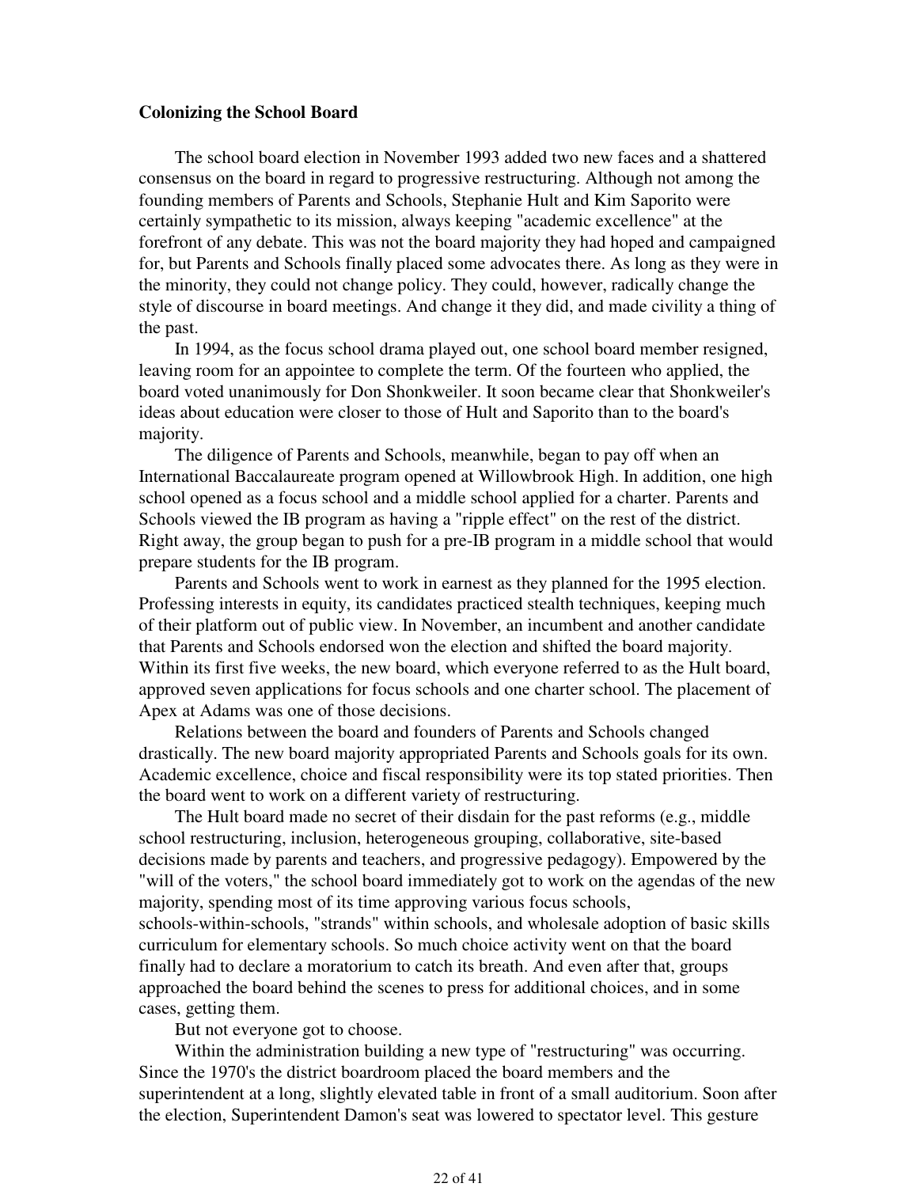**Colonizing the School Board**

The school board election in November 1993 added two new faces and a shattered consensus on the board in regard to progressive restructuring. Although not among the founding members of Parents and Schools, Stephanie Hult and Kim Saporito were certainly sympathetic to its mission, always keeping "academic excellence" at the forefront of any debate. This was not the board majority they had hoped and campaigned for, but Parents and Schools finally placed some advocates there. As long as they were in the minority, they could not change policy. They could, however, radically change the style of discourse in board meetings. And change it they did, and made civility a thing of the past.

In 1994, as the focus school drama played out, one school board member resigned, leaving room for an appointee to complete the term. Of the fourteen who applied, the board voted unanimously for Don Shonkweiler. It soon became clear that Shonkweiler's ideas about education were closer to those of Hult and Saporito than to the board's majority.

The diligence of Parents and Schools, meanwhile, began to pay off when an International Baccalaureate program opened at Willowbrook High. In addition, one high school opened as a focus school and a middle school applied for a charter. Parents and Schools viewed the IB program as having a "ripple effect" on the rest of the district. Right away, the group began to push for a pre-IB program in a middle school that would prepare students for the IB program.

Parents and Schools went to work in earnest as they planned for the 1995 election. Professing interests in equity, its candidates practiced stealth techniques, keeping much of their platform out of public view. In November, an incumbent and another candidate that Parents and Schools endorsed won the election and shifted the board majority. Within its first five weeks, the new board, which everyone referred to as the Hult board, approved seven applications for focus schools and one charter school. The placement of Apex at Adams was one of those decisions.

Relations between the board and founders of Parents and Schools changed drastically. The new board majority appropriated Parents and Schools goals for its own. Academic excellence, choice and fiscal responsibility were its top stated priorities. Then the board went to work on a different variety of restructuring.

The Hult board made no secret of their disdain for the past reforms (e.g., middle school restructuring, inclusion, heterogeneous grouping, collaborative, site-based decisions made by parents and teachers, and progressive pedagogy). Empowered by the "will of the voters," the school board immediately got to work on the agendas of the new majority, spending most of its time approving various focus schools, schools-within-schools, "strands" within schools, and wholesale adoption of basic skills curriculum for elementary schools. So much choice activity went on that the board finally had to declare a moratorium to catch its breath. And even after that, groups approached the board behind the scenes to press for additional choices, and in some cases, getting them.

But not everyone got to choose.

Within the administration building a new type of "restructuring" was occurring. Since the 1970's the district boardroom placed the board members and the superintendent at a long, slightly elevated table in front of a small auditorium. Soon after the election, Superintendent Damon's seat was lowered to spectator level. This gesture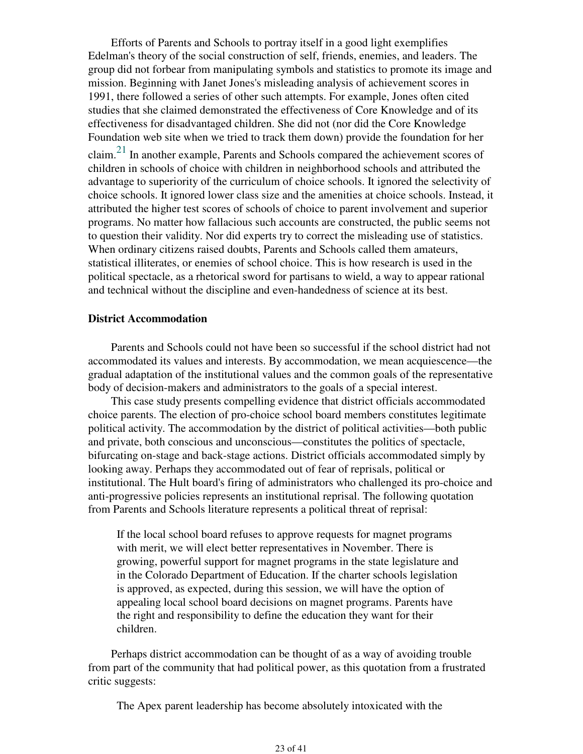Efforts of Parents and Schools to portray itself in a good light exemplifies Edelman's theory of the social construction of self, friends, enemies, and leaders. The group did not forbear from manipulating symbols and statistics to promote its image and mission. Beginning with Janet Jones's misleading analysis of achievement scores in 1991, there followed a series of other such attempts. For example, Jones often cited studies that she claimed demonstrated the effectiveness of Core Knowledge and of its effectiveness for disadvantaged children. She did not (nor did the Core Knowledge Foundation web site when we tried to track them down) provide the foundation for her claim.[21] In another example, Parents and Schools compared the achievement scores of children in schools of choice with children in neighborhood schools and attributed the advantage to superiority of the curriculum of choice schools. It ignored the selectivity of choice schools. It ignored lower class size and the amenities at choice schools. Instead, it attributed the higher test scores of schools of choice to parent involvement and superior programs. No matter how fallacious such accounts are constructed, the public seems not to question their validity. Nor did experts try to correct the misleading use of statistics. When ordinary citizens raised doubts, Parents and Schools called them amateurs, statistical illiterates, or enemies of school choice. This is how research is used in the political spectacle, as a rhetorical sword for partisans to wield, a way to appear rational and technical without the discipline and even-handedness of science at its best.

**District Accommodation**

Parents and Schools could not have been so successful if the school district had not accommodated its values and interests. By accommodation, we mean acquiescence—the gradual adaptation of the institutional values and the common goals of the representative body of decision-makers and administrators to the goals of a special interest.

This case study presents compelling evidence that district officials accommodated choice parents. The election of pro-choice school board members constitutes legitimate political activity. The accommodation by the district of political activities—both public and private, both conscious and unconscious—constitutes the politics of spectacle, bifurcating on-stage and back-stage actions. District officials accommodated simply by looking away. Perhaps they accommodated out of fear of reprisals, political or institutional. The Hult board's firing of administrators who challenged its pro-choice and anti-progressive policies represents an institutional reprisal. The following quotation from Parents and Schools literature represents a political threat of reprisal:

> If the local school board refuses to approve requests for magnet programs with merit, we will elect better representatives in November. There is growing, powerful support for magnet programs in the state legislature and in the Colorado Department of Education. If the charter schools legislation is approved, as expected, during this session, we will have the option of appealing local school board decisions on magnet programs. Parents have the right and responsibility to define the education they want for their children.

Perhaps district accommodation can be thought of as a way of avoiding trouble from part of the community that had political power, as this quotation from a frustrated critic suggests:

> The Apex parent leadership has become absolutely intoxicated with the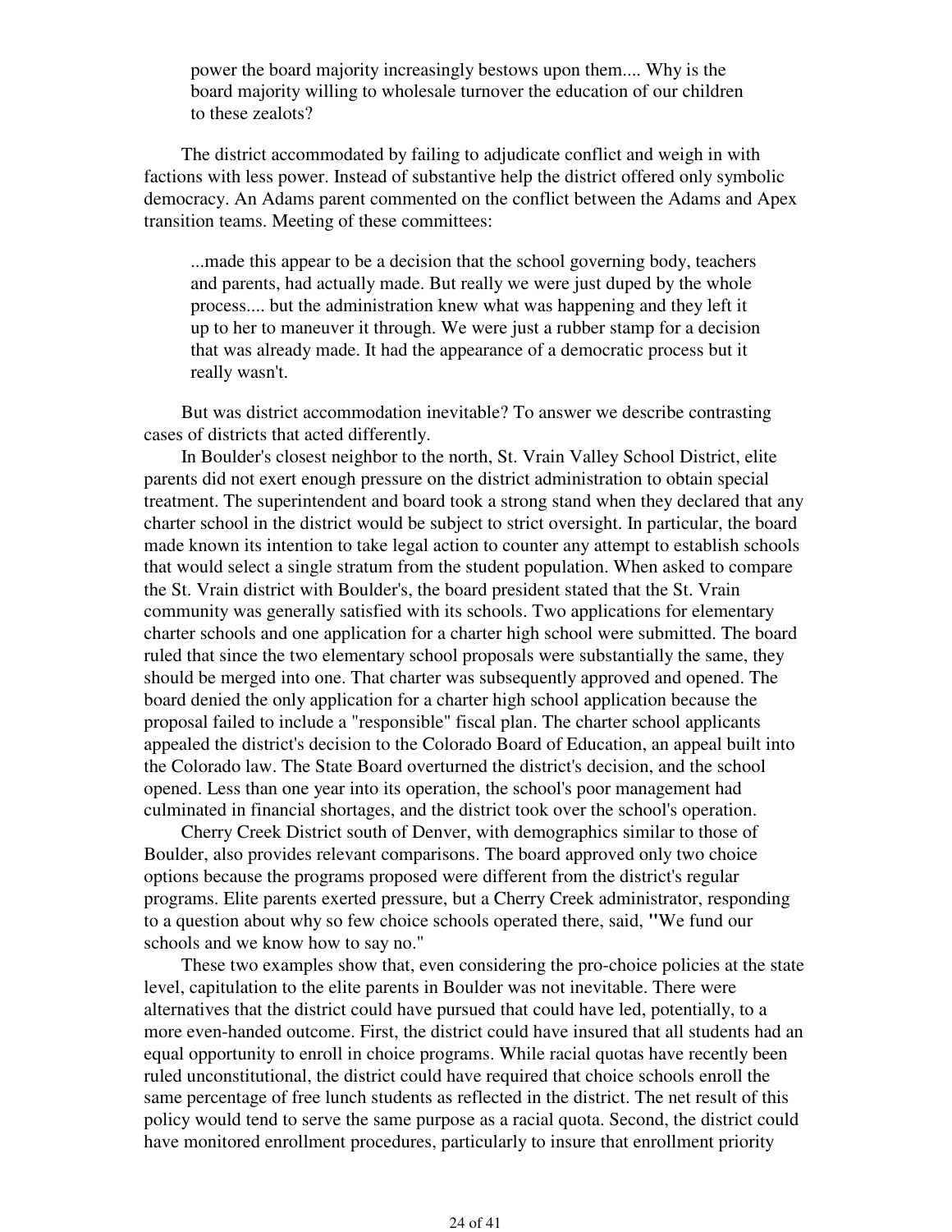> power the board majority increasingly bestows upon them.... Why is the board majority willing to wholesale turnover the education of our children to these zealots?

The district accommodated by failing to adjudicate conflict and weigh in with factions with less power. Instead of substantive help the district offered only symbolic democracy. An Adams parent commented on the conflict between the Adams and Apex transition teams. Meeting of these committees:

> ...made this appear to be a decision that the school governing body, teachers and parents, had actually made. But really we were just duped by the whole process.... but the administration knew what was happening and they left it up to her to maneuver it through. We were just a rubber stamp for a decision that was already made. It had the appearance of a democratic process but it really wasn't.

But was district accommodation inevitable? To answer we describe contrasting cases of districts that acted differently.

In Boulder's closest neighbor to the north, St. Vrain Valley School District, elite parents did not exert enough pressure on the district administration to obtain special treatment. The superintendent and board took a strong stand when they declared that any charter school in the district would be subject to strict oversight. In particular, the board made known its intention to take legal action to counter any attempt to establish schools that would select a single stratum from the student population. When asked to compare the St. Vrain district with Boulder's, the board president stated that the St. Vrain community was generally satisfied with its schools. Two applications for elementary charter schools and one application for a charter high school were submitted. The board ruled that since the two elementary school proposals were substantially the same, they should be merged into one. That charter was subsequently approved and opened. The board denied the only application for a charter high school application because the proposal failed to include a "responsible" fiscal plan. The charter school applicants appealed the district's decision to the Colorado Board of Education, an appeal built into the Colorado law. The State Board overturned the district's decision, and the school opened. Less than one year into its operation, the school's poor management had culminated in financial shortages, and the district took over the school's operation.

Cherry Creek District south of Denver, with demographics similar to those of Boulder, also provides relevant comparisons. The board approved only two choice options because the programs proposed were different from the district's regular programs. Elite parents exerted pressure, but a Cherry Creek administrator, responding to a question about why so few choice schools operated there, said, "We fund our schools and we know how to say no."

These two examples show that, even considering the pro-choice policies at the state level, capitulation to the elite parents in Boulder was not inevitable. There were alternatives that the district could have pursued that could have led, potentially, to a more even-handed outcome. First, the district could have insured that all students had an equal opportunity to enroll in choice programs. While racial quotas have recently been ruled unconstitutional, the district could have required that choice schools enroll the same percentage of free lunch students as reflected in the district. The net result of this policy would tend to serve the same purpose as a racial quota. Second, the district could have monitored enrollment procedures, particularly to insure that enrollment priority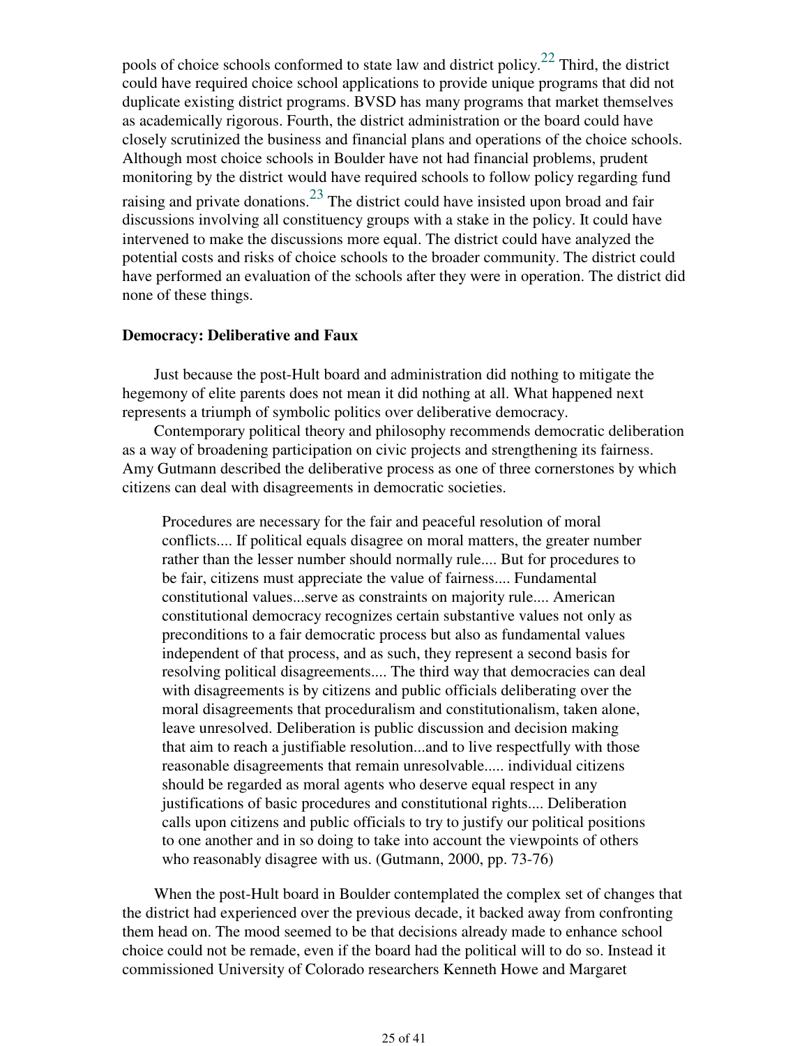pools of choice schools conformed to state law and district policy.[22] Third, the district could have required choice school applications to provide unique programs that did not duplicate existing district programs. BVSD has many programs that market themselves as academically rigorous. Fourth, the district administration or the board could have closely scrutinized the business and financial plans and operations of the choice schools. Although most choice schools in Boulder have not had financial problems, prudent monitoring by the district would have required schools to follow policy regarding fund raising and private donations.[23] The district could have insisted upon broad and fair discussions involving all constituency groups with a stake in the policy. It could have intervened to make the discussions more equal. The district could have analyzed the potential costs and risks of choice schools to the broader community. The district could have performed an evaluation of the schools after they were in operation. The district did none of these things.

### Democracy: Deliberative and Faux

Just because the post-Hult board and administration did nothing to mitigate the hegemony of elite parents does not mean it did nothing at all. What happened next represents a triumph of symbolic politics over deliberative democracy.

Contemporary political theory and philosophy recommends democratic deliberation as a way of broadening participation on civic projects and strengthening its fairness. Amy Gutmann described the deliberative process as one of three cornerstones by which citizens can deal with disagreements in democratic societies.

> Procedures are necessary for the fair and peaceful resolution of moral conflicts.... If political equals disagree on moral matters, the greater number rather than the lesser number should normally rule.... But for procedures to be fair, citizens must appreciate the value of fairness.... Fundamental constitutional values...serve as constraints on majority rule.... American constitutional democracy recognizes certain substantive values not only as preconditions to a fair democratic process but also as fundamental values independent of that process, and as such, they represent a second basis for resolving political disagreements.... The third way that democracies can deal with disagreements is by citizens and public officials deliberating over the moral disagreements that proceduralism and constitutionalism, taken alone, leave unresolved. Deliberation is public discussion and decision making that aim to reach a justifiable resolution...and to live respectfully with those reasonable disagreements that remain unresolvable..... individual citizens should be regarded as moral agents who deserve equal respect in any justifications of basic procedures and constitutional rights.... Deliberation calls upon citizens and public officials to try to justify our political positions to one another and in so doing to take into account the viewpoints of others who reasonably disagree with us. (Gutmann, 2000, pp. 73-76)

When the post-Hult board in Boulder contemplated the complex set of changes that the district had experienced over the previous decade, it backed away from confronting them head on. The mood seemed to be that decisions already made to enhance school choice could not be remade, even if the board had the political will to do so. Instead it commissioned University of Colorado researchers Kenneth Howe and Margaret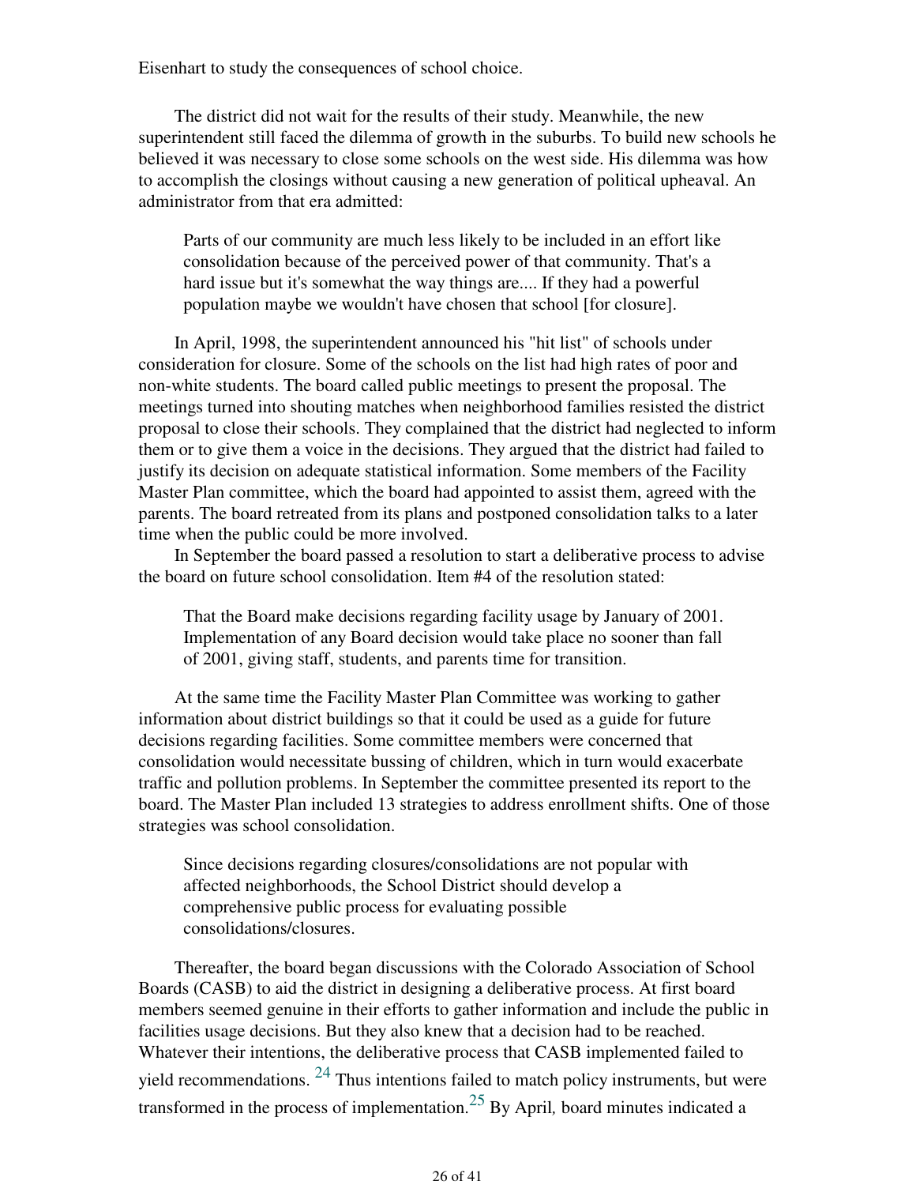Eisenhart to study the consequences of school choice.

The district did not wait for the results of their study. Meanwhile, the new superintendent still faced the dilemma of growth in the suburbs. To build new schools he believed it was necessary to close some schools on the west side. His dilemma was how to accomplish the closings without causing a new generation of political upheaval. An administrator from that era admitted:

> Parts of our community are much less likely to be included in an effort like consolidation because of the perceived power of that community. That's a hard issue but it's somewhat the way things are.... If they had a powerful population maybe we wouldn't have chosen that school [for closure].

In April, 1998, the superintendent announced his "hit list" of schools under consideration for closure. Some of the schools on the list had high rates of poor and non-white students. The board called public meetings to present the proposal. The meetings turned into shouting matches when neighborhood families resisted the district proposal to close their schools. They complained that the district had neglected to inform them or to give them a voice in the decisions. They argued that the district had failed to justify its decision on adequate statistical information. Some members of the Facility Master Plan committee, which the board had appointed to assist them, agreed with the parents. The board retreated from its plans and postponed consolidation talks to a later time when the public could be more involved.

In September the board passed a resolution to start a deliberative process to advise the board on future school consolidation. Item #4 of the resolution stated:

> That the Board make decisions regarding facility usage by January of 2001. Implementation of any Board decision would take place no sooner than fall of 2001, giving staff, students, and parents time for transition.

At the same time the Facility Master Plan Committee was working to gather information about district buildings so that it could be used as a guide for future decisions regarding facilities. Some committee members were concerned that consolidation would necessitate bussing of children, which in turn would exacerbate traffic and pollution problems. In September the committee presented its report to the board. The Master Plan included 13 strategies to address enrollment shifts. One of those strategies was school consolidation.

> Since decisions regarding closures/consolidations are not popular with affected neighborhoods, the School District should develop a comprehensive public process for evaluating possible consolidations/closures.

Thereafter, the board began discussions with the Colorado Association of School Boards (CASB) to aid the district in designing a deliberative process. At first board members seemed genuine in their efforts to gather information and include the public in facilities usage decisions. But they also knew that a decision had to be reached. Whatever their intentions, the deliberative process that CASB implemented failed to yield recommendations. [24] Thus intentions failed to match policy instruments, but were transformed in the process of implementation.[25] By April*,* board minutes indicated a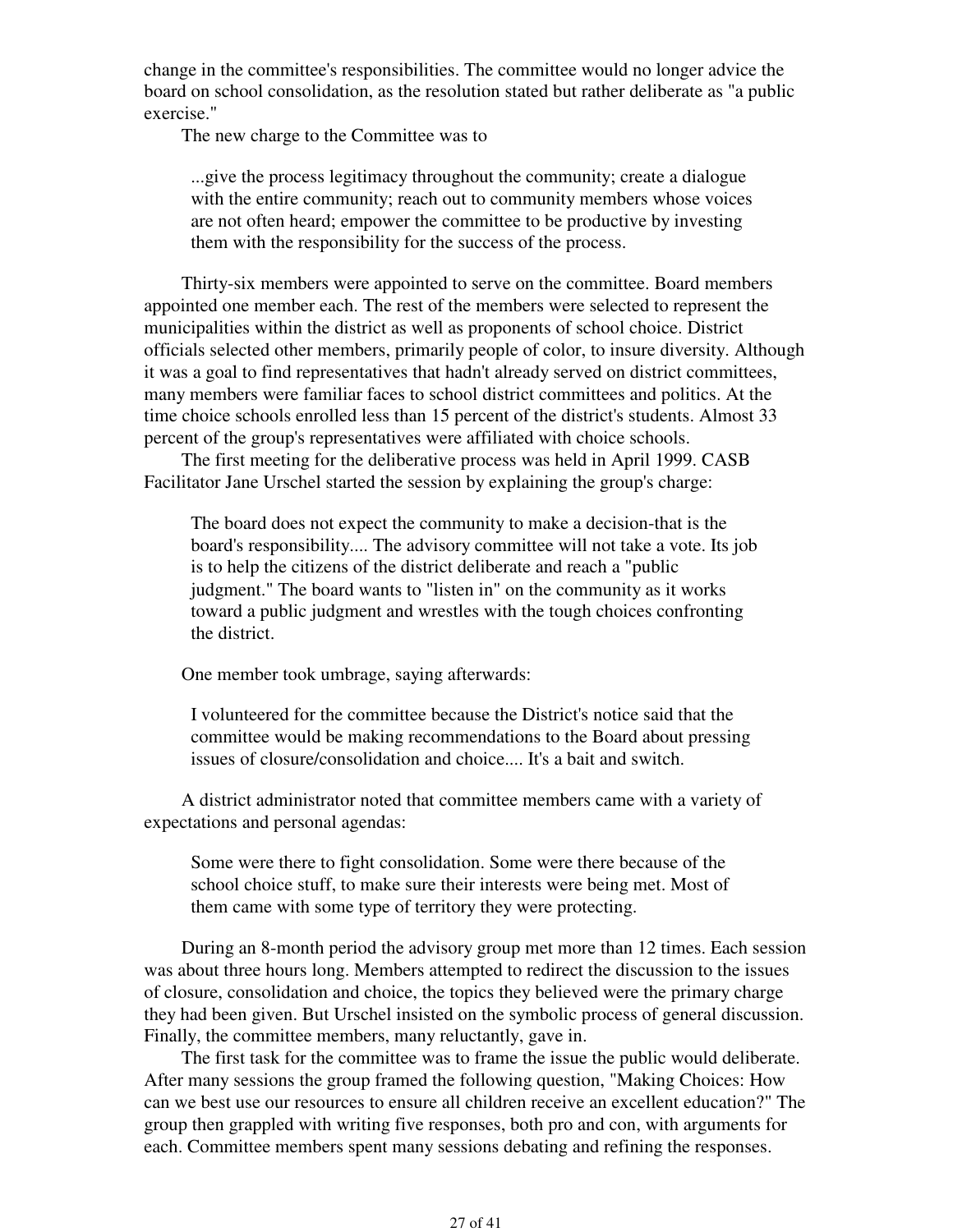change in the committee's responsibilities. The committee would no longer advice the board on school consolidation, as the resolution stated but rather deliberate as "a public exercise."

The new charge to the Committee was to

> ...give the process legitimacy throughout the community; create a dialogue with the entire community; reach out to community members whose voices are not often heard; empower the committee to be productive by investing them with the responsibility for the success of the process.

Thirty-six members were appointed to serve on the committee. Board members appointed one member each. The rest of the members were selected to represent the municipalities within the district as well as proponents of school choice. District officials selected other members, primarily people of color, to insure diversity. Although it was a goal to find representatives that hadn't already served on district committees, many members were familiar faces to school district committees and politics. At the time choice schools enrolled less than 15 percent of the district's students. Almost 33 percent of the group's representatives were affiliated with choice schools.

The first meeting for the deliberative process was held in April 1999. CASB Facilitator Jane Urschel started the session by explaining the group's charge:

> The board does not expect the community to make a decision-that is the board's responsibility.... The advisory committee will not take a vote. Its job is to help the citizens of the district deliberate and reach a "public judgment." The board wants to "listen in" on the community as it works toward a public judgment and wrestles with the tough choices confronting the district.

One member took umbrage, saying afterwards:

> I volunteered for the committee because the District's notice said that the committee would be making recommendations to the Board about pressing issues of closure/consolidation and choice.... It's a bait and switch.

A district administrator noted that committee members came with a variety of expectations and personal agendas:

> Some were there to fight consolidation. Some were there because of the school choice stuff, to make sure their interests were being met. Most of them came with some type of territory they were protecting.

During an 8-month period the advisory group met more than 12 times. Each session was about three hours long. Members attempted to redirect the discussion to the issues of closure, consolidation and choice, the topics they believed were the primary charge they had been given. But Urschel insisted on the symbolic process of general discussion. Finally, the committee members, many reluctantly, gave in.

The first task for the committee was to frame the issue the public would deliberate. After many sessions the group framed the following question, "Making Choices: How can we best use our resources to ensure all children receive an excellent education?" The group then grappled with writing five responses, both pro and con, with arguments for each. Committee members spent many sessions debating and refining the responses.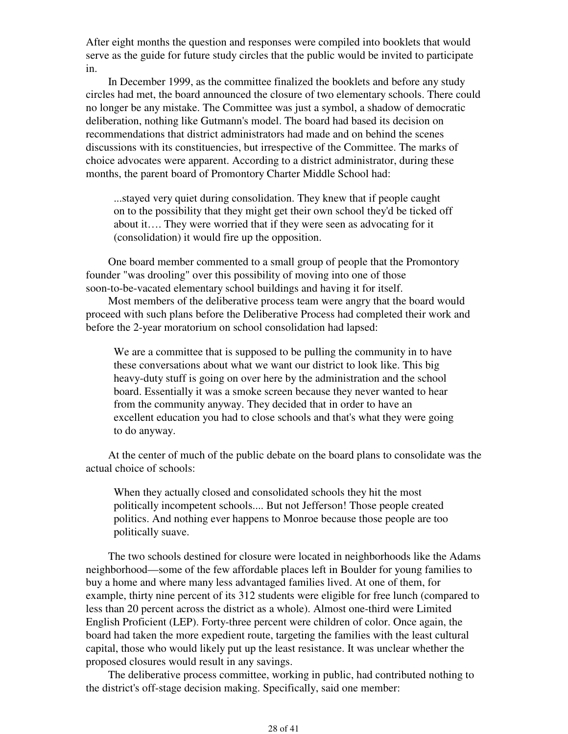After eight months the question and responses were compiled into booklets that would serve as the guide for future study circles that the public would be invited to participate in.

In December 1999, as the committee finalized the booklets and before any study circles had met, the board announced the closure of two elementary schools. There could no longer be any mistake. The Committee was just a symbol, a shadow of democratic deliberation, nothing like Gutmann's model. The board had based its decision on recommendations that district administrators had made and on behind the scenes discussions with its constituencies, but irrespective of the Committee. The marks of choice advocates were apparent. According to a district administrator, during these months, the parent board of Promontory Charter Middle School had:

> ...stayed very quiet during consolidation. They knew that if people caught on to the possibility that they might get their own school they'd be ticked off about it…. They were worried that if they were seen as advocating for it (consolidation) it would fire up the opposition.

One board member commented to a small group of people that the Promontory founder "was drooling" over this possibility of moving into one of those soon-to-be-vacated elementary school buildings and having it for itself.

Most members of the deliberative process team were angry that the board would proceed with such plans before the Deliberative Process had completed their work and before the 2-year moratorium on school consolidation had lapsed:

> We are a committee that is supposed to be pulling the community in to have these conversations about what we want our district to look like. This big heavy-duty stuff is going on over here by the administration and the school board. Essentially it was a smoke screen because they never wanted to hear from the community anyway. They decided that in order to have an excellent education you had to close schools and that's what they were going to do anyway.

At the center of much of the public debate on the board plans to consolidate was the actual choice of schools:

> When they actually closed and consolidated schools they hit the most politically incompetent schools.... But not Jefferson! Those people created politics. And nothing ever happens to Monroe because those people are too politically suave.

The two schools destined for closure were located in neighborhoods like the Adams neighborhood—some of the few affordable places left in Boulder for young families to buy a home and where many less advantaged families lived. At one of them, for example, thirty nine percent of its 312 students were eligible for free lunch (compared to less than 20 percent across the district as a whole). Almost one-third were Limited English Proficient (LEP). Forty-three percent were children of color. Once again, the board had taken the more expedient route, targeting the families with the least cultural capital, those who would likely put up the least resistance. It was unclear whether the proposed closures would result in any savings.

The deliberative process committee, working in public, had contributed nothing to the district's off-stage decision making. Specifically, said one member: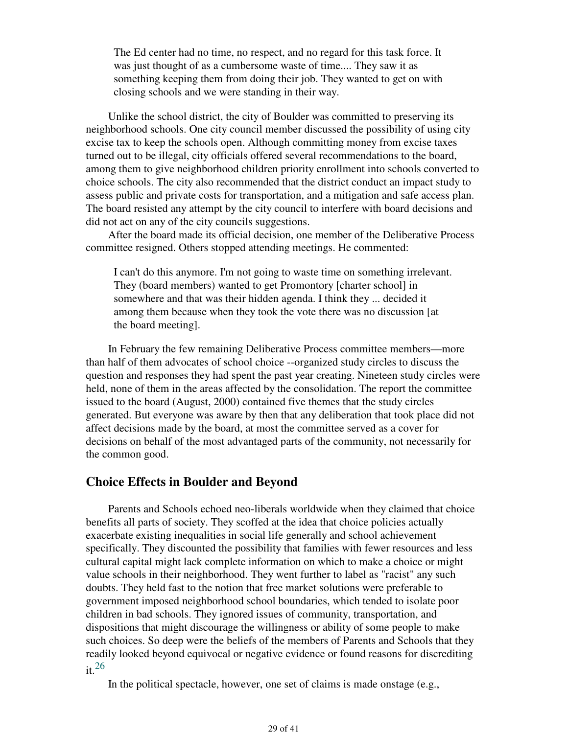> The Ed center had no time, no respect, and no regard for this task force. It was just thought of as a cumbersome waste of time.... They saw it as something keeping them from doing their job. They wanted to get on with closing schools and we were standing in their way.

Unlike the school district, the city of Boulder was committed to preserving its neighborhood schools. One city council member discussed the possibility of using city excise tax to keep the schools open. Although committing money from excise taxes turned out to be illegal, city officials offered several recommendations to the board, among them to give neighborhood children priority enrollment into schools converted to choice schools. The city also recommended that the district conduct an impact study to assess public and private costs for transportation, and a mitigation and safe access plan. The board resisted any attempt by the city council to interfere with board decisions and did not act on any of the city councils suggestions.

After the board made its official decision, one member of the Deliberative Process committee resigned. Others stopped attending meetings. He commented:

> I can't do this anymore. I'm not going to waste time on something irrelevant. They (board members) wanted to get Promontory [charter school] in somewhere and that was their hidden agenda. I think they ... decided it among them because when they took the vote there was no discussion [at the board meeting].

In February the few remaining Deliberative Process committee members—more than half of them advocates of school choice --organized study circles to discuss the question and responses they had spent the past year creating. Nineteen study circles were held, none of them in the areas affected by the consolidation. The report the committee issued to the board (August, 2000) contained five themes that the study circles generated. But everyone was aware by then that any deliberation that took place did not affect decisions made by the board, at most the committee served as a cover for decisions on behalf of the most advantaged parts of the community, not necessarily for the common good.

## Choice Effects in Boulder and Beyond

Parents and Schools echoed neo-liberals worldwide when they claimed that choice benefits all parts of society. They scoffed at the idea that choice policies actually exacerbate existing inequalities in social life generally and school achievement specifically. They discounted the possibility that families with fewer resources and less cultural capital might lack complete information on which to make a choice or might value schools in their neighborhood. They went further to label as "racist" any such doubts. They held fast to the notion that free market solutions were preferable to government imposed neighborhood school boundaries, which tended to isolate poor children in bad schools. They ignored issues of community, transportation, and dispositions that might discourage the willingness or ability of some people to make such choices. So deep were the beliefs of the members of Parents and Schools that they readily looked beyond equivocal or negative evidence or found reasons for discrediting it.[26]

In the political spectacle, however, one set of claims is made onstage (e.g.,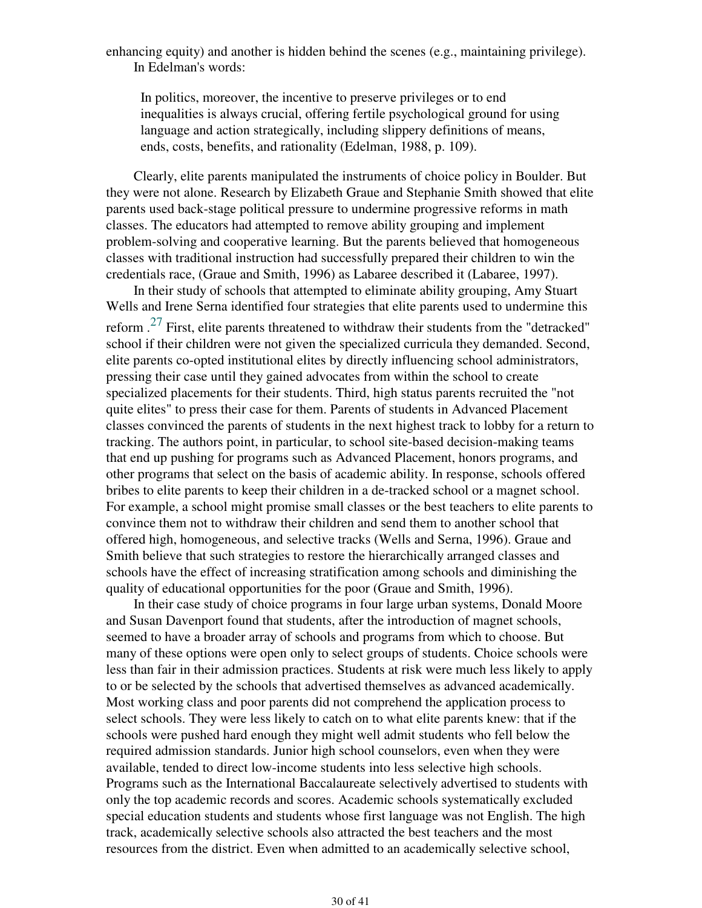enhancing equity) and another is hidden behind the scenes (e.g., maintaining privilege). In Edelman's words:

> In politics, moreover, the incentive to preserve privileges or to end inequalities is always crucial, offering fertile psychological ground for using language and action strategically, including slippery definitions of means, ends, costs, benefits, and rationality (Edelman, 1988, p. 109).

Clearly, elite parents manipulated the instruments of choice policy in Boulder. But they were not alone. Research by Elizabeth Graue and Stephanie Smith showed that elite parents used back-stage political pressure to undermine progressive reforms in math classes. The educators had attempted to remove ability grouping and implement problem-solving and cooperative learning. But the parents believed that homogeneous classes with traditional instruction had successfully prepared their children to win the credentials race, (Graue and Smith, 1996) as Labaree described it (Labaree, 1997).

In their study of schools that attempted to eliminate ability grouping, Amy Stuart Wells and Irene Serna identified four strategies that elite parents used to undermine this reform .[27] First, elite parents threatened to withdraw their students from the "detracked" school if their children were not given the specialized curricula they demanded. Second, elite parents co-opted institutional elites by directly influencing school administrators, pressing their case until they gained advocates from within the school to create specialized placements for their students. Third, high status parents recruited the "not quite elites" to press their case for them. Parents of students in Advanced Placement classes convinced the parents of students in the next highest track to lobby for a return to tracking. The authors point, in particular, to school site-based decision-making teams that end up pushing for programs such as Advanced Placement, honors programs, and other programs that select on the basis of academic ability. In response, schools offered bribes to elite parents to keep their children in a de-tracked school or a magnet school. For example, a school might promise small classes or the best teachers to elite parents to convince them not to withdraw their children and send them to another school that offered high, homogeneous, and selective tracks (Wells and Serna, 1996). Graue and Smith believe that such strategies to restore the hierarchically arranged classes and schools have the effect of increasing stratification among schools and diminishing the quality of educational opportunities for the poor (Graue and Smith, 1996).

In their case study of choice programs in four large urban systems, Donald Moore and Susan Davenport found that students, after the introduction of magnet schools, seemed to have a broader array of schools and programs from which to choose. But many of these options were open only to select groups of students. Choice schools were less than fair in their admission practices. Students at risk were much less likely to apply to or be selected by the schools that advertised themselves as advanced academically. Most working class and poor parents did not comprehend the application process to select schools. They were less likely to catch on to what elite parents knew: that if the schools were pushed hard enough they might well admit students who fell below the required admission standards. Junior high school counselors, even when they were available, tended to direct low-income students into less selective high schools. Programs such as the International Baccalaureate selectively advertised to students with only the top academic records and scores. Academic schools systematically excluded special education students and students whose first language was not English. The high track, academically selective schools also attracted the best teachers and the most resources from the district. Even when admitted to an academically selective school,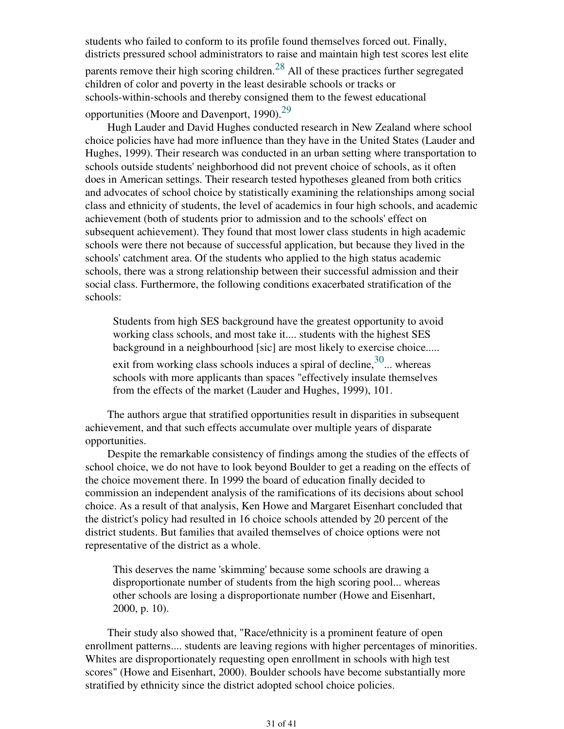students who failed to conform to its profile found themselves forced out. Finally, districts pressured school administrators to raise and maintain high test scores lest elite parents remove their high scoring children.[28] All of these practices further segregated children of color and poverty in the least desirable schools or tracks or schools-within-schools and thereby consigned them to the fewest educational opportunities (Moore and Davenport, 1990).[29]

Hugh Lauder and David Hughes conducted research in New Zealand where school choice policies have had more influence than they have in the United States (Lauder and Hughes, 1999). Their research was conducted in an urban setting where transportation to schools outside students' neighborhood did not prevent choice of schools, as it often does in American settings. Their research tested hypotheses gleaned from both critics and advocates of school choice by statistically examining the relationships among social class and ethnicity of students, the level of academics in four high schools, and academic achievement (both of students prior to admission and to the schools' effect on subsequent achievement). They found that most lower class students in high academic schools were there not because of successful application, but because they lived in the schools' catchment area. Of the students who applied to the high status academic schools, there was a strong relationship between their successful admission and their social class. Furthermore, the following conditions exacerbated stratification of the schools:

> Students from high SES background have the greatest opportunity to avoid working class schools, and most take it.... students with the highest SES background in a neighbourhood [sic] are most likely to exercise choice..... exit from working class schools induces a spiral of decline,[30]... whereas schools with more applicants than spaces "effectively insulate themselves from the effects of the market (Lauder and Hughes, 1999), 101.

The authors argue that stratified opportunities result in disparities in subsequent achievement, and that such effects accumulate over multiple years of disparate opportunities.

Despite the remarkable consistency of findings among the studies of the effects of school choice, we do not have to look beyond Boulder to get a reading on the effects of the choice movement there. In 1999 the board of education finally decided to commission an independent analysis of the ramifications of its decisions about school choice. As a result of that analysis, Ken Howe and Margaret Eisenhart concluded that the district's policy had resulted in 16 choice schools attended by 20 percent of the district students. But families that availed themselves of choice options were not representative of the district as a whole.

> This deserves the name 'skimming' because some schools are drawing a disproportionate number of students from the high scoring pool... whereas other schools are losing a disproportionate number (Howe and Eisenhart, 2000, p. 10).

Their study also showed that, "Race/ethnicity is a prominent feature of open enrollment patterns.... students are leaving regions with higher percentages of minorities. Whites are disproportionately requesting open enrollment in schools with high test scores" (Howe and Eisenhart, 2000). Boulder schools have become substantially more stratified by ethnicity since the district adopted school choice policies.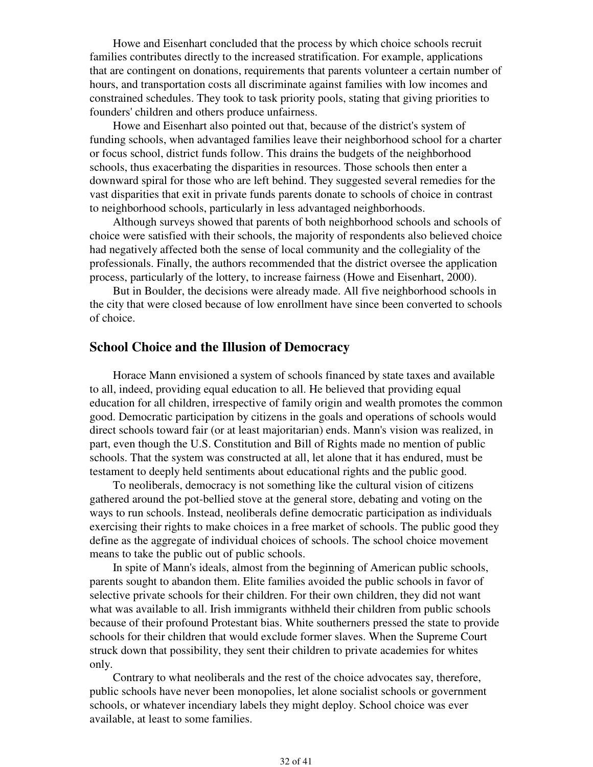Howe and Eisenhart concluded that the process by which choice schools recruit families contributes directly to the increased stratification. For example, applications that are contingent on donations, requirements that parents volunteer a certain number of hours, and transportation costs all discriminate against families with low incomes and constrained schedules. They took to task priority pools, stating that giving priorities to founders' children and others produce unfairness.

Howe and Eisenhart also pointed out that, because of the district's system of funding schools, when advantaged families leave their neighborhood school for a charter or focus school, district funds follow. This drains the budgets of the neighborhood schools, thus exacerbating the disparities in resources. Those schools then enter a downward spiral for those who are left behind. They suggested several remedies for the vast disparities that exit in private funds parents donate to schools of choice in contrast to neighborhood schools, particularly in less advantaged neighborhoods.

Although surveys showed that parents of both neighborhood schools and schools of choice were satisfied with their schools, the majority of respondents also believed choice had negatively affected both the sense of local community and the collegiality of the professionals. Finally, the authors recommended that the district oversee the application process, particularly of the lottery, to increase fairness (Howe and Eisenhart, 2000).

But in Boulder, the decisions were already made. All five neighborhood schools in the city that were closed because of low enrollment have since been converted to schools of choice.

## School Choice and the Illusion of Democracy

Horace Mann envisioned a system of schools financed by state taxes and available to all, indeed, providing equal education to all. He believed that providing equal education for all children, irrespective of family origin and wealth promotes the common good. Democratic participation by citizens in the goals and operations of schools would direct schools toward fair (or at least majoritarian) ends. Mann's vision was realized, in part, even though the U.S. Constitution and Bill of Rights made no mention of public schools. That the system was constructed at all, let alone that it has endured, must be testament to deeply held sentiments about educational rights and the public good.

To neoliberals, democracy is not something like the cultural vision of citizens gathered around the pot-bellied stove at the general store, debating and voting on the ways to run schools. Instead, neoliberals define democratic participation as individuals exercising their rights to make choices in a free market of schools. The public good they define as the aggregate of individual choices of schools. The school choice movement means to take the public out of public schools.

In spite of Mann's ideals, almost from the beginning of American public schools, parents sought to abandon them. Elite families avoided the public schools in favor of selective private schools for their children. For their own children, they did not want what was available to all. Irish immigrants withheld their children from public schools because of their profound Protestant bias. White southerners pressed the state to provide schools for their children that would exclude former slaves. When the Supreme Court struck down that possibility, they sent their children to private academies for whites only.

Contrary to what neoliberals and the rest of the choice advocates say, therefore, public schools have never been monopolies, let alone socialist schools or government schools, or whatever incendiary labels they might deploy. School choice was ever available, at least to some families.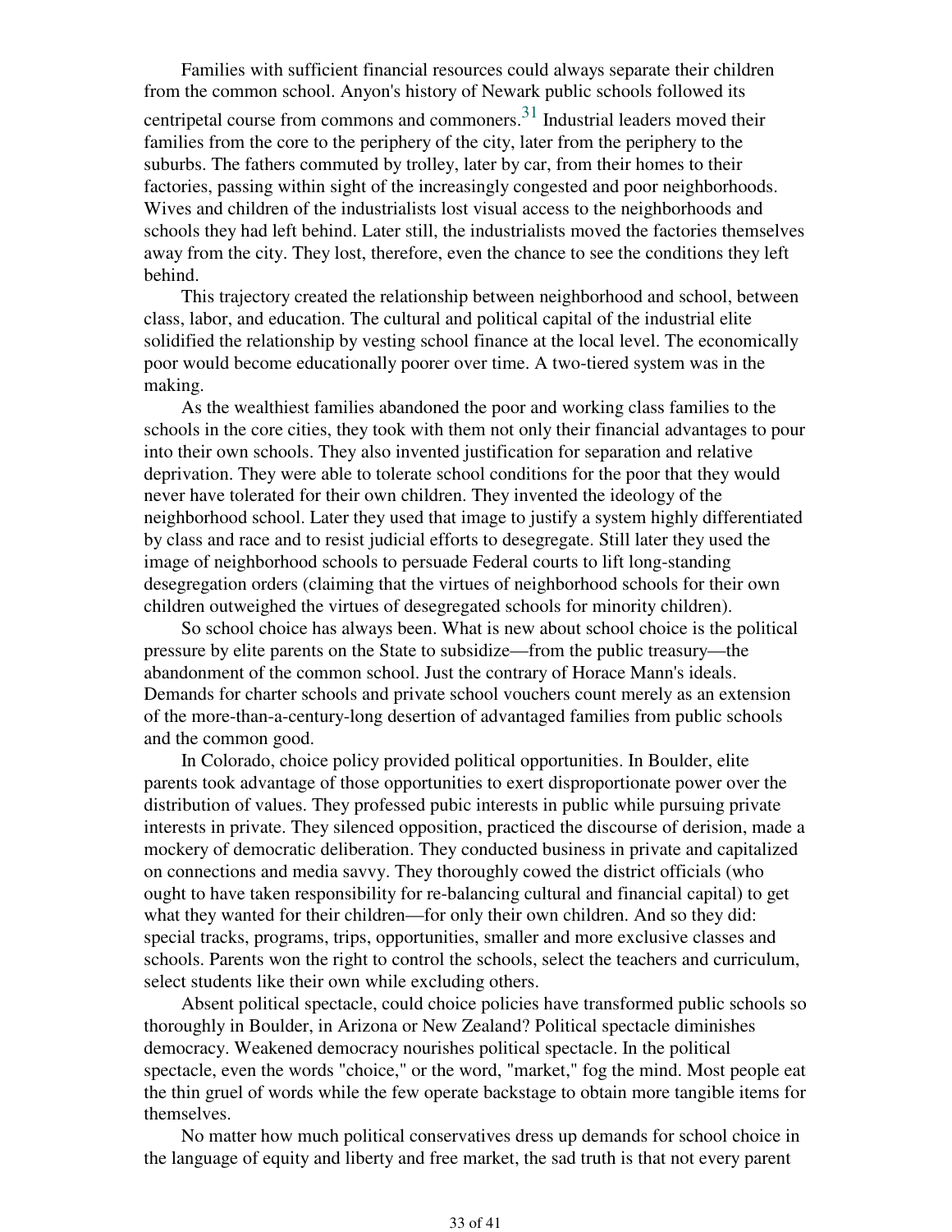Families with sufficient financial resources could always separate their children from the common school. Anyon's history of Newark public schools followed its centripetal course from commons and commoners.[31] Industrial leaders moved their families from the core to the periphery of the city, later from the periphery to the suburbs. The fathers commuted by trolley, later by car, from their homes to their factories, passing within sight of the increasingly congested and poor neighborhoods. Wives and children of the industrialists lost visual access to the neighborhoods and schools they had left behind. Later still, the industrialists moved the factories themselves away from the city. They lost, therefore, even the chance to see the conditions they left behind.

This trajectory created the relationship between neighborhood and school, between class, labor, and education. The cultural and political capital of the industrial elite solidified the relationship by vesting school finance at the local level. The economically poor would become educationally poorer over time. A two-tiered system was in the making.

As the wealthiest families abandoned the poor and working class families to the schools in the core cities, they took with them not only their financial advantages to pour into their own schools. They also invented justification for separation and relative deprivation. They were able to tolerate school conditions for the poor that they would never have tolerated for their own children. They invented the ideology of the neighborhood school. Later they used that image to justify a system highly differentiated by class and race and to resist judicial efforts to desegregate. Still later they used the image of neighborhood schools to persuade Federal courts to lift long-standing desegregation orders (claiming that the virtues of neighborhood schools for their own children outweighed the virtues of desegregated schools for minority children).

So school choice has always been. What is new about school choice is the political pressure by elite parents on the State to subsidize—from the public treasury—the abandonment of the common school. Just the contrary of Horace Mann's ideals. Demands for charter schools and private school vouchers count merely as an extension of the more-than-a-century-long desertion of advantaged families from public schools and the common good.

In Colorado, choice policy provided political opportunities. In Boulder, elite parents took advantage of those opportunities to exert disproportionate power over the distribution of values. They professed pubic interests in public while pursuing private interests in private. They silenced opposition, practiced the discourse of derision, made a mockery of democratic deliberation. They conducted business in private and capitalized on connections and media savvy. They thoroughly cowed the district officials (who ought to have taken responsibility for re-balancing cultural and financial capital) to get what they wanted for their children—for only their own children. And so they did: special tracks, programs, trips, opportunities, smaller and more exclusive classes and schools. Parents won the right to control the schools, select the teachers and curriculum, select students like their own while excluding others.

Absent political spectacle, could choice policies have transformed public schools so thoroughly in Boulder, in Arizona or New Zealand? Political spectacle diminishes democracy. Weakened democracy nourishes political spectacle. In the political spectacle, even the words "choice," or the word, "market," fog the mind. Most people eat the thin gruel of words while the few operate backstage to obtain more tangible items for themselves.

No matter how much political conservatives dress up demands for school choice in the language of equity and liberty and free market, the sad truth is that not every parent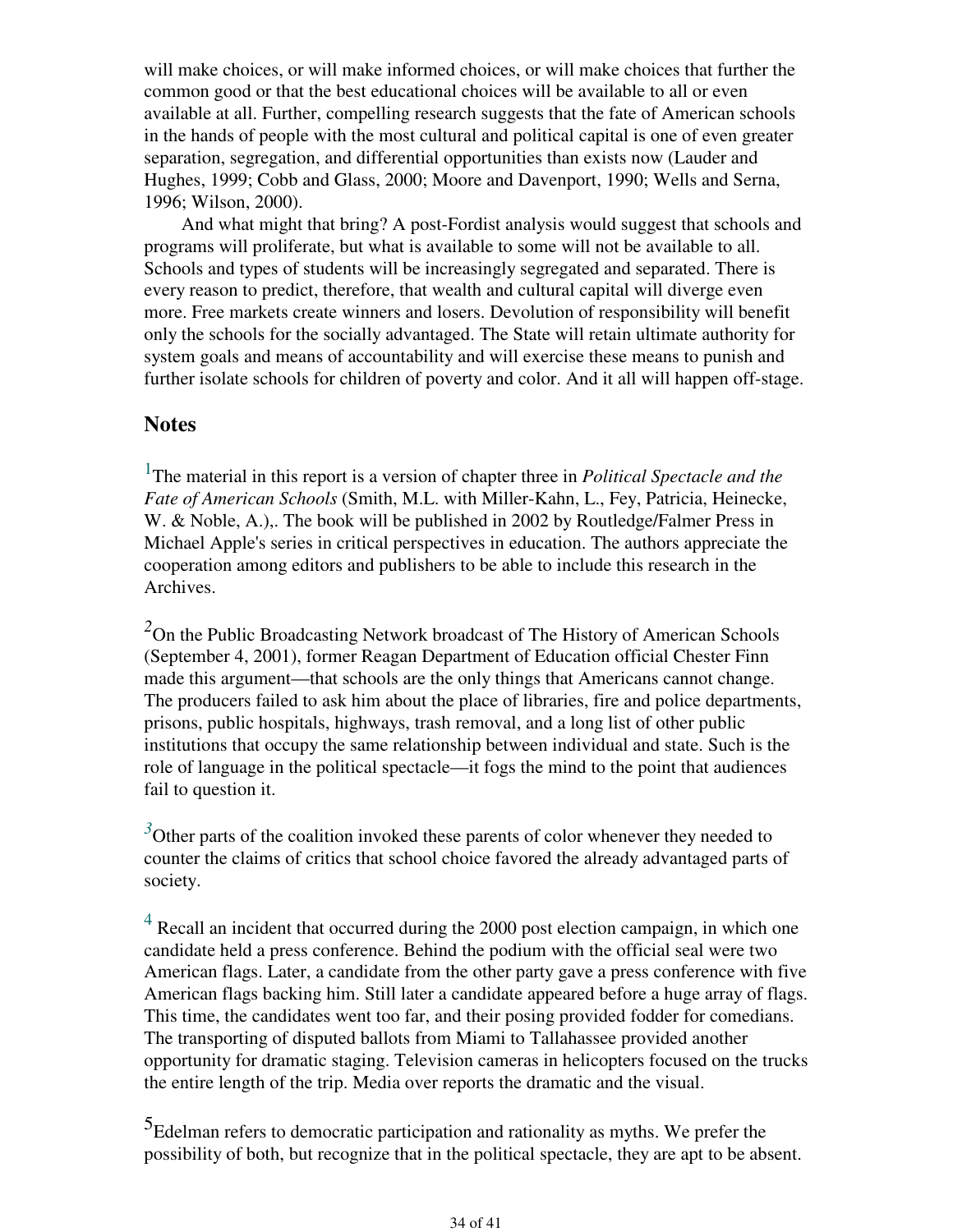will make choices, or will make informed choices, or will make choices that further the common good or that the best educational choices will be available to all or even available at all. Further, compelling research suggests that the fate of American schools in the hands of people with the most cultural and political capital is one of even greater separation, segregation, and differential opportunities than exists now (Lauder and Hughes, 1999; Cobb and Glass, 2000; Moore and Davenport, 1990; Wells and Serna, 1996; Wilson, 2000).

And what might that bring? A post-Fordist analysis would suggest that schools and programs will proliferate, but what is available to some will not be available to all. Schools and types of students will be increasingly segregated and separated. There is every reason to predict, therefore, that wealth and cultural capital will diverge even more. Free markets create winners and losers. Devolution of responsibility will benefit only the schools for the socially advantaged. The State will retain ultimate authority for system goals and means of accountability and will exercise these means to punish and further isolate schools for children of poverty and color. And it all will happen off-stage.

## Notes

[1]The material in this report is a version of chapter three in *Political Spectacle and the Fate of American Schools* (Smith, M.L. with Miller-Kahn, L., Fey, Patricia, Heinecke, W. & Noble, A.),. The book will be published in 2002 by Routledge/Falmer Press in Michael Apple's series in critical perspectives in education. The authors appreciate the cooperation among editors and publishers to be able to include this research in the Archives.

[2]On the Public Broadcasting Network broadcast of The History of American Schools (September 4, 2001), former Reagan Department of Education official Chester Finn made this argument—that schools are the only things that Americans cannot change. The producers failed to ask him about the place of libraries, fire and police departments, prisons, public hospitals, highways, trash removal, and a long list of other public institutions that occupy the same relationship between individual and state. Such is the role of language in the political spectacle—it fogs the mind to the point that audiences fail to question it.

[3]Other parts of the coalition invoked these parents of color whenever they needed to counter the claims of critics that school choice favored the already advantaged parts of society.

[4] Recall an incident that occurred during the 2000 post election campaign, in which one candidate held a press conference. Behind the podium with the official seal were two American flags. Later, a candidate from the other party gave a press conference with five American flags backing him. Still later a candidate appeared before a huge array of flags. This time, the candidates went too far, and their posing provided fodder for comedians. The transporting of disputed ballots from Miami to Tallahassee provided another opportunity for dramatic staging. Television cameras in helicopters focused on the trucks the entire length of the trip. Media over reports the dramatic and the visual.

[5]Edelman refers to democratic participation and rationality as myths. We prefer the possibility of both, but recognize that in the political spectacle, they are apt to be absent.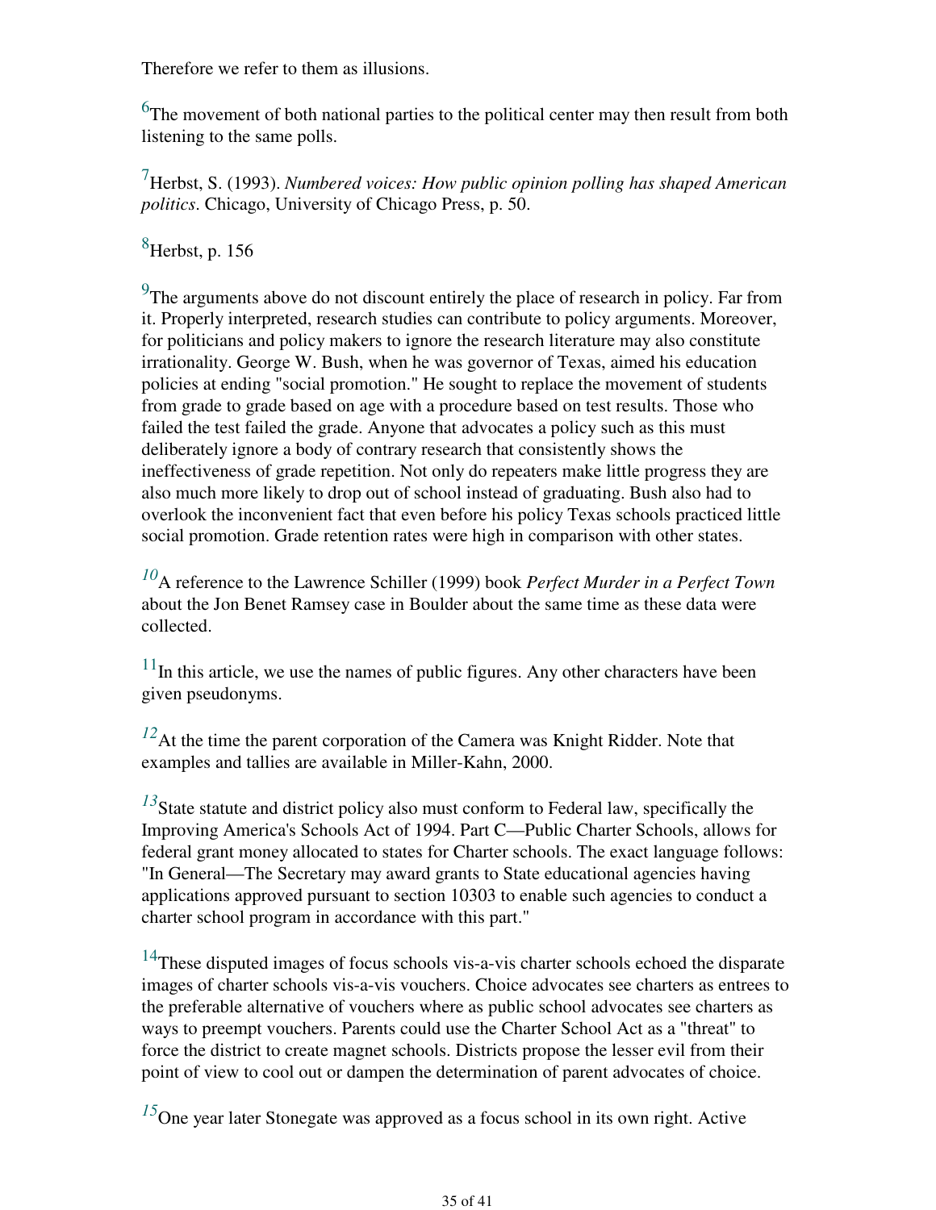Therefore we refer to them as illusions.

[6]The movement of both national parties to the political center may then result from both listening to the same polls.

[7]Herbst, S. (1993). *Numbered voices: How public opinion polling has shaped American politics*. Chicago, University of Chicago Press, p. 50.

[8]Herbst, p. 156

[9]The arguments above do not discount entirely the place of research in policy. Far from it. Properly interpreted, research studies can contribute to policy arguments. Moreover, for politicians and policy makers to ignore the research literature may also constitute irrationality. George W. Bush, when he was governor of Texas, aimed his education policies at ending "social promotion." He sought to replace the movement of students from grade to grade based on age with a procedure based on test results. Those who failed the test failed the grade. Anyone that advocates a policy such as this must deliberately ignore a body of contrary research that consistently shows the ineffectiveness of grade repetition. Not only do repeaters make little progress they are also much more likely to drop out of school instead of graduating. Bush also had to overlook the inconvenient fact that even before his policy Texas schools practiced little social promotion. Grade retention rates were high in comparison with other states.

[10]A reference to the Lawrence Schiller (1999) book *Perfect Murder in a Perfect Town* about the Jon Benet Ramsey case in Boulder about the same time as these data were collected.

[11]In this article, we use the names of public figures. Any other characters have been given pseudonyms.

[12]At the time the parent corporation of the Camera was Knight Ridder. Note that examples and tallies are available in Miller-Kahn, 2000.

[13]State statute and district policy also must conform to Federal law, specifically the Improving America's Schools Act of 1994. Part C—Public Charter Schools, allows for federal grant money allocated to states for Charter schools. The exact language follows: "In General—The Secretary may award grants to State educational agencies having applications approved pursuant to section 10303 to enable such agencies to conduct a charter school program in accordance with this part."

[14]These disputed images of focus schools vis-a-vis charter schools echoed the disparate images of charter schools vis-a-vis vouchers. Choice advocates see charters as entrees to the preferable alternative of vouchers where as public school advocates see charters as ways to preempt vouchers. Parents could use the Charter School Act as a "threat" to force the district to create magnet schools. Districts propose the lesser evil from their point of view to cool out or dampen the determination of parent advocates of choice.

[15]One year later Stonegate was approved as a focus school in its own right. Active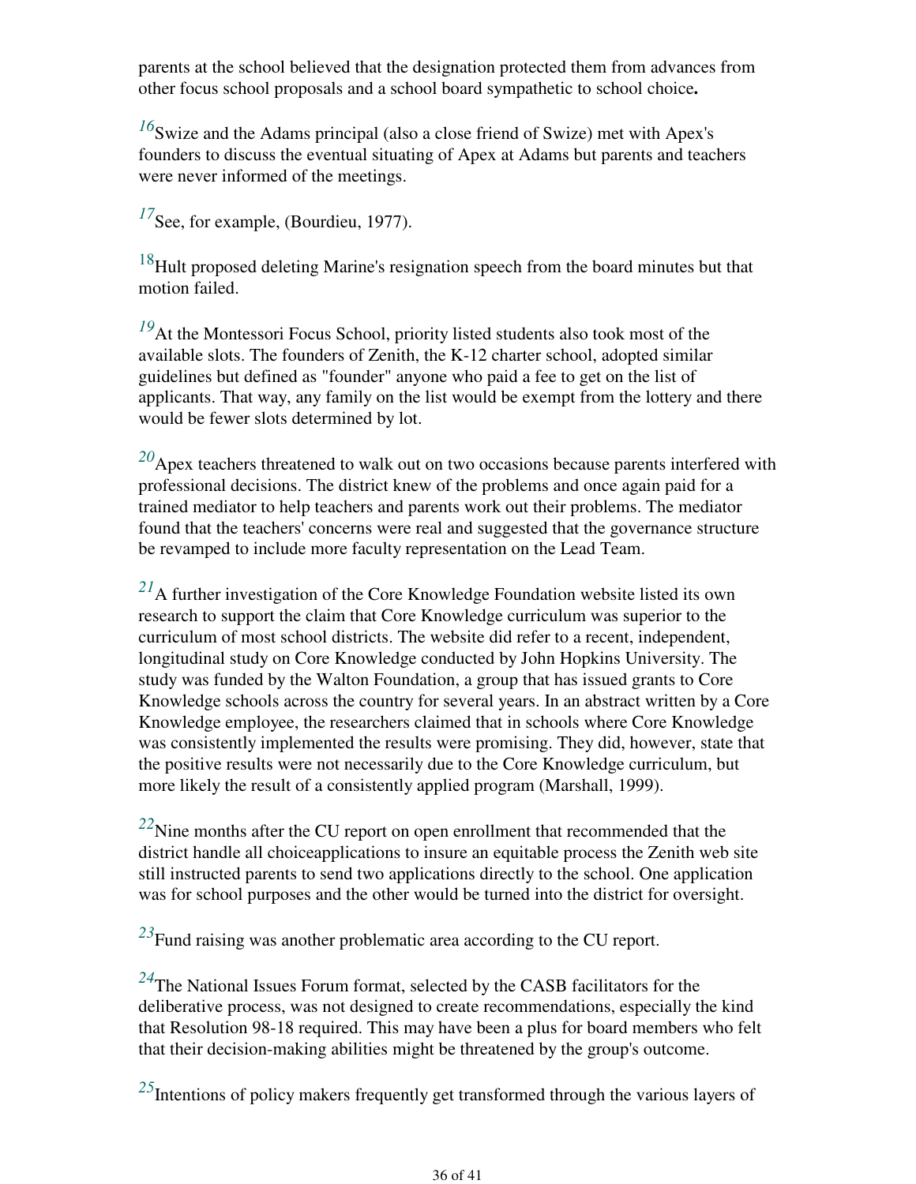parents at the school believed that the designation protected them from advances from other focus school proposals and a school board sympathetic to school choice**.**

[16] Swize and the Adams principal (also a close friend of Swize) met with Apex's founders to discuss the eventual situating of Apex at Adams but parents and teachers were never informed of the meetings.

[17] See, for example, (Bourdieu, 1977).

[18] Hult proposed deleting Marine's resignation speech from the board minutes but that motion failed.

[19] At the Montessori Focus School, priority listed students also took most of the available slots. The founders of Zenith, the K-12 charter school, adopted similar guidelines but defined as "founder" anyone who paid a fee to get on the list of applicants. That way, any family on the list would be exempt from the lottery and there would be fewer slots determined by lot.

[20] Apex teachers threatened to walk out on two occasions because parents interfered with professional decisions. The district knew of the problems and once again paid for a trained mediator to help teachers and parents work out their problems. The mediator found that the teachers' concerns were real and suggested that the governance structure be revamped to include more faculty representation on the Lead Team.

[21] A further investigation of the Core Knowledge Foundation website listed its own research to support the claim that Core Knowledge curriculum was superior to the curriculum of most school districts. The website did refer to a recent, independent, longitudinal study on Core Knowledge conducted by John Hopkins University. The study was funded by the Walton Foundation, a group that has issued grants to Core Knowledge schools across the country for several years. In an abstract written by a Core Knowledge employee, the researchers claimed that in schools where Core Knowledge was consistently implemented the results were promising. They did, however, state that the positive results were not necessarily due to the Core Knowledge curriculum, but more likely the result of a consistently applied program (Marshall, 1999).

[22] Nine months after the CU report on open enrollment that recommended that the district handle all choiceapplications to insure an equitable process the Zenith web site still instructed parents to send two applications directly to the school. One application was for school purposes and the other would be turned into the district for oversight.

[23] Fund raising was another problematic area according to the CU report.

[24] The National Issues Forum format, selected by the CASB facilitators for the deliberative process, was not designed to create recommendations, especially the kind that Resolution 98-18 required. This may have been a plus for board members who felt that their decision-making abilities might be threatened by the group's outcome.

[25] Intentions of policy makers frequently get transformed through the various layers of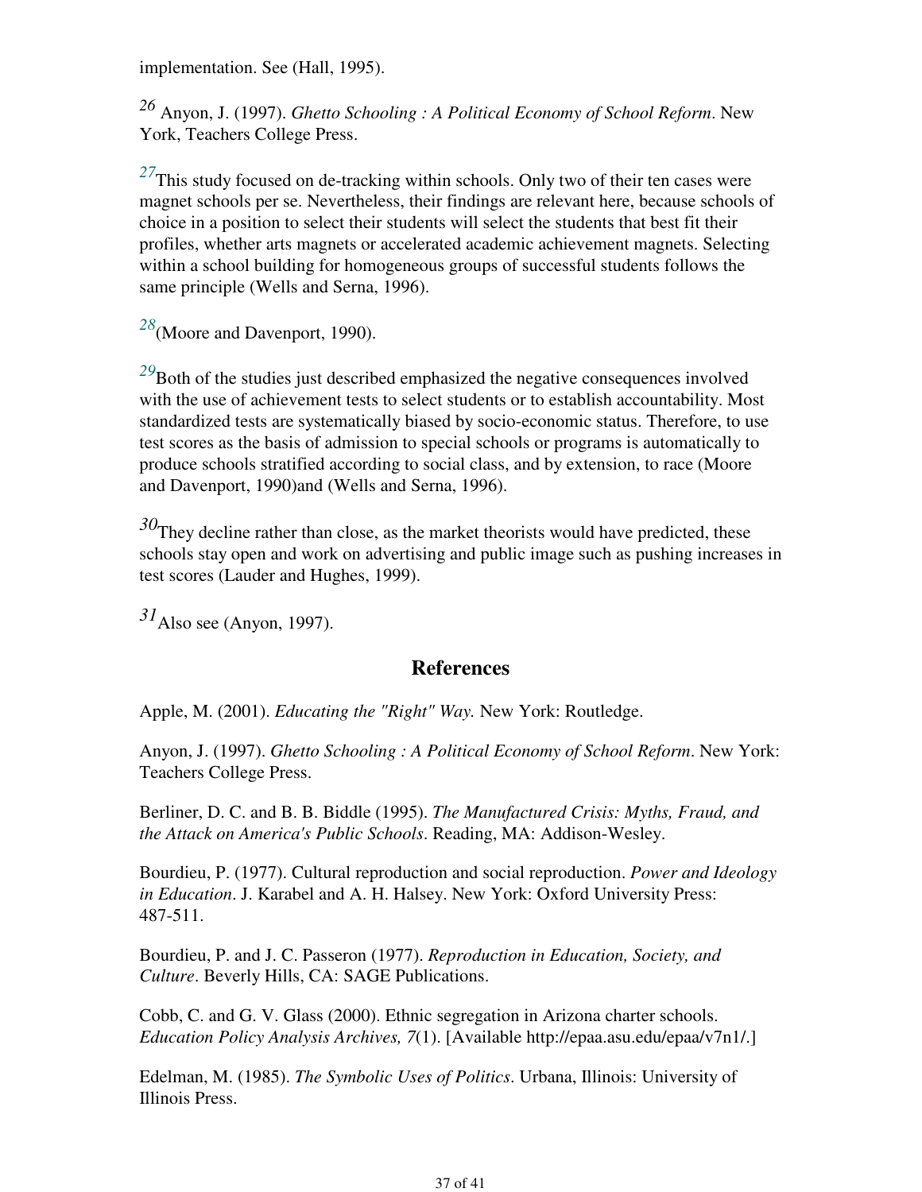implementation. See (Hall, 1995).

[26] Anyon, J. (1997). *Ghetto Schooling : A Political Economy of School Reform*. New York, Teachers College Press.

[27]This study focused on de-tracking within schools. Only two of their ten cases were magnet schools per se. Nevertheless, their findings are relevant here, because schools of choice in a position to select their students will select the students that best fit their profiles, whether arts magnets or accelerated academic achievement magnets. Selecting within a school building for homogeneous groups of successful students follows the same principle (Wells and Serna, 1996).

[28](Moore and Davenport, 1990).

[29]Both of the studies just described emphasized the negative consequences involved with the use of achievement tests to select students or to establish accountability. Most standardized tests are systematically biased by socio-economic status. Therefore, to use test scores as the basis of admission to special schools or programs is automatically to produce schools stratified according to social class, and by extension, to race (Moore and Davenport, 1990)and (Wells and Serna, 1996).

[30]They decline rather than close, as the market theorists would have predicted, these schools stay open and work on advertising and public image such as pushing increases in test scores (Lauder and Hughes, 1999).

[31]Also see (Anyon, 1997).

## References

Apple, M. (2001). *Educating the "Right" Way.* New York: Routledge.

Anyon, J. (1997). *Ghetto Schooling : A Political Economy of School Reform*. New York: Teachers College Press.

Berliner, D. C. and B. B. Biddle (1995). *The Manufactured Crisis: Myths, Fraud, and the Attack on America's Public Schools*. Reading, MA: Addison-Wesley.

Bourdieu, P. (1977). Cultural reproduction and social reproduction. *Power and Ideology in Education*. J. Karabel and A. H. Halsey. New York: Oxford University Press: 487-511.

Bourdieu, P. and J. C. Passeron (1977). *Reproduction in Education, Society, and Culture*. Beverly Hills, CA: SAGE Publications.

Cobb, C. and G. V. Glass (2000). Ethnic segregation in Arizona charter schools. *Education Policy Analysis Archives, 7*(1). [Available http://epaa.asu.edu/epaa/v7n1/.]

Edelman, M. (1985). *The Symbolic Uses of Politics*. Urbana, Illinois: University of Illinois Press.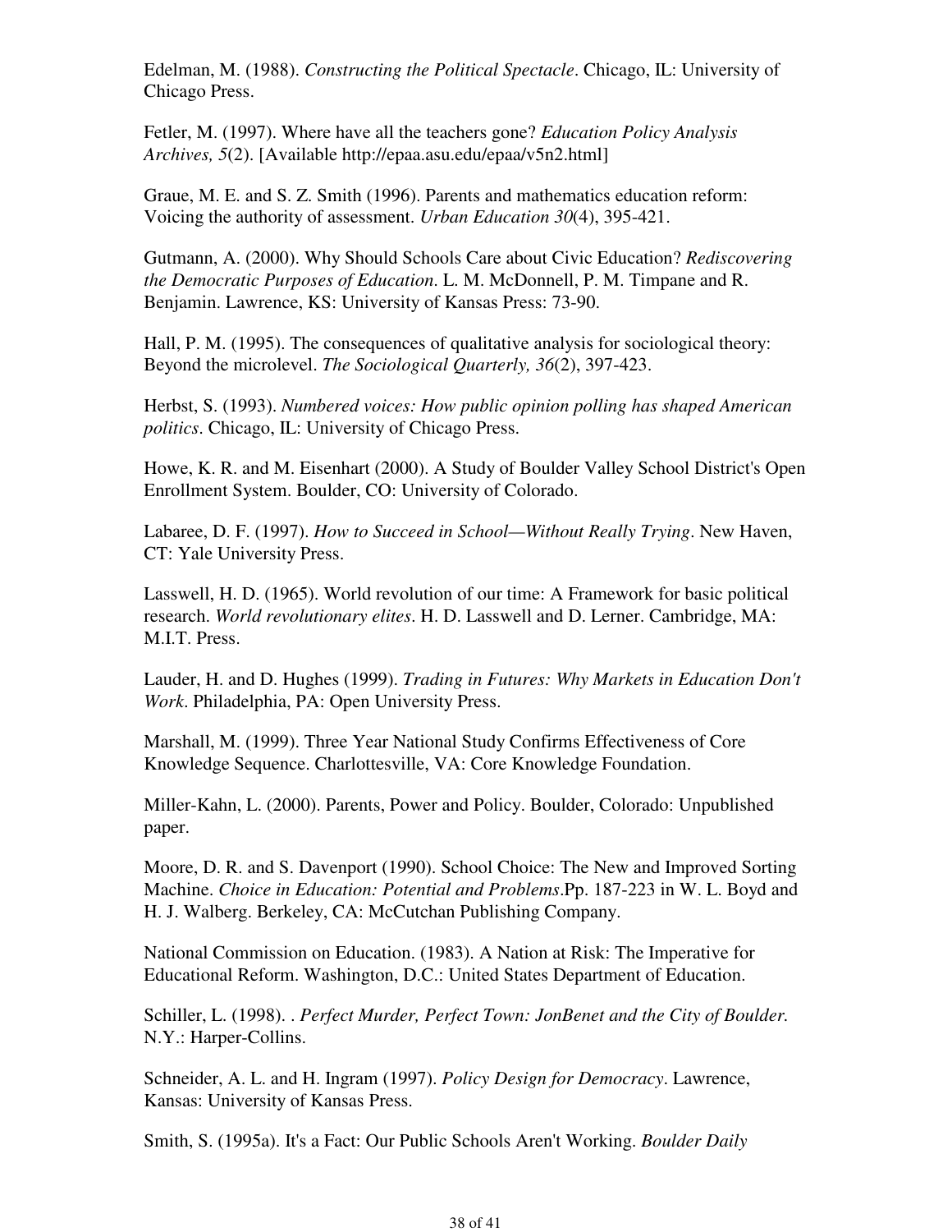Edelman, M. (1988). *Constructing the Political Spectacle*. Chicago, IL: University of Chicago Press.

Fetler, M. (1997). Where have all the teachers gone? *Education Policy Analysis Archives, 5*(2). [Available http://epaa.asu.edu/epaa/v5n2.html]

Graue, M. E. and S. Z. Smith (1996). Parents and mathematics education reform: Voicing the authority of assessment. *Urban Education 30*(4), 395-421.

Gutmann, A. (2000). Why Should Schools Care about Civic Education? *Rediscovering the Democratic Purposes of Education*. L. M. McDonnell, P. M. Timpane and R. Benjamin. Lawrence, KS: University of Kansas Press: 73-90.

Hall, P. M. (1995). The consequences of qualitative analysis for sociological theory: Beyond the microlevel. *The Sociological Quarterly, 36*(2), 397-423.

Herbst, S. (1993). *Numbered voices: How public opinion polling has shaped American politics*. Chicago, IL: University of Chicago Press.

Howe, K. R. and M. Eisenhart (2000). A Study of Boulder Valley School District's Open Enrollment System. Boulder, CO: University of Colorado.

Labaree, D. F. (1997). *How to Succeed in School—Without Really Trying*. New Haven, CT: Yale University Press.

Lasswell, H. D. (1965). World revolution of our time: A Framework for basic political research. *World revolutionary elites*. H. D. Lasswell and D. Lerner. Cambridge, MA: M.I.T. Press.

Lauder, H. and D. Hughes (1999). *Trading in Futures: Why Markets in Education Don't Work*. Philadelphia, PA: Open University Press.

Marshall, M. (1999). Three Year National Study Confirms Effectiveness of Core Knowledge Sequence. Charlottesville, VA: Core Knowledge Foundation.

Miller-Kahn, L. (2000). Parents, Power and Policy. Boulder, Colorado: Unpublished paper.

Moore, D. R. and S. Davenport (1990). School Choice: The New and Improved Sorting Machine. *Choice in Education: Potential and Problems*.Pp. 187-223 in W. L. Boyd and H. J. Walberg. Berkeley, CA: McCutchan Publishing Company.

National Commission on Education. (1983). A Nation at Risk: The Imperative for Educational Reform. Washington, D.C.: United States Department of Education.

Schiller, L. (1998). . *Perfect Murder, Perfect Town: JonBenet and the City of Boulder.* N.Y.: Harper-Collins.

Schneider, A. L. and H. Ingram (1997). *Policy Design for Democracy*. Lawrence, Kansas: University of Kansas Press.

Smith, S. (1995a). It's a Fact: Our Public Schools Aren't Working. *Boulder Daily*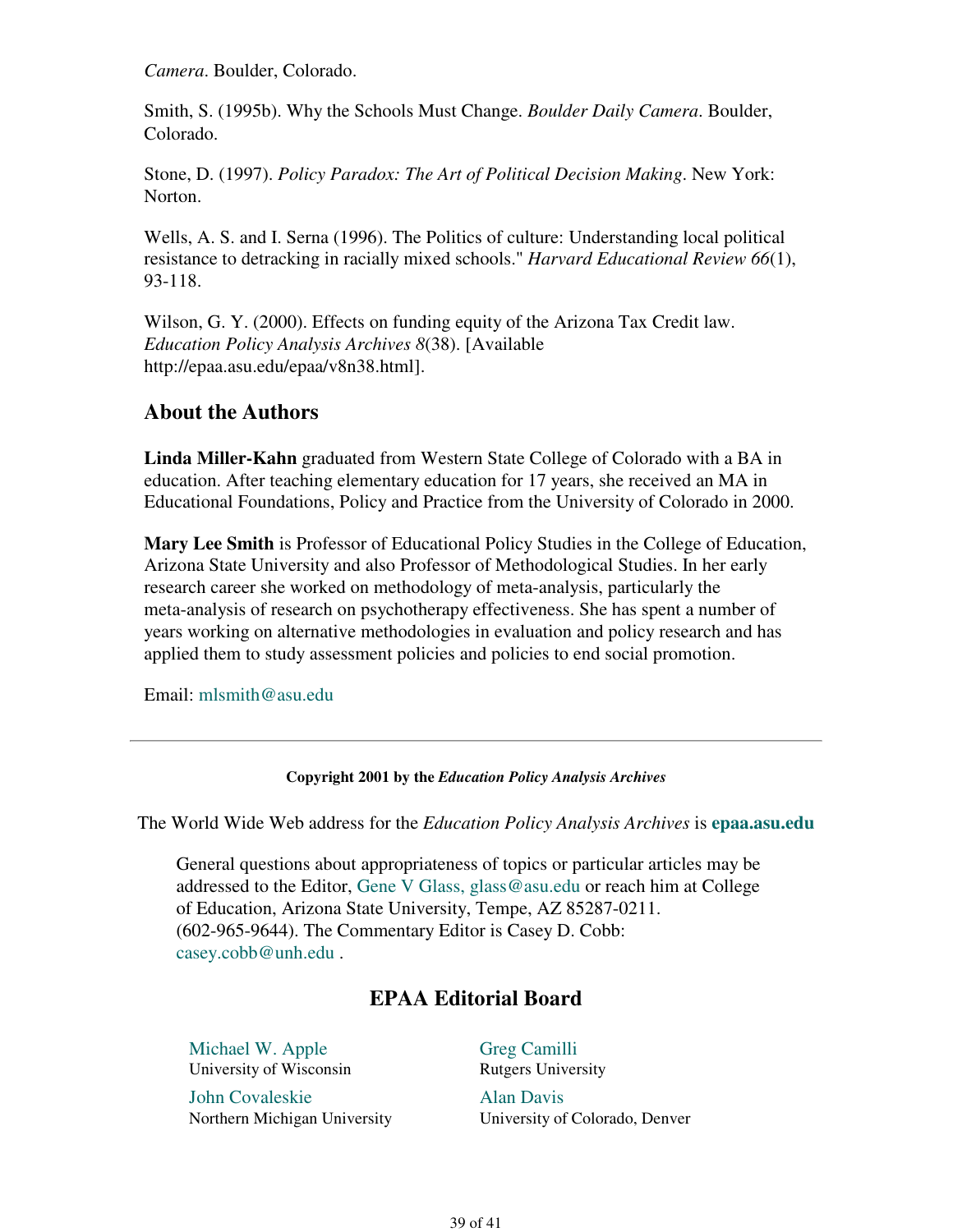*Camera*. Boulder, Colorado.

Smith, S. (1995b). Why the Schools Must Change. *Boulder Daily Camera*. Boulder, Colorado.

Stone, D. (1997). *Policy Paradox: The Art of Political Decision Making*. New York: Norton.

Wells, A. S. and I. Serna (1996). The Politics of culture: Understanding local political resistance to detracking in racially mixed schools." *Harvard Educational Review 66*(1), 93-118.

Wilson, G. Y. (2000). Effects on funding equity of the Arizona Tax Credit law. *Education Policy Analysis Archives 8*(38). [Available http://epaa.asu.edu/epaa/v8n38.html].

## About the Authors

**Linda Miller-Kahn** graduated from Western State College of Colorado with a BA in education. After teaching elementary education for 17 years, she received an MA in Educational Foundations, Policy and Practice from the University of Colorado in 2000.

**Mary Lee Smith** is Professor of Educational Policy Studies in the College of Education, Arizona State University and also Professor of Methodological Studies. In her early research career she worked on methodology of meta-analysis, particularly the meta-analysis of research on psychotherapy effectiveness. She has spent a number of years working on alternative methodologies in evaluation and policy research and has applied them to study assessment policies and policies to end social promotion.

Email: mlsmith@asu.edu

---

**Copyright 2001 by the *Education Policy Analysis Archives***

The World Wide Web address for the *Education Policy Analysis Archives* is **epaa.asu.edu**

General questions about appropriateness of topics or particular articles may be addressed to the Editor, Gene V Glass, glass@asu.edu or reach him at College of Education, Arizona State University, Tempe, AZ 85287-0211. (602-965-9644). The Commentary Editor is Casey D. Cobb: casey.cobb@unh.edu .

## EPAA Editorial Board

Michael W. Apple
University of Wisconsin

Greg Camilli
Rutgers University

John Covaleskie
Northern Michigan University

Alan Davis
University of Colorado, Denver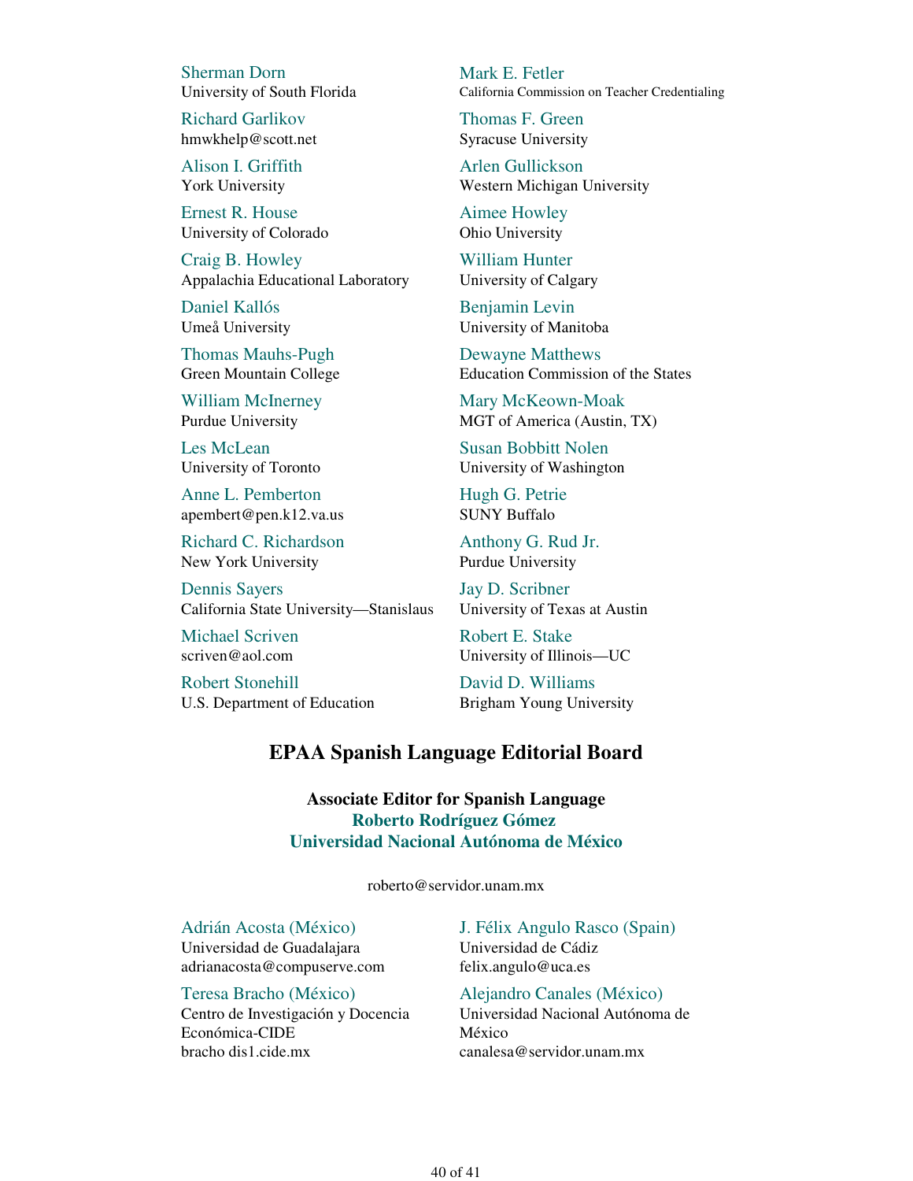Sherman Dorn
University of South Florida

Mark E. Fetler
California Commission on Teacher Credentialing

Richard Garlikov
hmwkhelp@scott.net

Thomas F. Green
Syracuse University

Alison I. Griffith
York University

Arlen Gullickson
Western Michigan University

Ernest R. House
University of Colorado

Aimee Howley
Ohio University

Craig B. Howley
Appalachia Educational Laboratory

William Hunter
University of Calgary

Daniel Kallós
Umeå University

Benjamin Levin
University of Manitoba

Thomas Mauhs-Pugh
Green Mountain College

Dewayne Matthews
Education Commission of the States

William McInerney
Purdue University

Mary McKeown-Moak
MGT of America (Austin, TX)

Les McLean
University of Toronto

Susan Bobbitt Nolen
University of Washington

Anne L. Pemberton
apembert@pen.k12.va.us

Hugh G. Petrie
SUNY Buffalo

Richard C. Richardson
New York University

Anthony G. Rud Jr.
Purdue University

Dennis Sayers
California State University—Stanislaus

Jay D. Scribner
University of Texas at Austin

Michael Scriven
scriven@aol.com

Robert E. Stake
University of Illinois—UC

Robert Stonehill
U.S. Department of Education

David D. Williams
Brigham Young University

## EPAA Spanish Language Editorial Board

**Associate Editor for Spanish Language**
**Roberto Rodríguez Gómez**
**Universidad Nacional Autónoma de México**

roberto@servidor.unam.mx

Adrián Acosta (México)
Universidad de Guadalajara
adrianacosta@compuserve.com

J. Félix Angulo Rasco (Spain)
Universidad de Cádiz
felix.angulo@uca.es

Teresa Bracho (México)
Centro de Investigación y Docencia Económica-CIDE
bracho dis1.cide.mx

Alejandro Canales (México)
Universidad Nacional Autónoma de México
canalesa@servidor.unam.mx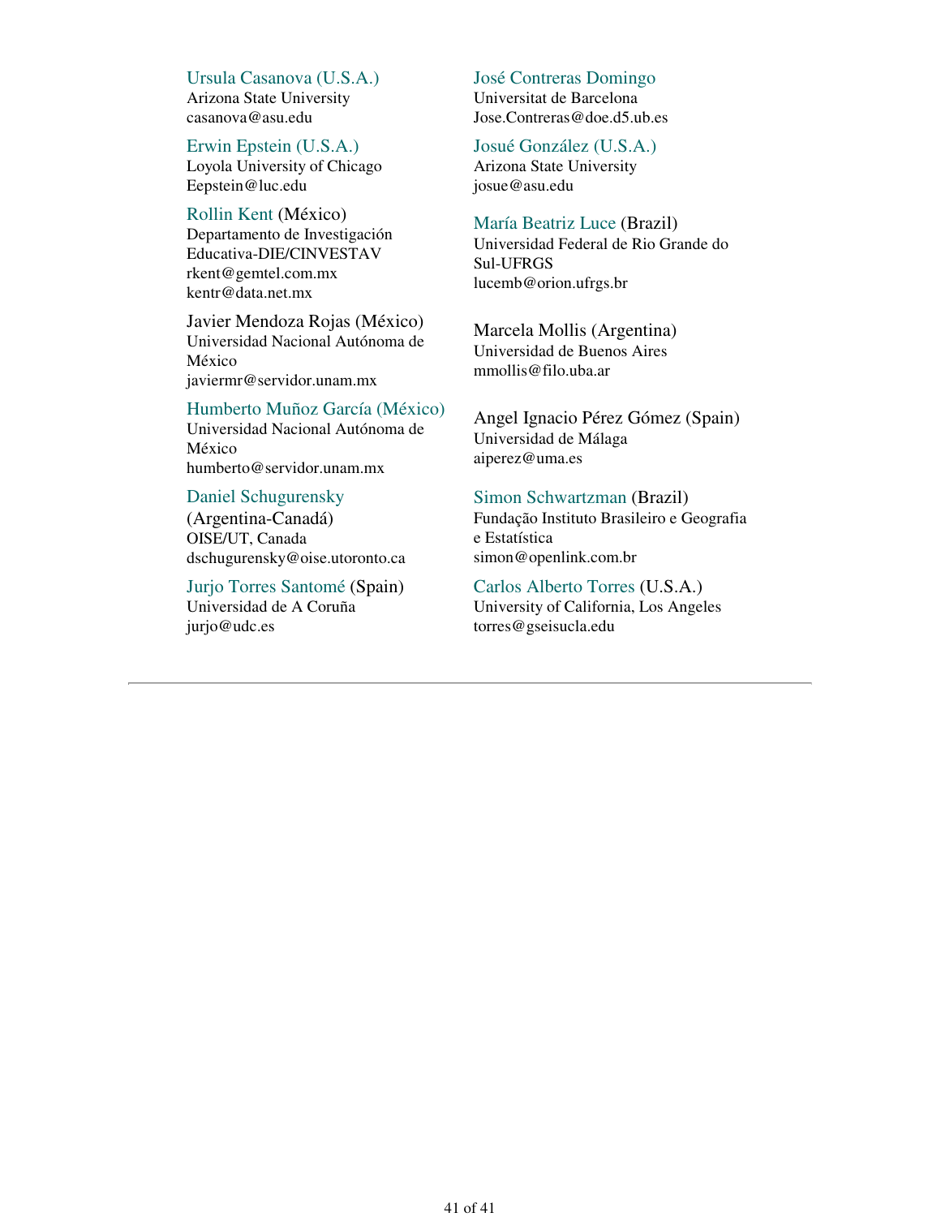Ursula Casanova (U.S.A.)
Arizona State University
casanova@asu.edu

José Contreras Domingo
Universitat de Barcelona
Jose.Contreras@doe.d5.ub.es

Erwin Epstein (U.S.A.)
Loyola University of Chicago
Eepstein@luc.edu

Josué González (U.S.A.)
Arizona State University
josue@asu.edu

Rollin Kent (México)
Departamento de Investigación Educativa-DIE/CINVESTAV
rkent@gemtel.com.mx
kentr@data.net.mx

María Beatriz Luce (Brazil)
Universidad Federal de Rio Grande do Sul-UFRGS
lucemb@orion.ufrgs.br

Javier Mendoza Rojas (México)
Universidad Nacional Autónoma de México
javiermr@servidor.unam.mx

Marcela Mollis (Argentina)
Universidad de Buenos Aires
mmollis@filo.uba.ar

Humberto Muñoz García (México)
Universidad Nacional Autónoma de México
humberto@servidor.unam.mx

Angel Ignacio Pérez Gómez (Spain)
Universidad de Málaga
aiperez@uma.es

Daniel Schugurensky (Argentina-Canadá)
OISE/UT, Canada
dschugurensky@oise.utoronto.ca

Simon Schwartzman (Brazil)
Fundação Instituto Brasileiro e Geografia e Estatística
simon@openlink.com.br

Jurjo Torres Santomé (Spain)
Universidad de A Coruña
jurjo@udc.es

Carlos Alberto Torres (U.S.A.)
University of California, Los Angeles
torres@gseisucla.edu